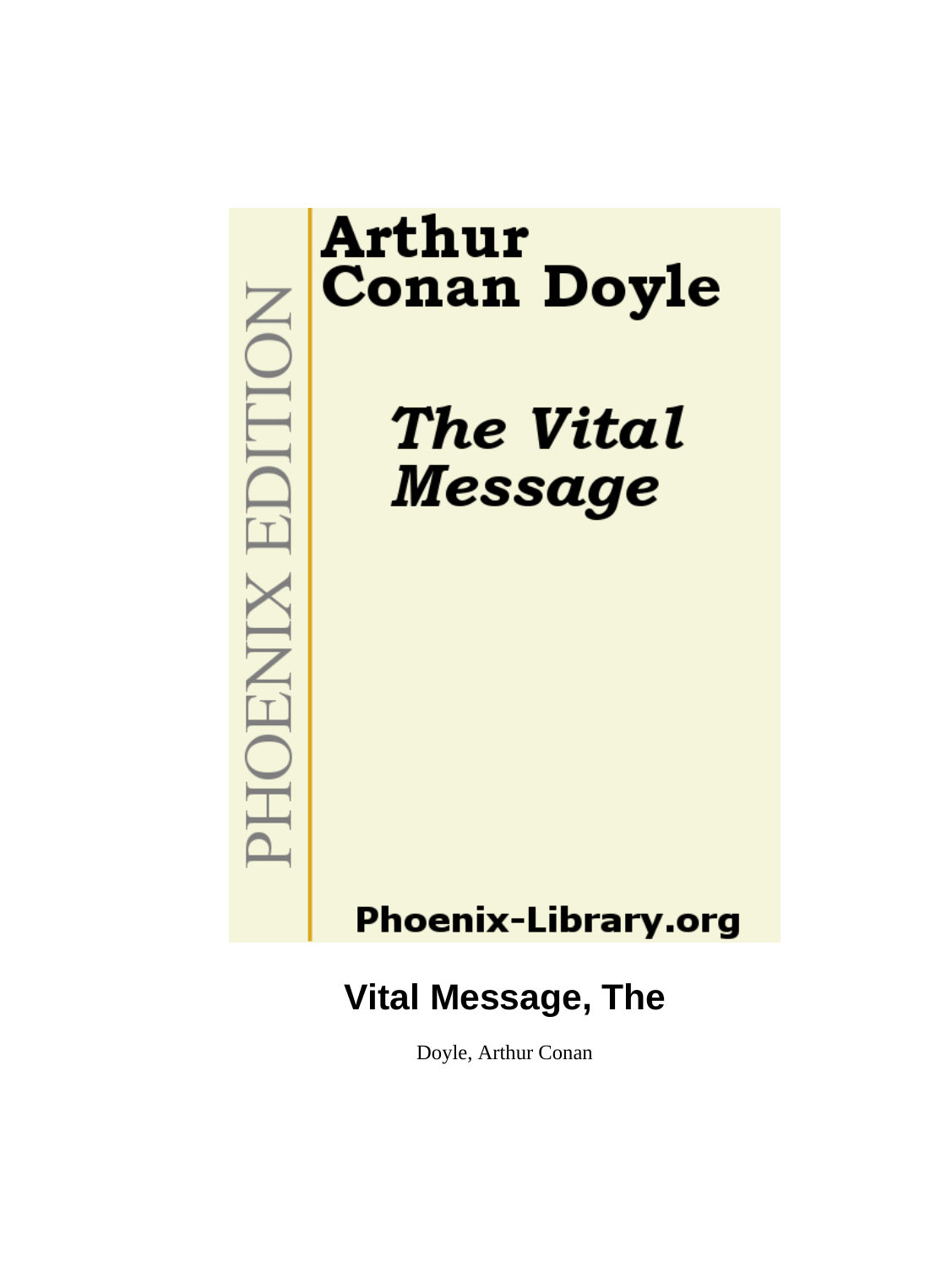Arthur Conan Doyle

*The Vital Message*

PHOENIX EDITION

Phoenix-Library.org

# Vital Message, The

Doyle, Arthur Conan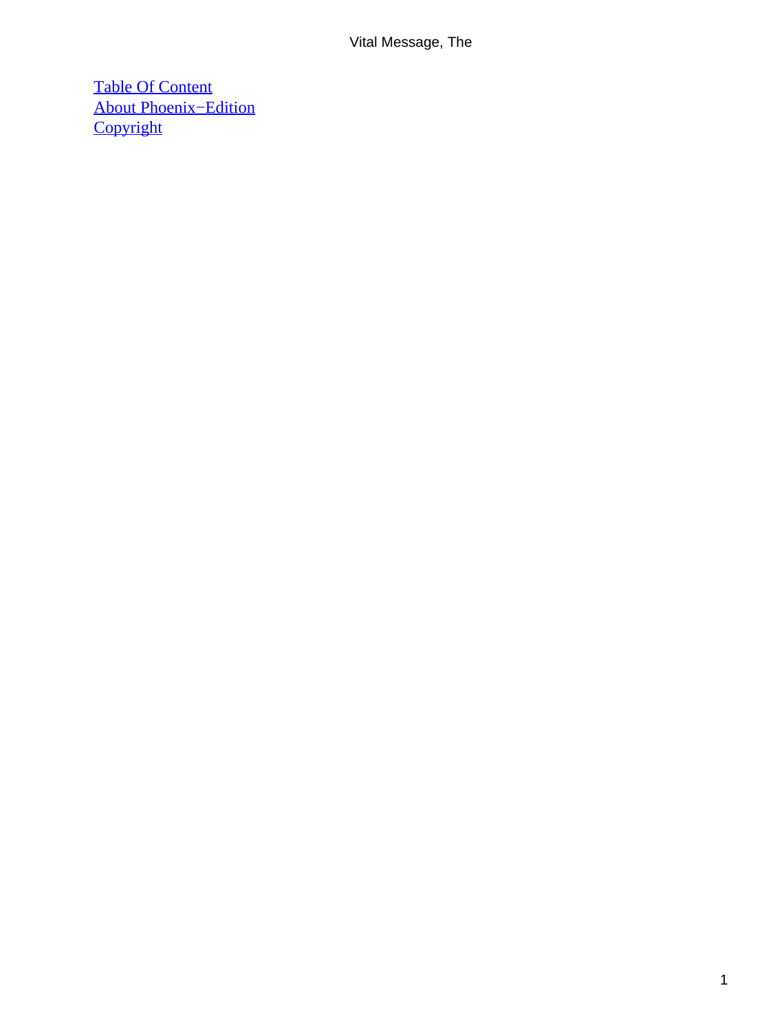[Table Of Content](#)
[About Phoenix−Edition](#)
[Copyright](#)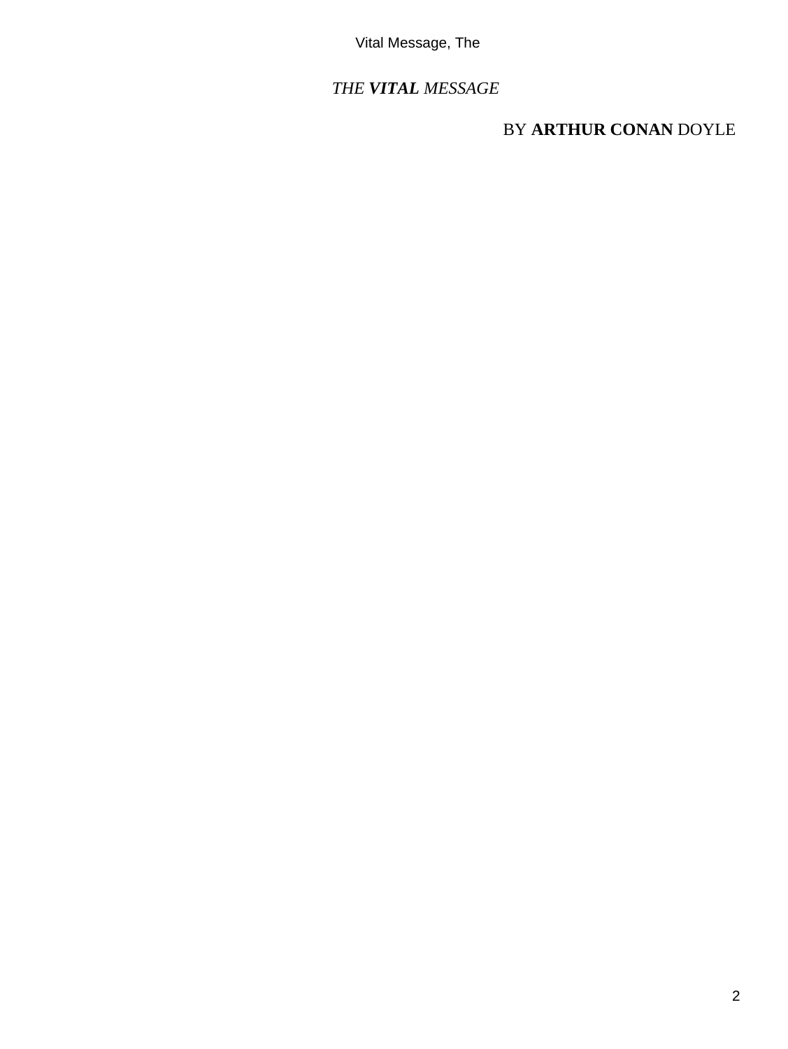*THE **VITAL** MESSAGE*

BY **ARTHUR CONAN** DOYLE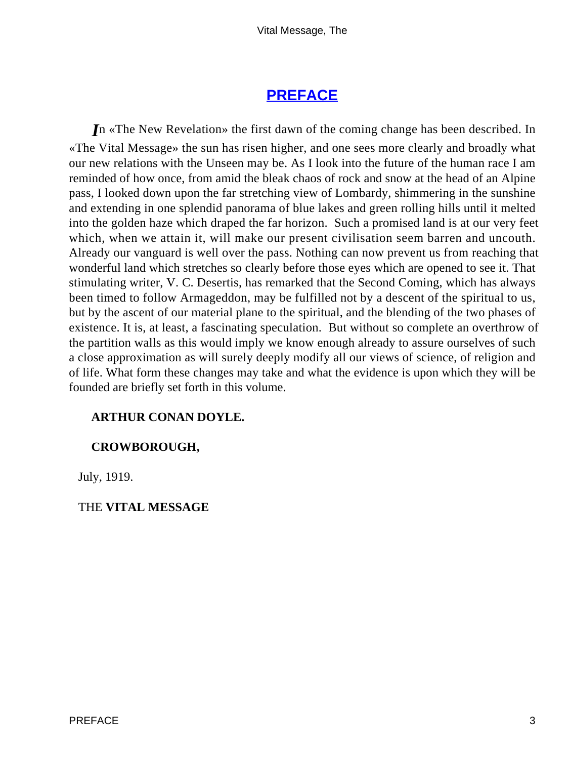## PREFACE

*I*n «The New Revelation» the first dawn of the coming change has been described. In «The Vital Message» the sun has risen higher, and one sees more clearly and broadly what our new relations with the Unseen may be. As I look into the future of the human race I am reminded of how once, from amid the bleak chaos of rock and snow at the head of an Alpine pass, I looked down upon the far stretching view of Lombardy, shimmering in the sunshine and extending in one splendid panorama of blue lakes and green rolling hills until it melted into the golden haze which draped the far horizon. Such a promised land is at our very feet which, when we attain it, will make our present civilisation seem barren and uncouth. Already our vanguard is well over the pass. Nothing can now prevent us from reaching that wonderful land which stretches so clearly before those eyes which are opened to see it. That stimulating writer, V. C. Desertis, has remarked that the Second Coming, which has always been timed to follow Armageddon, may be fulfilled not by a descent of the spiritual to us, but by the ascent of our material plane to the spiritual, and the blending of the two phases of existence. It is, at least, a fascinating speculation. But without so complete an overthrow of the partition walls as this would imply we know enough already to assure ourselves of such a close approximation as will surely deeply modify all our views of science, of religion and of life. What form these changes may take and what the evidence is upon which they will be founded are briefly set forth in this volume.

**ARTHUR CONAN DOYLE.**

**CROWBOROUGH,**

July, 1919.

THE **VITAL MESSAGE**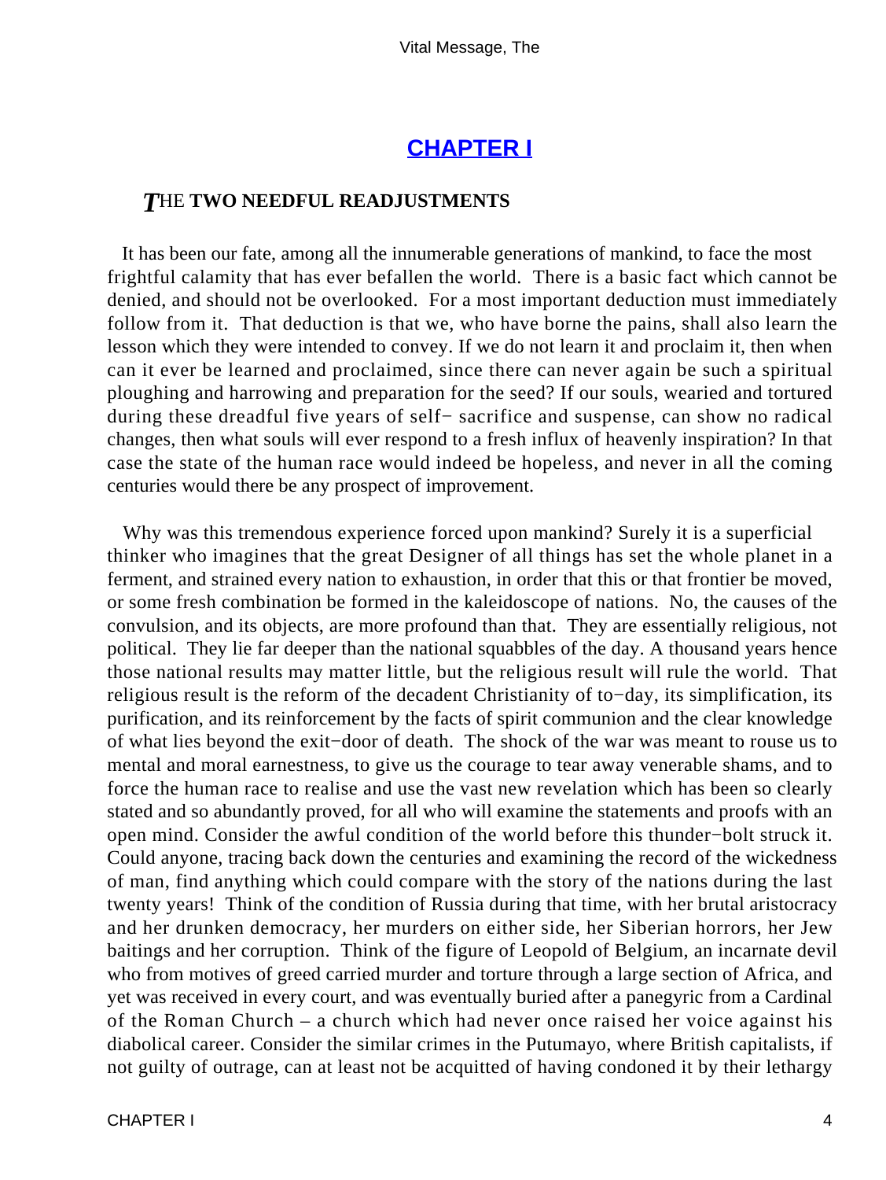# CHAPTER I

## THE TWO NEEDFUL READJUSTMENTS

It has been our fate, among all the innumerable generations of mankind, to face the most frightful calamity that has ever befallen the world. There is a basic fact which cannot be denied, and should not be overlooked. For a most important deduction must immediately follow from it. That deduction is that we, who have borne the pains, shall also learn the lesson which they were intended to convey. If we do not learn it and proclaim it, then when can it ever be learned and proclaimed, since there can never again be such a spiritual ploughing and harrowing and preparation for the seed? If our souls, wearied and tortured during these dreadful five years of self− sacrifice and suspense, can show no radical changes, then what souls will ever respond to a fresh influx of heavenly inspiration? In that case the state of the human race would indeed be hopeless, and never in all the coming centuries would there be any prospect of improvement.

Why was this tremendous experience forced upon mankind? Surely it is a superficial thinker who imagines that the great Designer of all things has set the whole planet in a ferment, and strained every nation to exhaustion, in order that this or that frontier be moved, or some fresh combination be formed in the kaleidoscope of nations. No, the causes of the convulsion, and its objects, are more profound than that. They are essentially religious, not political. They lie far deeper than the national squabbles of the day. A thousand years hence those national results may matter little, but the religious result will rule the world. That religious result is the reform of the decadent Christianity of to−day, its simplification, its purification, and its reinforcement by the facts of spirit communion and the clear knowledge of what lies beyond the exit−door of death. The shock of the war was meant to rouse us to mental and moral earnestness, to give us the courage to tear away venerable shams, and to force the human race to realise and use the vast new revelation which has been so clearly stated and so abundantly proved, for all who will examine the statements and proofs with an open mind. Consider the awful condition of the world before this thunder−bolt struck it. Could anyone, tracing back down the centuries and examining the record of the wickedness of man, find anything which could compare with the story of the nations during the last twenty years! Think of the condition of Russia during that time, with her brutal aristocracy and her drunken democracy, her murders on either side, her Siberian horrors, her Jew baitings and her corruption. Think of the figure of Leopold of Belgium, an incarnate devil who from motives of greed carried murder and torture through a large section of Africa, and yet was received in every court, and was eventually buried after a panegyric from a Cardinal of the Roman Church – a church which had never once raised her voice against his diabolical career. Consider the similar crimes in the Putumayo, where British capitalists, if not guilty of outrage, can at least not be acquitted of having condoned it by their lethargy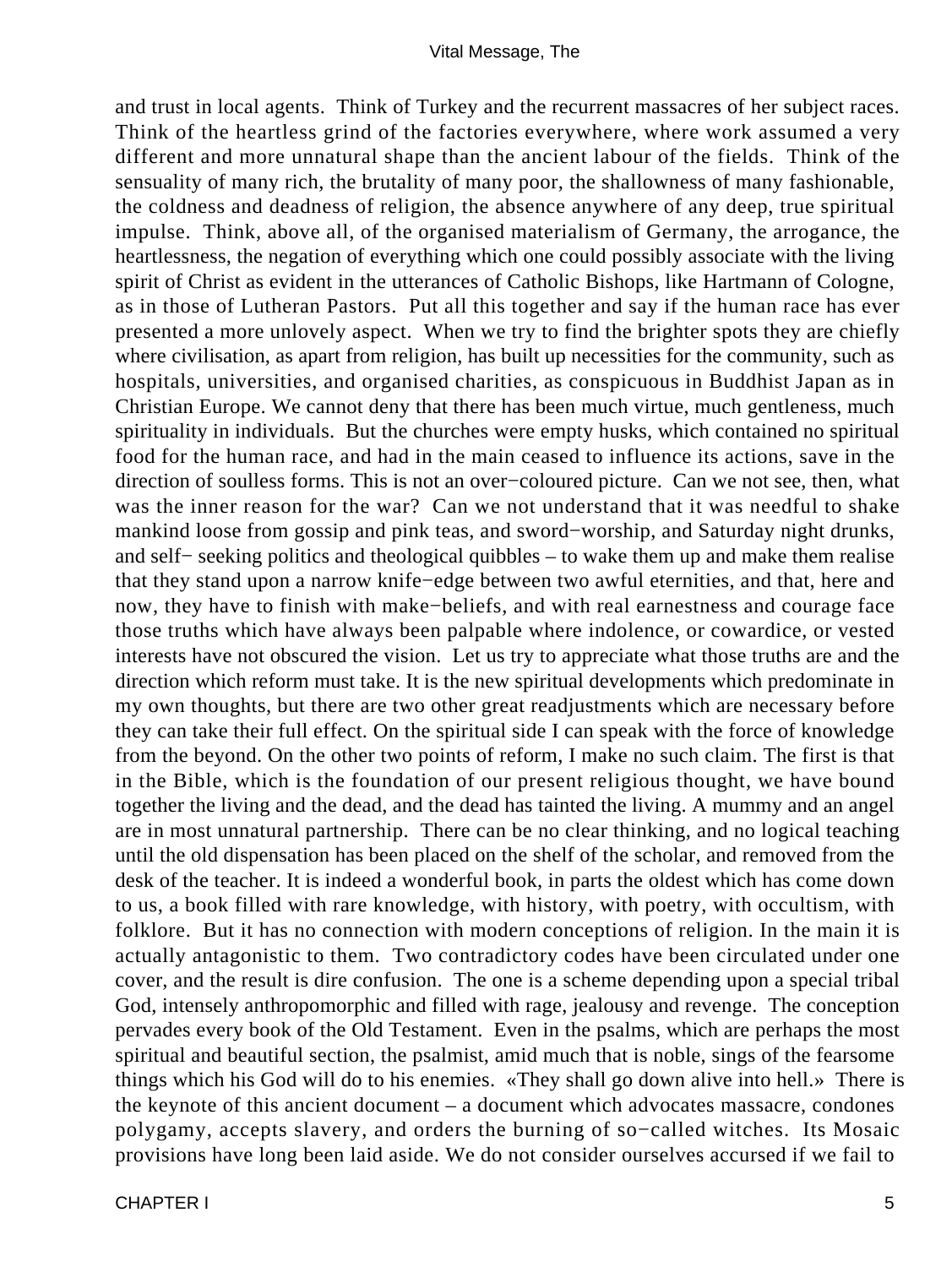and trust in local agents. Think of Turkey and the recurrent massacres of her subject races. Think of the heartless grind of the factories everywhere, where work assumed a very different and more unnatural shape than the ancient labour of the fields. Think of the sensuality of many rich, the brutality of many poor, the shallowness of many fashionable, the coldness and deadness of religion, the absence anywhere of any deep, true spiritual impulse. Think, above all, of the organised materialism of Germany, the arrogance, the heartlessness, the negation of everything which one could possibly associate with the living spirit of Christ as evident in the utterances of Catholic Bishops, like Hartmann of Cologne, as in those of Lutheran Pastors. Put all this together and say if the human race has ever presented a more unlovely aspect. When we try to find the brighter spots they are chiefly where civilisation, as apart from religion, has built up necessities for the community, such as hospitals, universities, and organised charities, as conspicuous in Buddhist Japan as in Christian Europe. We cannot deny that there has been much virtue, much gentleness, much spirituality in individuals. But the churches were empty husks, which contained no spiritual food for the human race, and had in the main ceased to influence its actions, save in the direction of soulless forms. This is not an over−coloured picture. Can we not see, then, what was the inner reason for the war? Can we not understand that it was needful to shake mankind loose from gossip and pink teas, and sword−worship, and Saturday night drunks, and self− seeking politics and theological quibbles – to wake them up and make them realise that they stand upon a narrow knife−edge between two awful eternities, and that, here and now, they have to finish with make−beliefs, and with real earnestness and courage face those truths which have always been palpable where indolence, or cowardice, or vested interests have not obscured the vision. Let us try to appreciate what those truths are and the direction which reform must take. It is the new spiritual developments which predominate in my own thoughts, but there are two other great readjustments which are necessary before they can take their full effect. On the spiritual side I can speak with the force of knowledge from the beyond. On the other two points of reform, I make no such claim. The first is that in the Bible, which is the foundation of our present religious thought, we have bound together the living and the dead, and the dead has tainted the living. A mummy and an angel are in most unnatural partnership. There can be no clear thinking, and no logical teaching until the old dispensation has been placed on the shelf of the scholar, and removed from the desk of the teacher. It is indeed a wonderful book, in parts the oldest which has come down to us, a book filled with rare knowledge, with history, with poetry, with occultism, with folklore. But it has no connection with modern conceptions of religion. In the main it is actually antagonistic to them. Two contradictory codes have been circulated under one cover, and the result is dire confusion. The one is a scheme depending upon a special tribal God, intensely anthropomorphic and filled with rage, jealousy and revenge. The conception pervades every book of the Old Testament. Even in the psalms, which are perhaps the most spiritual and beautiful section, the psalmist, amid much that is noble, sings of the fearsome things which his God will do to his enemies. «They shall go down alive into hell.» There is the keynote of this ancient document – a document which advocates massacre, condones polygamy, accepts slavery, and orders the burning of so−called witches. Its Mosaic provisions have long been laid aside. We do not consider ourselves accursed if we fail to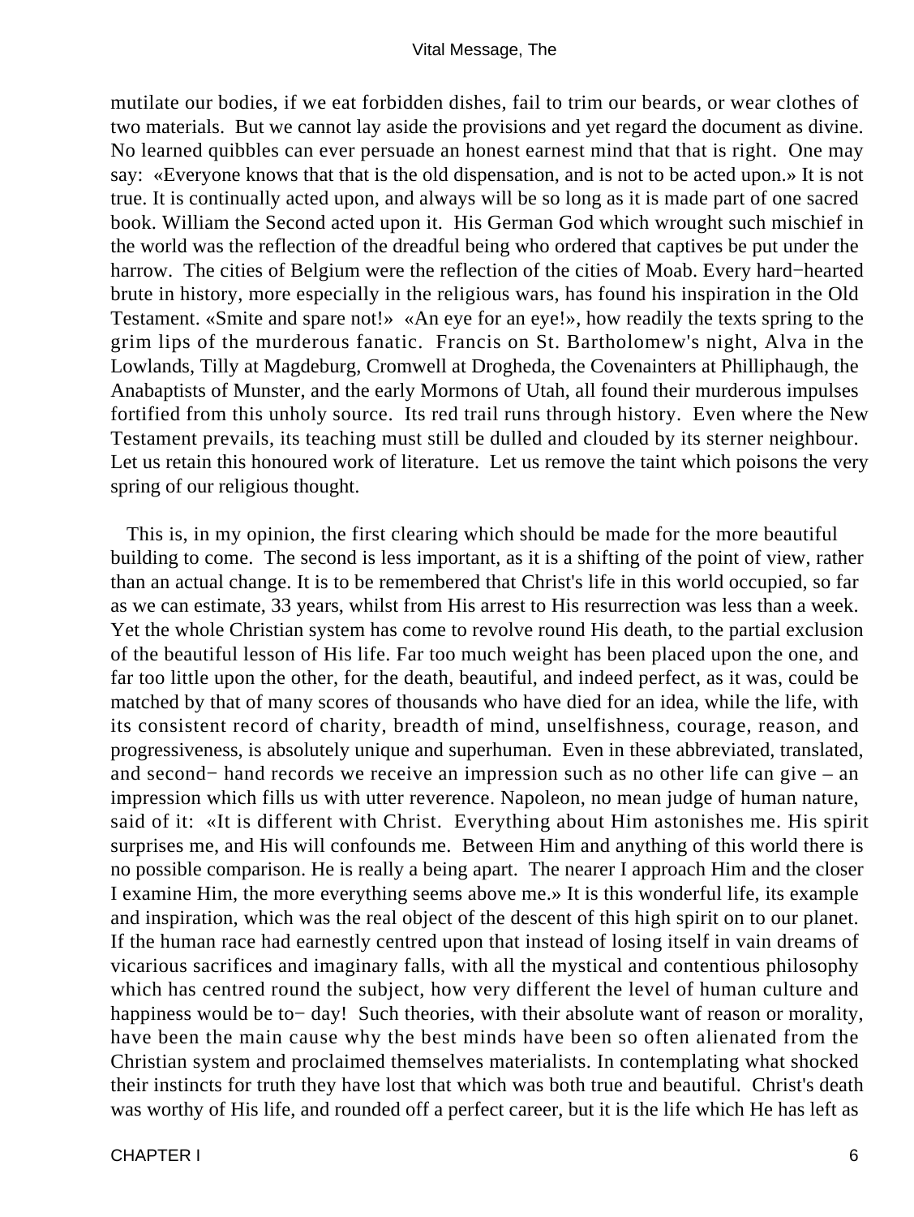mutilate our bodies, if we eat forbidden dishes, fail to trim our beards, or wear clothes of two materials. But we cannot lay aside the provisions and yet regard the document as divine. No learned quibbles can ever persuade an honest earnest mind that that is right. One may say: «Everyone knows that that is the old dispensation, and is not to be acted upon.» It is not true. It is continually acted upon, and always will be so long as it is made part of one sacred book. William the Second acted upon it. His German God which wrought such mischief in the world was the reflection of the dreadful being who ordered that captives be put under the harrow. The cities of Belgium were the reflection of the cities of Moab. Every hard−hearted brute in history, more especially in the religious wars, has found his inspiration in the Old Testament. «Smite and spare not!» «An eye for an eye!», how readily the texts spring to the grim lips of the murderous fanatic. Francis on St. Bartholomew's night, Alva in the Lowlands, Tilly at Magdeburg, Cromwell at Drogheda, the Covenainters at Philliphaugh, the Anabaptists of Munster, and the early Mormons of Utah, all found their murderous impulses fortified from this unholy source. Its red trail runs through history. Even where the New Testament prevails, its teaching must still be dulled and clouded by its sterner neighbour. Let us retain this honoured work of literature. Let us remove the taint which poisons the very spring of our religious thought.

This is, in my opinion, the first clearing which should be made for the more beautiful building to come. The second is less important, as it is a shifting of the point of view, rather than an actual change. It is to be remembered that Christ's life in this world occupied, so far as we can estimate, 33 years, whilst from His arrest to His resurrection was less than a week. Yet the whole Christian system has come to revolve round His death, to the partial exclusion of the beautiful lesson of His life. Far too much weight has been placed upon the one, and far too little upon the other, for the death, beautiful, and indeed perfect, as it was, could be matched by that of many scores of thousands who have died for an idea, while the life, with its consistent record of charity, breadth of mind, unselfishness, courage, reason, and progressiveness, is absolutely unique and superhuman. Even in these abbreviated, translated, and second− hand records we receive an impression such as no other life can give – an impression which fills us with utter reverence. Napoleon, no mean judge of human nature, said of it: «It is different with Christ. Everything about Him astonishes me. His spirit surprises me, and His will confounds me. Between Him and anything of this world there is no possible comparison. He is really a being apart. The nearer I approach Him and the closer I examine Him, the more everything seems above me.» It is this wonderful life, its example and inspiration, which was the real object of the descent of this high spirit on to our planet. If the human race had earnestly centred upon that instead of losing itself in vain dreams of vicarious sacrifices and imaginary falls, with all the mystical and contentious philosophy which has centred round the subject, how very different the level of human culture and happiness would be to− day! Such theories, with their absolute want of reason or morality, have been the main cause why the best minds have been so often alienated from the Christian system and proclaimed themselves materialists. In contemplating what shocked their instincts for truth they have lost that which was both true and beautiful. Christ's death was worthy of His life, and rounded off a perfect career, but it is the life which He has left as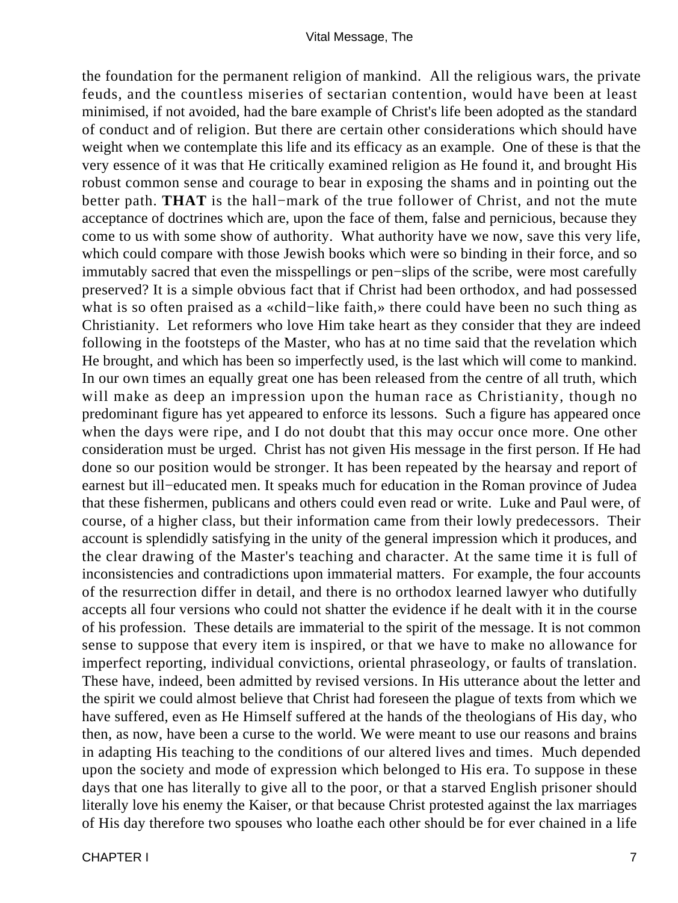the foundation for the permanent religion of mankind. All the religious wars, the private feuds, and the countless miseries of sectarian contention, would have been at least minimised, if not avoided, had the bare example of Christ's life been adopted as the standard of conduct and of religion. But there are certain other considerations which should have weight when we contemplate this life and its efficacy as an example. One of these is that the very essence of it was that He critically examined religion as He found it, and brought His robust common sense and courage to bear in exposing the shams and in pointing out the better path. **THAT** is the hall−mark of the true follower of Christ, and not the mute acceptance of doctrines which are, upon the face of them, false and pernicious, because they come to us with some show of authority. What authority have we now, save this very life, which could compare with those Jewish books which were so binding in their force, and so immutably sacred that even the misspellings or pen−slips of the scribe, were most carefully preserved? It is a simple obvious fact that if Christ had been orthodox, and had possessed what is so often praised as a «child−like faith,» there could have been no such thing as Christianity. Let reformers who love Him take heart as they consider that they are indeed following in the footsteps of the Master, who has at no time said that the revelation which He brought, and which has been so imperfectly used, is the last which will come to mankind. In our own times an equally great one has been released from the centre of all truth, which will make as deep an impression upon the human race as Christianity, though no predominant figure has yet appeared to enforce its lessons. Such a figure has appeared once when the days were ripe, and I do not doubt that this may occur once more. One other consideration must be urged. Christ has not given His message in the first person. If He had done so our position would be stronger. It has been repeated by the hearsay and report of earnest but ill−educated men. It speaks much for education in the Roman province of Judea that these fishermen, publicans and others could even read or write. Luke and Paul were, of course, of a higher class, but their information came from their lowly predecessors. Their account is splendidly satisfying in the unity of the general impression which it produces, and the clear drawing of the Master's teaching and character. At the same time it is full of inconsistencies and contradictions upon immaterial matters. For example, the four accounts of the resurrection differ in detail, and there is no orthodox learned lawyer who dutifully accepts all four versions who could not shatter the evidence if he dealt with it in the course of his profession. These details are immaterial to the spirit of the message. It is not common sense to suppose that every item is inspired, or that we have to make no allowance for imperfect reporting, individual convictions, oriental phraseology, or faults of translation. These have, indeed, been admitted by revised versions. In His utterance about the letter and the spirit we could almost believe that Christ had foreseen the plague of texts from which we have suffered, even as He Himself suffered at the hands of the theologians of His day, who then, as now, have been a curse to the world. We were meant to use our reasons and brains in adapting His teaching to the conditions of our altered lives and times. Much depended upon the society and mode of expression which belonged to His era. To suppose in these days that one has literally to give all to the poor, or that a starved English prisoner should literally love his enemy the Kaiser, or that because Christ protested against the lax marriages of His day therefore two spouses who loathe each other should be for ever chained in a life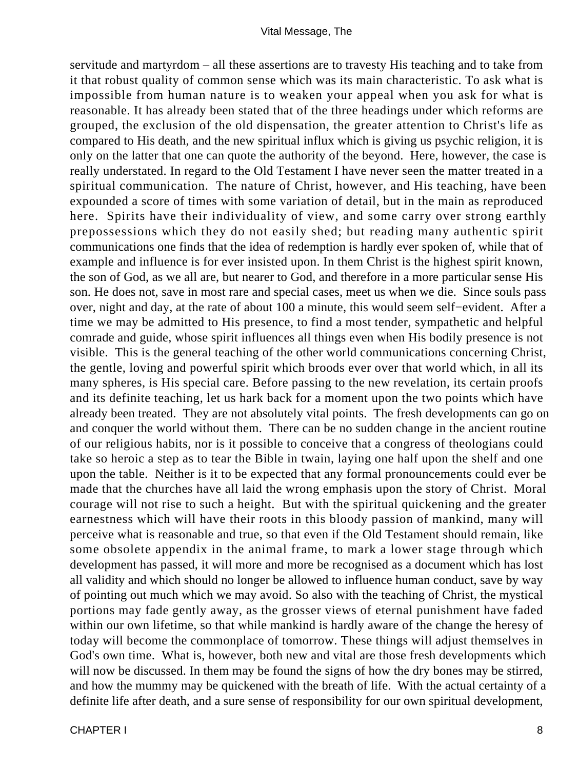servitude and martyrdom – all these assertions are to travesty His teaching and to take from it that robust quality of common sense which was its main characteristic. To ask what is impossible from human nature is to weaken your appeal when you ask for what is reasonable. It has already been stated that of the three headings under which reforms are grouped, the exclusion of the old dispensation, the greater attention to Christ's life as compared to His death, and the new spiritual influx which is giving us psychic religion, it is only on the latter that one can quote the authority of the beyond. Here, however, the case is really understated. In regard to the Old Testament I have never seen the matter treated in a spiritual communication. The nature of Christ, however, and His teaching, have been expounded a score of times with some variation of detail, but in the main as reproduced here. Spirits have their individuality of view, and some carry over strong earthly prepossessions which they do not easily shed; but reading many authentic spirit communications one finds that the idea of redemption is hardly ever spoken of, while that of example and influence is for ever insisted upon. In them Christ is the highest spirit known, the son of God, as we all are, but nearer to God, and therefore in a more particular sense His son. He does not, save in most rare and special cases, meet us when we die. Since souls pass over, night and day, at the rate of about 100 a minute, this would seem self−evident. After a time we may be admitted to His presence, to find a most tender, sympathetic and helpful comrade and guide, whose spirit influences all things even when His bodily presence is not visible. This is the general teaching of the other world communications concerning Christ, the gentle, loving and powerful spirit which broods ever over that world which, in all its many spheres, is His special care. Before passing to the new revelation, its certain proofs and its definite teaching, let us hark back for a moment upon the two points which have already been treated. They are not absolutely vital points. The fresh developments can go on and conquer the world without them. There can be no sudden change in the ancient routine of our religious habits, nor is it possible to conceive that a congress of theologians could take so heroic a step as to tear the Bible in twain, laying one half upon the shelf and one upon the table. Neither is it to be expected that any formal pronouncements could ever be made that the churches have all laid the wrong emphasis upon the story of Christ. Moral courage will not rise to such a height. But with the spiritual quickening and the greater earnestness which will have their roots in this bloody passion of mankind, many will perceive what is reasonable and true, so that even if the Old Testament should remain, like some obsolete appendix in the animal frame, to mark a lower stage through which development has passed, it will more and more be recognised as a document which has lost all validity and which should no longer be allowed to influence human conduct, save by way of pointing out much which we may avoid. So also with the teaching of Christ, the mystical portions may fade gently away, as the grosser views of eternal punishment have faded within our own lifetime, so that while mankind is hardly aware of the change the heresy of today will become the commonplace of tomorrow. These things will adjust themselves in God's own time. What is, however, both new and vital are those fresh developments which will now be discussed. In them may be found the signs of how the dry bones may be stirred, and how the mummy may be quickened with the breath of life. With the actual certainty of a definite life after death, and a sure sense of responsibility for our own spiritual development,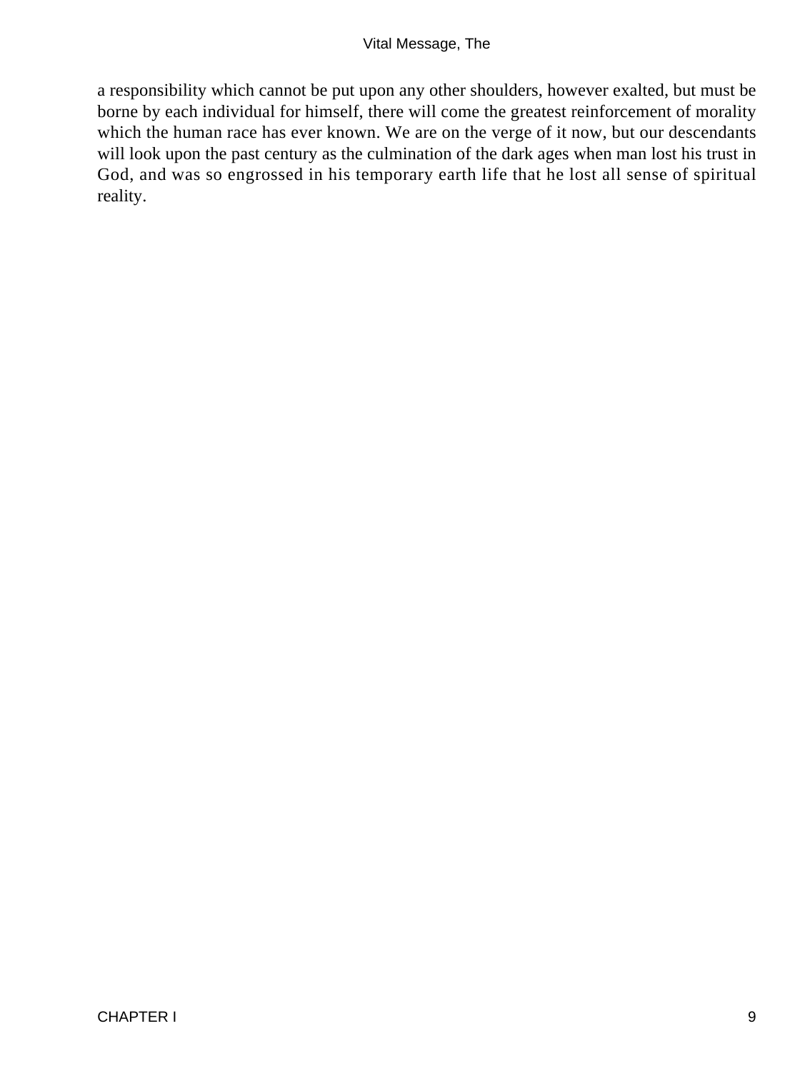a responsibility which cannot be put upon any other shoulders, however exalted, but must be borne by each individual for himself, there will come the greatest reinforcement of morality which the human race has ever known. We are on the verge of it now, but our descendants will look upon the past century as the culmination of the dark ages when man lost his trust in God, and was so engrossed in his temporary earth life that he lost all sense of spiritual reality.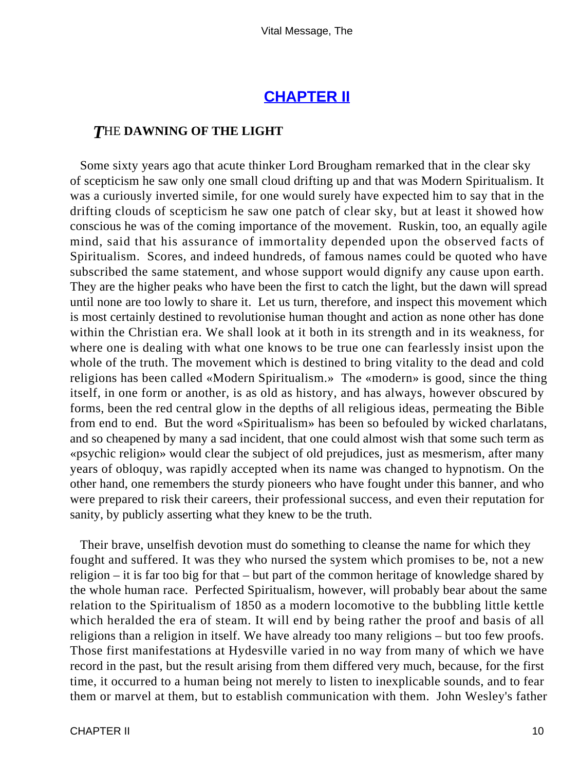## CHAPTER II

### *T*HE **DAWNING OF THE LIGHT**

Some sixty years ago that acute thinker Lord Brougham remarked that in the clear sky of scepticism he saw only one small cloud drifting up and that was Modern Spiritualism. It was a curiously inverted simile, for one would surely have expected him to say that in the drifting clouds of scepticism he saw one patch of clear sky, but at least it showed how conscious he was of the coming importance of the movement. Ruskin, too, an equally agile mind, said that his assurance of immortality depended upon the observed facts of Spiritualism. Scores, and indeed hundreds, of famous names could be quoted who have subscribed the same statement, and whose support would dignify any cause upon earth. They are the higher peaks who have been the first to catch the light, but the dawn will spread until none are too lowly to share it. Let us turn, therefore, and inspect this movement which is most certainly destined to revolutionise human thought and action as none other has done within the Christian era. We shall look at it both in its strength and in its weakness, for where one is dealing with what one knows to be true one can fearlessly insist upon the whole of the truth. The movement which is destined to bring vitality to the dead and cold religions has been called «Modern Spiritualism.» The «modern» is good, since the thing itself, in one form or another, is as old as history, and has always, however obscured by forms, been the red central glow in the depths of all religious ideas, permeating the Bible from end to end. But the word «Spiritualism» has been so befouled by wicked charlatans, and so cheapened by many a sad incident, that one could almost wish that some such term as «psychic religion» would clear the subject of old prejudices, just as mesmerism, after many years of obloquy, was rapidly accepted when its name was changed to hypnotism. On the other hand, one remembers the sturdy pioneers who have fought under this banner, and who were prepared to risk their careers, their professional success, and even their reputation for sanity, by publicly asserting what they knew to be the truth.

Their brave, unselfish devotion must do something to cleanse the name for which they fought and suffered. It was they who nursed the system which promises to be, not a new religion – it is far too big for that – but part of the common heritage of knowledge shared by the whole human race. Perfected Spiritualism, however, will probably bear about the same relation to the Spiritualism of 1850 as a modern locomotive to the bubbling little kettle which heralded the era of steam. It will end by being rather the proof and basis of all religions than a religion in itself. We have already too many religions – but too few proofs. Those first manifestations at Hydesville varied in no way from many of which we have record in the past, but the result arising from them differed very much, because, for the first time, it occurred to a human being not merely to listen to inexplicable sounds, and to fear them or marvel at them, but to establish communication with them. John Wesley's father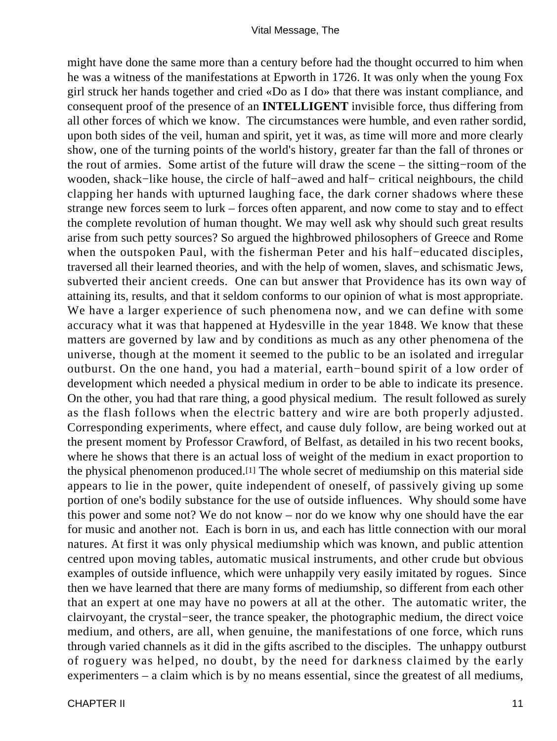might have done the same more than a century before had the thought occurred to him when he was a witness of the manifestations at Epworth in 1726. It was only when the young Fox girl struck her hands together and cried «Do as I do» that there was instant compliance, and consequent proof of the presence of an **INTELLIGENT** invisible force, thus differing from all other forces of which we know. The circumstances were humble, and even rather sordid, upon both sides of the veil, human and spirit, yet it was, as time will more and more clearly show, one of the turning points of the world's history, greater far than the fall of thrones or the rout of armies. Some artist of the future will draw the scene – the sitting−room of the wooden, shack−like house, the circle of half−awed and half− critical neighbours, the child clapping her hands with upturned laughing face, the dark corner shadows where these strange new forces seem to lurk – forces often apparent, and now come to stay and to effect the complete revolution of human thought. We may well ask why should such great results arise from such petty sources? So argued the highbrowed philosophers of Greece and Rome when the outspoken Paul, with the fisherman Peter and his half−educated disciples, traversed all their learned theories, and with the help of women, slaves, and schismatic Jews, subverted their ancient creeds. One can but answer that Providence has its own way of attaining its, results, and that it seldom conforms to our opinion of what is most appropriate. We have a larger experience of such phenomena now, and we can define with some accuracy what it was that happened at Hydesville in the year 1848. We know that these matters are governed by law and by conditions as much as any other phenomena of the universe, though at the moment it seemed to the public to be an isolated and irregular outburst. On the one hand, you had a material, earth−bound spirit of a low order of development which needed a physical medium in order to be able to indicate its presence. On the other, you had that rare thing, a good physical medium. The result followed as surely as the flash follows when the electric battery and wire are both properly adjusted. Corresponding experiments, where effect, and cause duly follow, are being worked out at the present moment by Professor Crawford, of Belfast, as detailed in his two recent books, where he shows that there is an actual loss of weight of the medium in exact proportion to the physical phenomenon produced.[1] The whole secret of mediumship on this material side appears to lie in the power, quite independent of oneself, of passively giving up some portion of one's bodily substance for the use of outside influences. Why should some have this power and some not? We do not know – nor do we know why one should have the ear for music and another not. Each is born in us, and each has little connection with our moral natures. At first it was only physical mediumship which was known, and public attention centred upon moving tables, automatic musical instruments, and other crude but obvious examples of outside influence, which were unhappily very easily imitated by rogues. Since then we have learned that there are many forms of mediumship, so different from each other that an expert at one may have no powers at all at the other. The automatic writer, the clairvoyant, the crystal−seer, the trance speaker, the photographic medium, the direct voice medium, and others, are all, when genuine, the manifestations of one force, which runs through varied channels as it did in the gifts ascribed to the disciples. The unhappy outburst of roguery was helped, no doubt, by the need for darkness claimed by the early experimenters – a claim which is by no means essential, since the greatest of all mediums,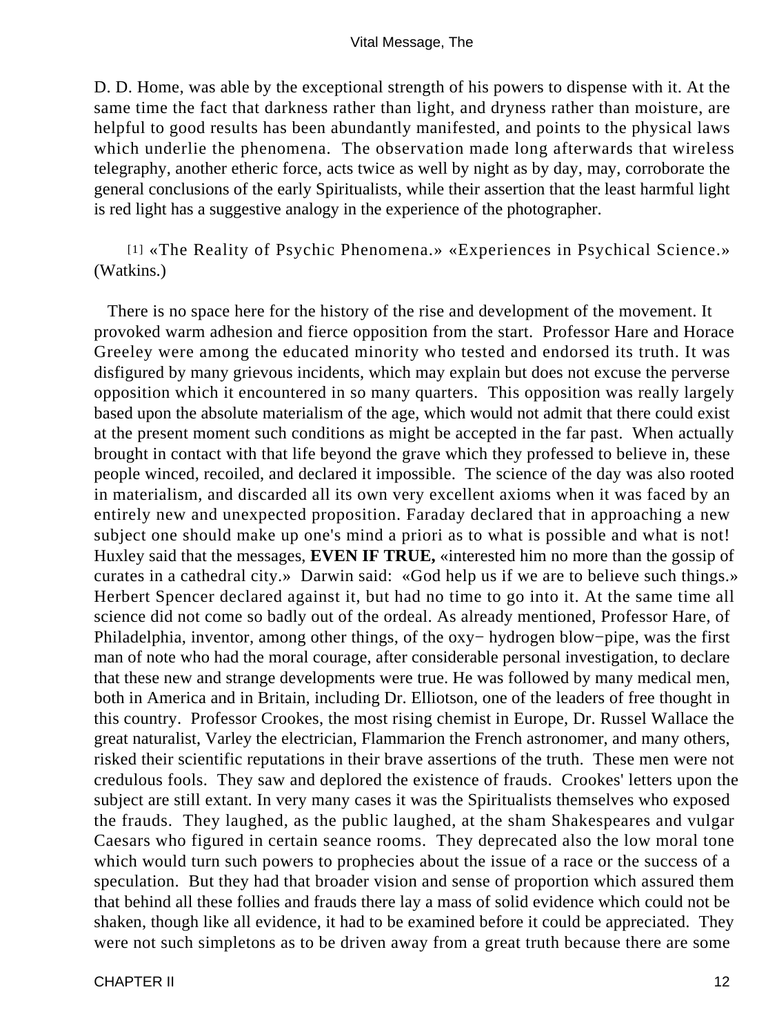D. D. Home, was able by the exceptional strength of his powers to dispense with it. At the same time the fact that darkness rather than light, and dryness rather than moisture, are helpful to good results has been abundantly manifested, and points to the physical laws which underlie the phenomena. The observation made long afterwards that wireless telegraphy, another etheric force, acts twice as well by night as by day, may, corroborate the general conclusions of the early Spiritualists, while their assertion that the least harmful light is red light has a suggestive analogy in the experience of the photographer.

[1] «The Reality of Psychic Phenomena.» «Experiences in Psychical Science.» (Watkins.)

There is no space here for the history of the rise and development of the movement. It provoked warm adhesion and fierce opposition from the start. Professor Hare and Horace Greeley were among the educated minority who tested and endorsed its truth. It was disfigured by many grievous incidents, which may explain but does not excuse the perverse opposition which it encountered in so many quarters. This opposition was really largely based upon the absolute materialism of the age, which would not admit that there could exist at the present moment such conditions as might be accepted in the far past. When actually brought in contact with that life beyond the grave which they professed to believe in, these people winced, recoiled, and declared it impossible. The science of the day was also rooted in materialism, and discarded all its own very excellent axioms when it was faced by an entirely new and unexpected proposition. Faraday declared that in approaching a new subject one should make up one's mind a priori as to what is possible and what is not! Huxley said that the messages, **EVEN IF TRUE,** «interested him no more than the gossip of curates in a cathedral city.» Darwin said: «God help us if we are to believe such things.» Herbert Spencer declared against it, but had no time to go into it. At the same time all science did not come so badly out of the ordeal. As already mentioned, Professor Hare, of Philadelphia, inventor, among other things, of the oxy− hydrogen blow−pipe, was the first man of note who had the moral courage, after considerable personal investigation, to declare that these new and strange developments were true. He was followed by many medical men, both in America and in Britain, including Dr. Elliotson, one of the leaders of free thought in this country. Professor Crookes, the most rising chemist in Europe, Dr. Russel Wallace the great naturalist, Varley the electrician, Flammarion the French astronomer, and many others, risked their scientific reputations in their brave assertions of the truth. These men were not credulous fools. They saw and deplored the existence of frauds. Crookes' letters upon the subject are still extant. In very many cases it was the Spiritualists themselves who exposed the frauds. They laughed, as the public laughed, at the sham Shakespeares and vulgar Caesars who figured in certain seance rooms. They deprecated also the low moral tone which would turn such powers to prophecies about the issue of a race or the success of a speculation. But they had that broader vision and sense of proportion which assured them that behind all these follies and frauds there lay a mass of solid evidence which could not be shaken, though like all evidence, it had to be examined before it could be appreciated. They were not such simpletons as to be driven away from a great truth because there are some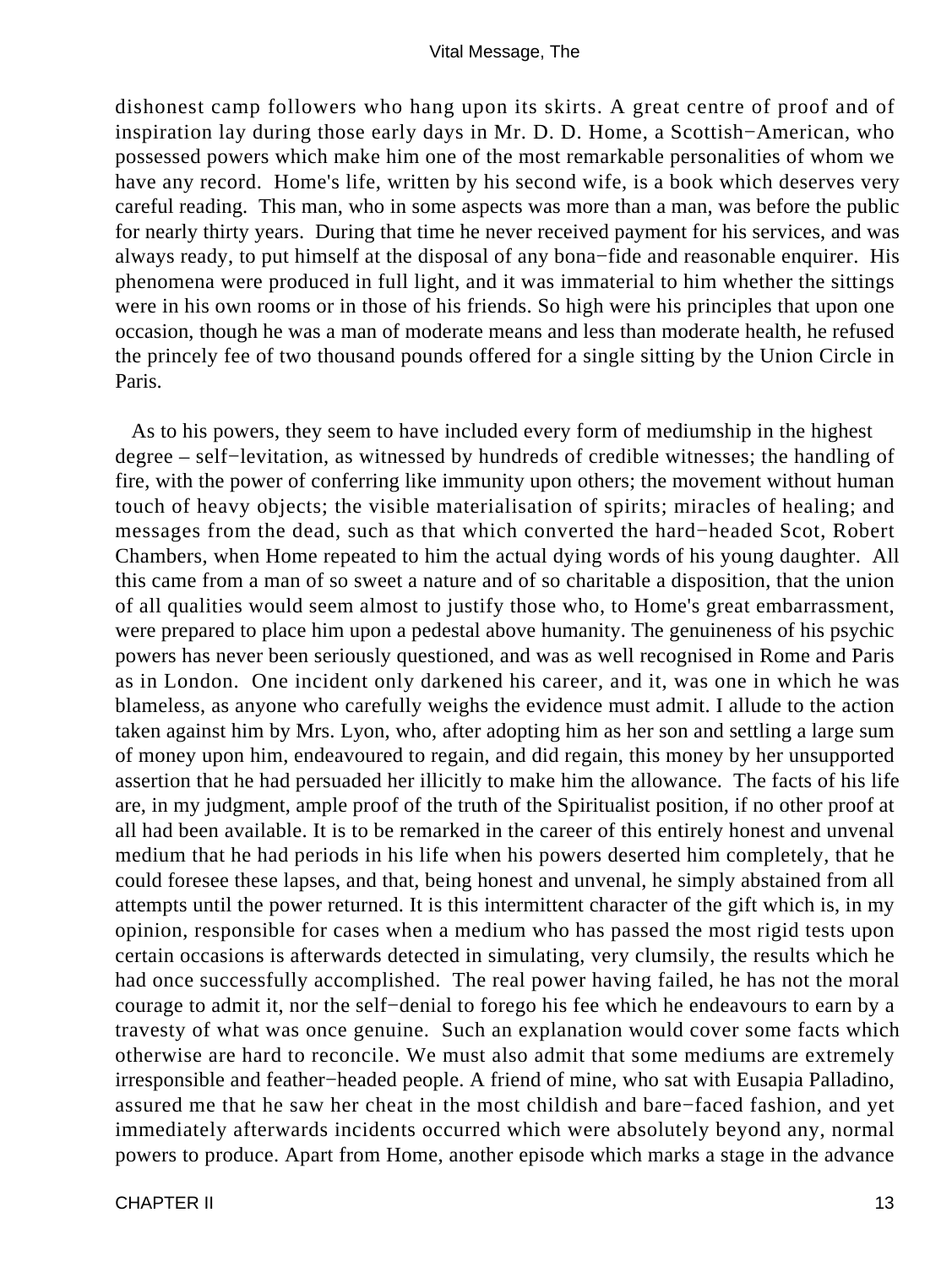dishonest camp followers who hang upon its skirts. A great centre of proof and of inspiration lay during those early days in Mr. D. D. Home, a Scottish−American, who possessed powers which make him one of the most remarkable personalities of whom we have any record. Home's life, written by his second wife, is a book which deserves very careful reading. This man, who in some aspects was more than a man, was before the public for nearly thirty years. During that time he never received payment for his services, and was always ready, to put himself at the disposal of any bona−fide and reasonable enquirer. His phenomena were produced in full light, and it was immaterial to him whether the sittings were in his own rooms or in those of his friends. So high were his principles that upon one occasion, though he was a man of moderate means and less than moderate health, he refused the princely fee of two thousand pounds offered for a single sitting by the Union Circle in Paris.

As to his powers, they seem to have included every form of mediumship in the highest degree – self−levitation, as witnessed by hundreds of credible witnesses; the handling of fire, with the power of conferring like immunity upon others; the movement without human touch of heavy objects; the visible materialisation of spirits; miracles of healing; and messages from the dead, such as that which converted the hard−headed Scot, Robert Chambers, when Home repeated to him the actual dying words of his young daughter. All this came from a man of so sweet a nature and of so charitable a disposition, that the union of all qualities would seem almost to justify those who, to Home's great embarrassment, were prepared to place him upon a pedestal above humanity. The genuineness of his psychic powers has never been seriously questioned, and was as well recognised in Rome and Paris as in London. One incident only darkened his career, and it, was one in which he was blameless, as anyone who carefully weighs the evidence must admit. I allude to the action taken against him by Mrs. Lyon, who, after adopting him as her son and settling a large sum of money upon him, endeavoured to regain, and did regain, this money by her unsupported assertion that he had persuaded her illicitly to make him the allowance. The facts of his life are, in my judgment, ample proof of the truth of the Spiritualist position, if no other proof at all had been available. It is to be remarked in the career of this entirely honest and unvenal medium that he had periods in his life when his powers deserted him completely, that he could foresee these lapses, and that, being honest and unvenal, he simply abstained from all attempts until the power returned. It is this intermittent character of the gift which is, in my opinion, responsible for cases when a medium who has passed the most rigid tests upon certain occasions is afterwards detected in simulating, very clumsily, the results which he had once successfully accomplished. The real power having failed, he has not the moral courage to admit it, nor the self−denial to forego his fee which he endeavours to earn by a travesty of what was once genuine. Such an explanation would cover some facts which otherwise are hard to reconcile. We must also admit that some mediums are extremely irresponsible and feather−headed people. A friend of mine, who sat with Eusapia Palladino, assured me that he saw her cheat in the most childish and bare−faced fashion, and yet immediately afterwards incidents occurred which were absolutely beyond any, normal powers to produce. Apart from Home, another episode which marks a stage in the advance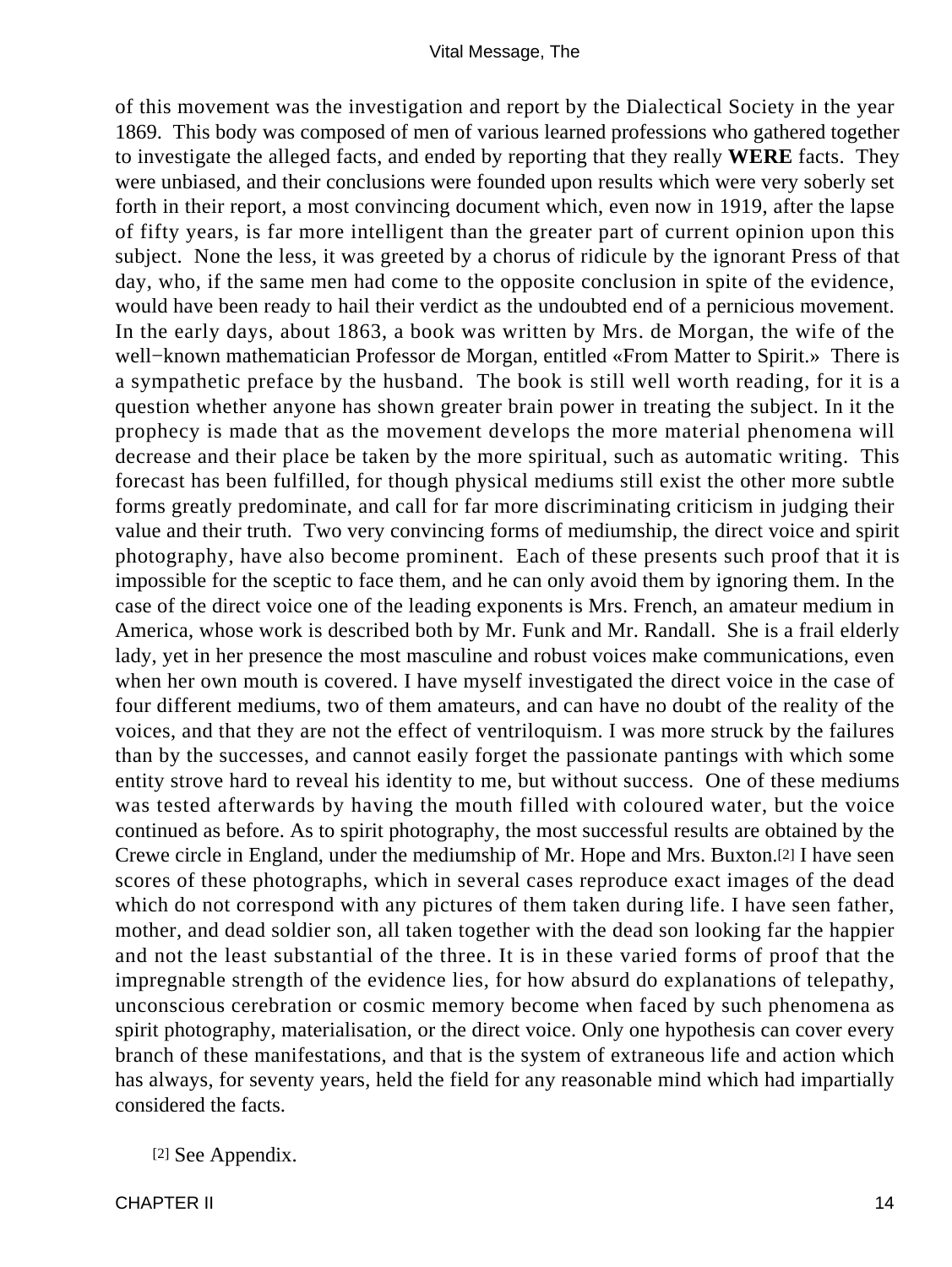of this movement was the investigation and report by the Dialectical Society in the year 1869. This body was composed of men of various learned professions who gathered together to investigate the alleged facts, and ended by reporting that they really **WERE** facts. They were unbiased, and their conclusions were founded upon results which were very soberly set forth in their report, a most convincing document which, even now in 1919, after the lapse of fifty years, is far more intelligent than the greater part of current opinion upon this subject. None the less, it was greeted by a chorus of ridicule by the ignorant Press of that day, who, if the same men had come to the opposite conclusion in spite of the evidence, would have been ready to hail their verdict as the undoubted end of a pernicious movement. In the early days, about 1863, a book was written by Mrs. de Morgan, the wife of the well−known mathematician Professor de Morgan, entitled «From Matter to Spirit.» There is a sympathetic preface by the husband. The book is still well worth reading, for it is a question whether anyone has shown greater brain power in treating the subject. In it the prophecy is made that as the movement develops the more material phenomena will decrease and their place be taken by the more spiritual, such as automatic writing. This forecast has been fulfilled, for though physical mediums still exist the other more subtle forms greatly predominate, and call for far more discriminating criticism in judging their value and their truth. Two very convincing forms of mediumship, the direct voice and spirit photography, have also become prominent. Each of these presents such proof that it is impossible for the sceptic to face them, and he can only avoid them by ignoring them. In the case of the direct voice one of the leading exponents is Mrs. French, an amateur medium in America, whose work is described both by Mr. Funk and Mr. Randall. She is a frail elderly lady, yet in her presence the most masculine and robust voices make communications, even when her own mouth is covered. I have myself investigated the direct voice in the case of four different mediums, two of them amateurs, and can have no doubt of the reality of the voices, and that they are not the effect of ventriloquism. I was more struck by the failures than by the successes, and cannot easily forget the passionate pantings with which some entity strove hard to reveal his identity to me, but without success. One of these mediums was tested afterwards by having the mouth filled with coloured water, but the voice continued as before. As to spirit photography, the most successful results are obtained by the Crewe circle in England, under the mediumship of Mr. Hope and Mrs. Buxton.[2] I have seen scores of these photographs, which in several cases reproduce exact images of the dead which do not correspond with any pictures of them taken during life. I have seen father, mother, and dead soldier son, all taken together with the dead son looking far the happier and not the least substantial of the three. It is in these varied forms of proof that the impregnable strength of the evidence lies, for how absurd do explanations of telepathy, unconscious cerebration or cosmic memory become when faced by such phenomena as spirit photography, materialisation, or the direct voice. Only one hypothesis can cover every branch of these manifestations, and that is the system of extraneous life and action which has always, for seventy years, held the field for any reasonable mind which had impartially considered the facts.

[2] See Appendix.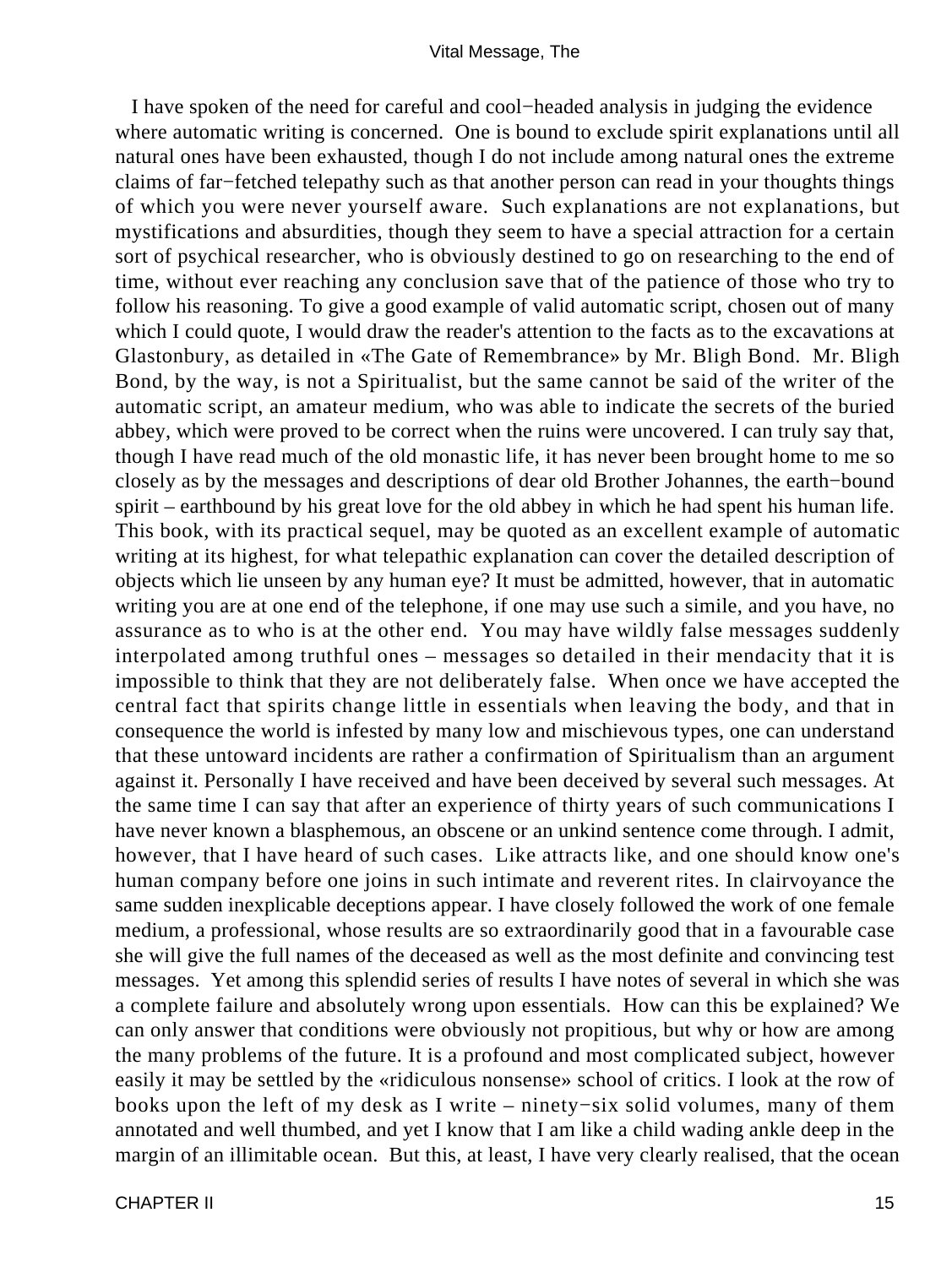I have spoken of the need for careful and cool−headed analysis in judging the evidence where automatic writing is concerned. One is bound to exclude spirit explanations until all natural ones have been exhausted, though I do not include among natural ones the extreme claims of far−fetched telepathy such as that another person can read in your thoughts things of which you were never yourself aware. Such explanations are not explanations, but mystifications and absurdities, though they seem to have a special attraction for a certain sort of psychical researcher, who is obviously destined to go on researching to the end of time, without ever reaching any conclusion save that of the patience of those who try to follow his reasoning. To give a good example of valid automatic script, chosen out of many which I could quote, I would draw the reader's attention to the facts as to the excavations at Glastonbury, as detailed in «The Gate of Remembrance» by Mr. Bligh Bond. Mr. Bligh Bond, by the way, is not a Spiritualist, but the same cannot be said of the writer of the automatic script, an amateur medium, who was able to indicate the secrets of the buried abbey, which were proved to be correct when the ruins were uncovered. I can truly say that, though I have read much of the old monastic life, it has never been brought home to me so closely as by the messages and descriptions of dear old Brother Johannes, the earth−bound spirit – earthbound by his great love for the old abbey in which he had spent his human life. This book, with its practical sequel, may be quoted as an excellent example of automatic writing at its highest, for what telepathic explanation can cover the detailed description of objects which lie unseen by any human eye? It must be admitted, however, that in automatic writing you are at one end of the telephone, if one may use such a simile, and you have, no assurance as to who is at the other end. You may have wildly false messages suddenly interpolated among truthful ones – messages so detailed in their mendacity that it is impossible to think that they are not deliberately false. When once we have accepted the central fact that spirits change little in essentials when leaving the body, and that in consequence the world is infested by many low and mischievous types, one can understand that these untoward incidents are rather a confirmation of Spiritualism than an argument against it. Personally I have received and have been deceived by several such messages. At the same time I can say that after an experience of thirty years of such communications I have never known a blasphemous, an obscene or an unkind sentence come through. I admit, however, that I have heard of such cases. Like attracts like, and one should know one's human company before one joins in such intimate and reverent rites. In clairvoyance the same sudden inexplicable deceptions appear. I have closely followed the work of one female medium, a professional, whose results are so extraordinarily good that in a favourable case she will give the full names of the deceased as well as the most definite and convincing test messages. Yet among this splendid series of results I have notes of several in which she was a complete failure and absolutely wrong upon essentials. How can this be explained? We can only answer that conditions were obviously not propitious, but why or how are among the many problems of the future. It is a profound and most complicated subject, however easily it may be settled by the «ridiculous nonsense» school of critics. I look at the row of books upon the left of my desk as I write – ninety−six solid volumes, many of them annotated and well thumbed, and yet I know that I am like a child wading ankle deep in the margin of an illimitable ocean. But this, at least, I have very clearly realised, that the ocean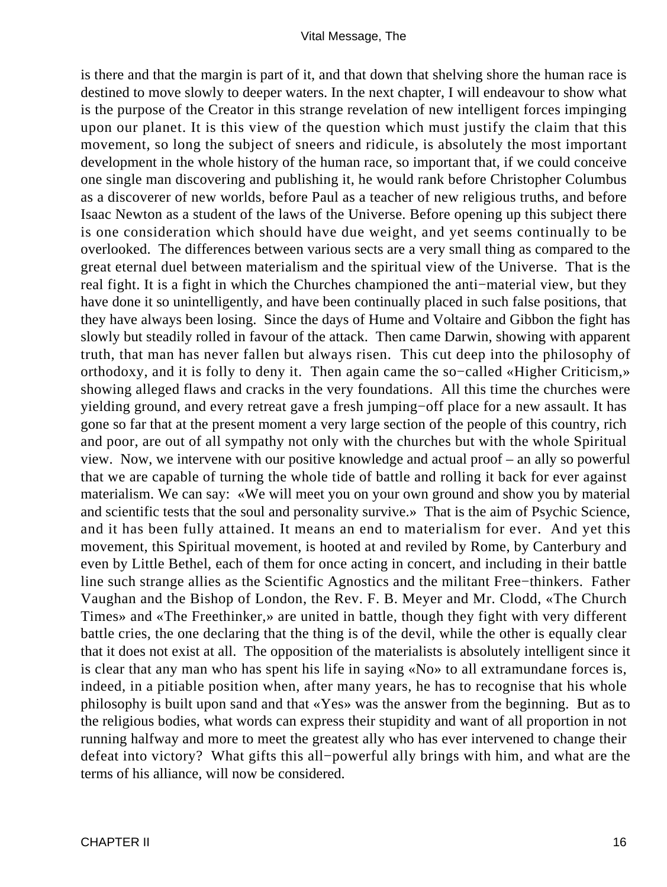is there and that the margin is part of it, and that down that shelving shore the human race is destined to move slowly to deeper waters. In the next chapter, I will endeavour to show what is the purpose of the Creator in this strange revelation of new intelligent forces impinging upon our planet. It is this view of the question which must justify the claim that this movement, so long the subject of sneers and ridicule, is absolutely the most important development in the whole history of the human race, so important that, if we could conceive one single man discovering and publishing it, he would rank before Christopher Columbus as a discoverer of new worlds, before Paul as a teacher of new religious truths, and before Isaac Newton as a student of the laws of the Universe. Before opening up this subject there is one consideration which should have due weight, and yet seems continually to be overlooked. The differences between various sects are a very small thing as compared to the great eternal duel between materialism and the spiritual view of the Universe. That is the real fight. It is a fight in which the Churches championed the anti−material view, but they have done it so unintelligently, and have been continually placed in such false positions, that they have always been losing. Since the days of Hume and Voltaire and Gibbon the fight has slowly but steadily rolled in favour of the attack. Then came Darwin, showing with apparent truth, that man has never fallen but always risen. This cut deep into the philosophy of orthodoxy, and it is folly to deny it. Then again came the so−called «Higher Criticism,» showing alleged flaws and cracks in the very foundations. All this time the churches were yielding ground, and every retreat gave a fresh jumping−off place for a new assault. It has gone so far that at the present moment a very large section of the people of this country, rich and poor, are out of all sympathy not only with the churches but with the whole Spiritual view. Now, we intervene with our positive knowledge and actual proof – an ally so powerful that we are capable of turning the whole tide of battle and rolling it back for ever against materialism. We can say: «We will meet you on your own ground and show you by material and scientific tests that the soul and personality survive.» That is the aim of Psychic Science, and it has been fully attained. It means an end to materialism for ever. And yet this movement, this Spiritual movement, is hooted at and reviled by Rome, by Canterbury and even by Little Bethel, each of them for once acting in concert, and including in their battle line such strange allies as the Scientific Agnostics and the militant Free−thinkers. Father Vaughan and the Bishop of London, the Rev. F. B. Meyer and Mr. Clodd, «The Church Times» and «The Freethinker,» are united in battle, though they fight with very different battle cries, the one declaring that the thing is of the devil, while the other is equally clear that it does not exist at all. The opposition of the materialists is absolutely intelligent since it is clear that any man who has spent his life in saying «No» to all extramundane forces is, indeed, in a pitiable position when, after many years, he has to recognise that his whole philosophy is built upon sand and that «Yes» was the answer from the beginning. But as to the religious bodies, what words can express their stupidity and want of all proportion in not running halfway and more to meet the greatest ally who has ever intervened to change their defeat into victory? What gifts this all−powerful ally brings with him, and what are the terms of his alliance, will now be considered.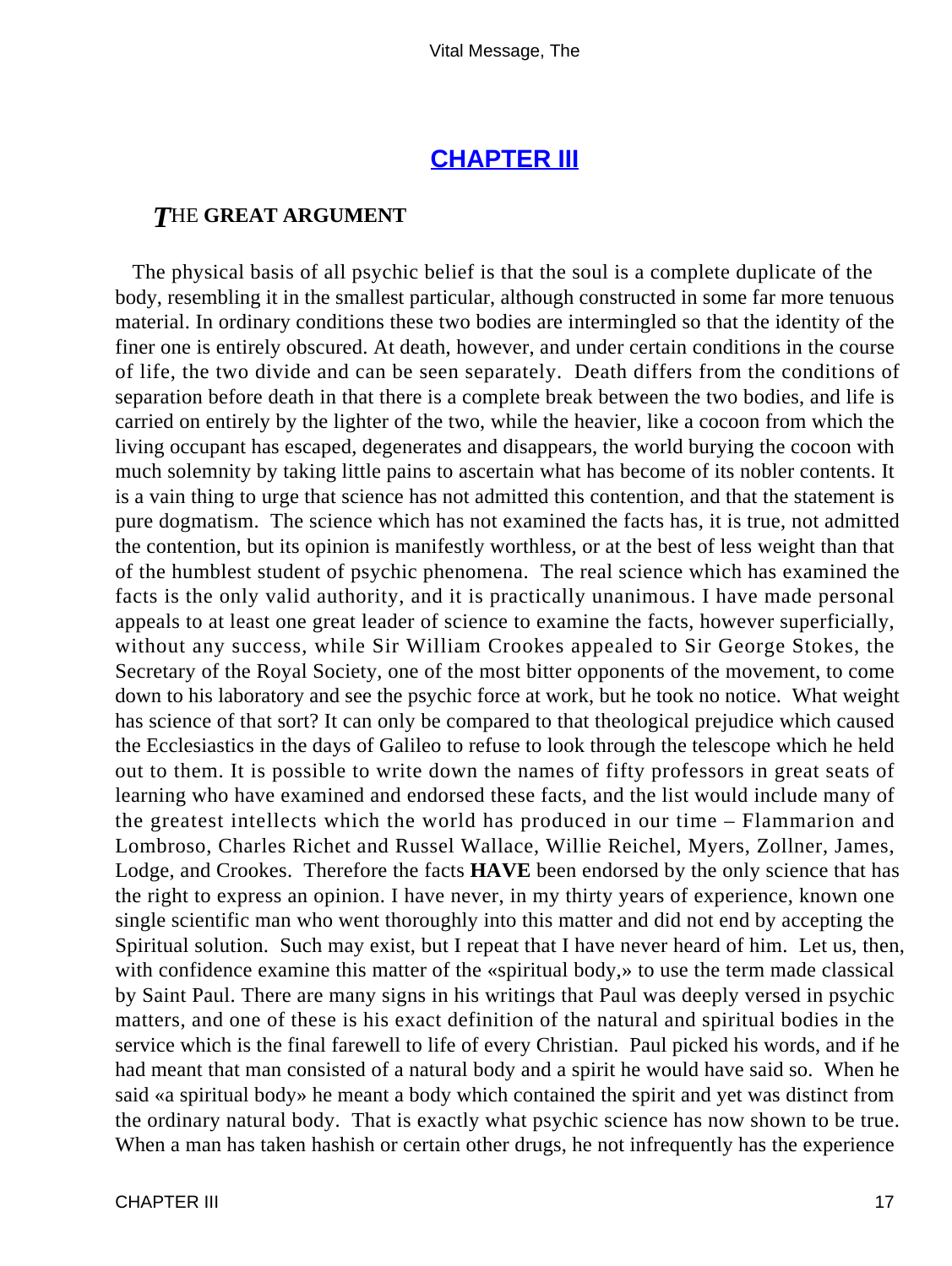## CHAPTER III

### THE GREAT ARGUMENT

The physical basis of all psychic belief is that the soul is a complete duplicate of the body, resembling it in the smallest particular, although constructed in some far more tenuous material. In ordinary conditions these two bodies are intermingled so that the identity of the finer one is entirely obscured. At death, however, and under certain conditions in the course of life, the two divide and can be seen separately. Death differs from the conditions of separation before death in that there is a complete break between the two bodies, and life is carried on entirely by the lighter of the two, while the heavier, like a cocoon from which the living occupant has escaped, degenerates and disappears, the world burying the cocoon with much solemnity by taking little pains to ascertain what has become of its nobler contents. It is a vain thing to urge that science has not admitted this contention, and that the statement is pure dogmatism. The science which has not examined the facts has, it is true, not admitted the contention, but its opinion is manifestly worthless, or at the best of less weight than that of the humblest student of psychic phenomena. The real science which has examined the facts is the only valid authority, and it is practically unanimous. I have made personal appeals to at least one great leader of science to examine the facts, however superficially, without any success, while Sir William Crookes appealed to Sir George Stokes, the Secretary of the Royal Society, one of the most bitter opponents of the movement, to come down to his laboratory and see the psychic force at work, but he took no notice. What weight has science of that sort? It can only be compared to that theological prejudice which caused the Ecclesiastics in the days of Galileo to refuse to look through the telescope which he held out to them. It is possible to write down the names of fifty professors in great seats of learning who have examined and endorsed these facts, and the list would include many of the greatest intellects which the world has produced in our time – Flammarion and Lombroso, Charles Richet and Russel Wallace, Willie Reichel, Myers, Zollner, James, Lodge, and Crookes. Therefore the facts **HAVE** been endorsed by the only science that has the right to express an opinion. I have never, in my thirty years of experience, known one single scientific man who went thoroughly into this matter and did not end by accepting the Spiritual solution. Such may exist, but I repeat that I have never heard of him. Let us, then, with confidence examine this matter of the «spiritual body,» to use the term made classical by Saint Paul. There are many signs in his writings that Paul was deeply versed in psychic matters, and one of these is his exact definition of the natural and spiritual bodies in the service which is the final farewell to life of every Christian. Paul picked his words, and if he had meant that man consisted of a natural body and a spirit he would have said so. When he said «a spiritual body» he meant a body which contained the spirit and yet was distinct from the ordinary natural body. That is exactly what psychic science has now shown to be true. When a man has taken hashish or certain other drugs, he not infrequently has the experience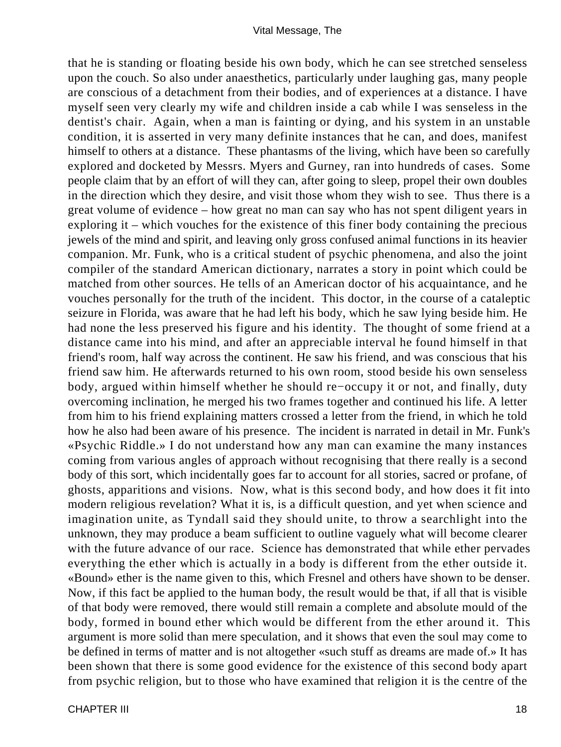that he is standing or floating beside his own body, which he can see stretched senseless upon the couch. So also under anaesthetics, particularly under laughing gas, many people are conscious of a detachment from their bodies, and of experiences at a distance. I have myself seen very clearly my wife and children inside a cab while I was senseless in the dentist's chair. Again, when a man is fainting or dying, and his system in an unstable condition, it is asserted in very many definite instances that he can, and does, manifest himself to others at a distance. These phantasms of the living, which have been so carefully explored and docketed by Messrs. Myers and Gurney, ran into hundreds of cases. Some people claim that by an effort of will they can, after going to sleep, propel their own doubles in the direction which they desire, and visit those whom they wish to see. Thus there is a great volume of evidence – how great no man can say who has not spent diligent years in exploring it – which vouches for the existence of this finer body containing the precious jewels of the mind and spirit, and leaving only gross confused animal functions in its heavier companion. Mr. Funk, who is a critical student of psychic phenomena, and also the joint compiler of the standard American dictionary, narrates a story in point which could be matched from other sources. He tells of an American doctor of his acquaintance, and he vouches personally for the truth of the incident. This doctor, in the course of a cataleptic seizure in Florida, was aware that he had left his body, which he saw lying beside him. He had none the less preserved his figure and his identity. The thought of some friend at a distance came into his mind, and after an appreciable interval he found himself in that friend's room, half way across the continent. He saw his friend, and was conscious that his friend saw him. He afterwards returned to his own room, stood beside his own senseless body, argued within himself whether he should re−occupy it or not, and finally, duty overcoming inclination, he merged his two frames together and continued his life. A letter from him to his friend explaining matters crossed a letter from the friend, in which he told how he also had been aware of his presence. The incident is narrated in detail in Mr. Funk's «Psychic Riddle.» I do not understand how any man can examine the many instances coming from various angles of approach without recognising that there really is a second body of this sort, which incidentally goes far to account for all stories, sacred or profane, of ghosts, apparitions and visions. Now, what is this second body, and how does it fit into modern religious revelation? What it is, is a difficult question, and yet when science and imagination unite, as Tyndall said they should unite, to throw a searchlight into the unknown, they may produce a beam sufficient to outline vaguely what will become clearer with the future advance of our race. Science has demonstrated that while ether pervades everything the ether which is actually in a body is different from the ether outside it. «Bound» ether is the name given to this, which Fresnel and others have shown to be denser. Now, if this fact be applied to the human body, the result would be that, if all that is visible of that body were removed, there would still remain a complete and absolute mould of the body, formed in bound ether which would be different from the ether around it. This argument is more solid than mere speculation, and it shows that even the soul may come to be defined in terms of matter and is not altogether «such stuff as dreams are made of.» It has been shown that there is some good evidence for the existence of this second body apart from psychic religion, but to those who have examined that religion it is the centre of the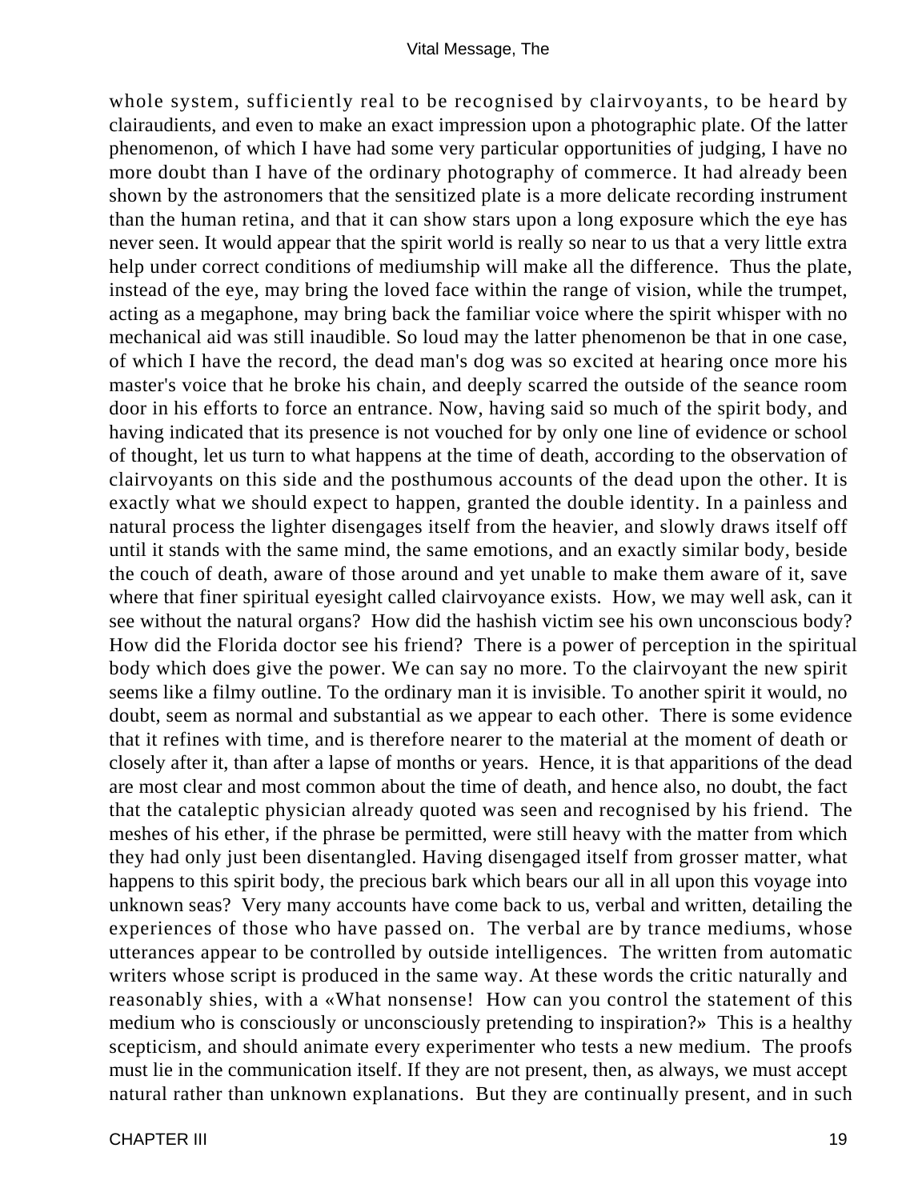whole system, sufficiently real to be recognised by clairvoyants, to be heard by clairaudients, and even to make an exact impression upon a photographic plate. Of the latter phenomenon, of which I have had some very particular opportunities of judging, I have no more doubt than I have of the ordinary photography of commerce. It had already been shown by the astronomers that the sensitized plate is a more delicate recording instrument than the human retina, and that it can show stars upon a long exposure which the eye has never seen. It would appear that the spirit world is really so near to us that a very little extra help under correct conditions of mediumship will make all the difference. Thus the plate, instead of the eye, may bring the loved face within the range of vision, while the trumpet, acting as a megaphone, may bring back the familiar voice where the spirit whisper with no mechanical aid was still inaudible. So loud may the latter phenomenon be that in one case, of which I have the record, the dead man's dog was so excited at hearing once more his master's voice that he broke his chain, and deeply scarred the outside of the seance room door in his efforts to force an entrance. Now, having said so much of the spirit body, and having indicated that its presence is not vouched for by only one line of evidence or school of thought, let us turn to what happens at the time of death, according to the observation of clairvoyants on this side and the posthumous accounts of the dead upon the other. It is exactly what we should expect to happen, granted the double identity. In a painless and natural process the lighter disengages itself from the heavier, and slowly draws itself off until it stands with the same mind, the same emotions, and an exactly similar body, beside the couch of death, aware of those around and yet unable to make them aware of it, save where that finer spiritual eyesight called clairvoyance exists. How, we may well ask, can it see without the natural organs? How did the hashish victim see his own unconscious body? How did the Florida doctor see his friend? There is a power of perception in the spiritual body which does give the power. We can say no more. To the clairvoyant the new spirit seems like a filmy outline. To the ordinary man it is invisible. To another spirit it would, no doubt, seem as normal and substantial as we appear to each other. There is some evidence that it refines with time, and is therefore nearer to the material at the moment of death or closely after it, than after a lapse of months or years. Hence, it is that apparitions of the dead are most clear and most common about the time of death, and hence also, no doubt, the fact that the cataleptic physician already quoted was seen and recognised by his friend. The meshes of his ether, if the phrase be permitted, were still heavy with the matter from which they had only just been disentangled. Having disengaged itself from grosser matter, what happens to this spirit body, the precious bark which bears our all in all upon this voyage into unknown seas? Very many accounts have come back to us, verbal and written, detailing the experiences of those who have passed on. The verbal are by trance mediums, whose utterances appear to be controlled by outside intelligences. The written from automatic writers whose script is produced in the same way. At these words the critic naturally and reasonably shies, with a «What nonsense! How can you control the statement of this medium who is consciously or unconsciously pretending to inspiration?» This is a healthy scepticism, and should animate every experimenter who tests a new medium. The proofs must lie in the communication itself. If they are not present, then, as always, we must accept natural rather than unknown explanations. But they are continually present, and in such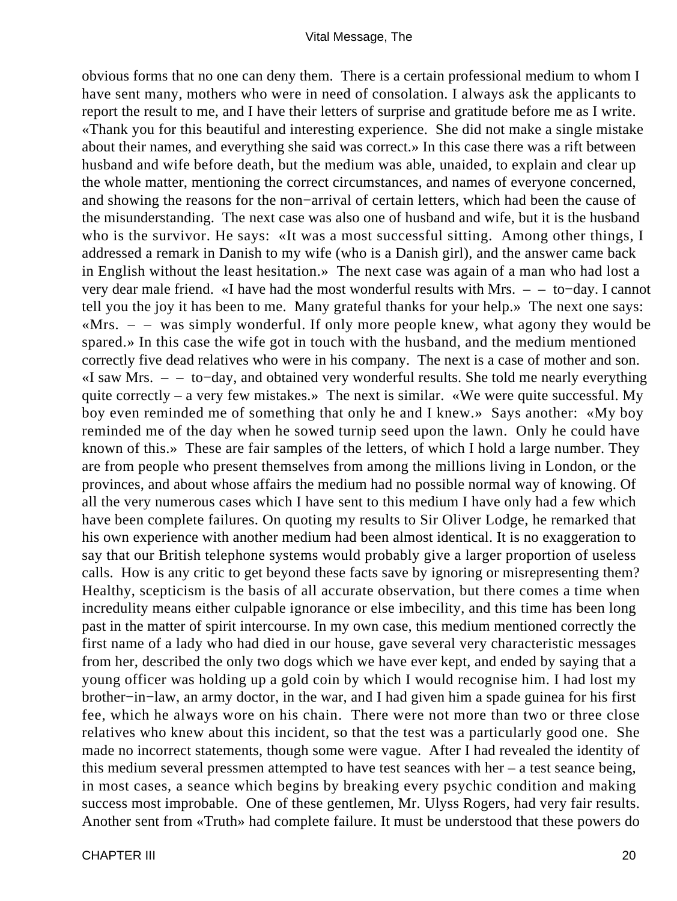obvious forms that no one can deny them. There is a certain professional medium to whom I have sent many, mothers who were in need of consolation. I always ask the applicants to report the result to me, and I have their letters of surprise and gratitude before me as I write. «Thank you for this beautiful and interesting experience. She did not make a single mistake about their names, and everything she said was correct.» In this case there was a rift between husband and wife before death, but the medium was able, unaided, to explain and clear up the whole matter, mentioning the correct circumstances, and names of everyone concerned, and showing the reasons for the non−arrival of certain letters, which had been the cause of the misunderstanding. The next case was also one of husband and wife, but it is the husband who is the survivor. He says: «It was a most successful sitting. Among other things, I addressed a remark in Danish to my wife (who is a Danish girl), and the answer came back in English without the least hesitation.» The next case was again of a man who had lost a very dear male friend. «I have had the most wonderful results with Mrs. – – to−day. I cannot tell you the joy it has been to me. Many grateful thanks for your help.» The next one says: «Mrs. – – was simply wonderful. If only more people knew, what agony they would be spared.» In this case the wife got in touch with the husband, and the medium mentioned correctly five dead relatives who were in his company. The next is a case of mother and son. «I saw Mrs. – – to−day, and obtained very wonderful results. She told me nearly everything quite correctly – a very few mistakes.» The next is similar. «We were quite successful. My boy even reminded me of something that only he and I knew.» Says another: «My boy reminded me of the day when he sowed turnip seed upon the lawn. Only he could have known of this.» These are fair samples of the letters, of which I hold a large number. They are from people who present themselves from among the millions living in London, or the provinces, and about whose affairs the medium had no possible normal way of knowing. Of all the very numerous cases which I have sent to this medium I have only had a few which have been complete failures. On quoting my results to Sir Oliver Lodge, he remarked that his own experience with another medium had been almost identical. It is no exaggeration to say that our British telephone systems would probably give a larger proportion of useless calls. How is any critic to get beyond these facts save by ignoring or misrepresenting them? Healthy, scepticism is the basis of all accurate observation, but there comes a time when incredulity means either culpable ignorance or else imbecility, and this time has been long past in the matter of spirit intercourse. In my own case, this medium mentioned correctly the first name of a lady who had died in our house, gave several very characteristic messages from her, described the only two dogs which we have ever kept, and ended by saying that a young officer was holding up a gold coin by which I would recognise him. I had lost my brother−in−law, an army doctor, in the war, and I had given him a spade guinea for his first fee, which he always wore on his chain. There were not more than two or three close relatives who knew about this incident, so that the test was a particularly good one. She made no incorrect statements, though some were vague. After I had revealed the identity of this medium several pressmen attempted to have test seances with her – a test seance being, in most cases, a seance which begins by breaking every psychic condition and making success most improbable. One of these gentlemen, Mr. Ulyss Rogers, had very fair results. Another sent from «Truth» had complete failure. It must be understood that these powers do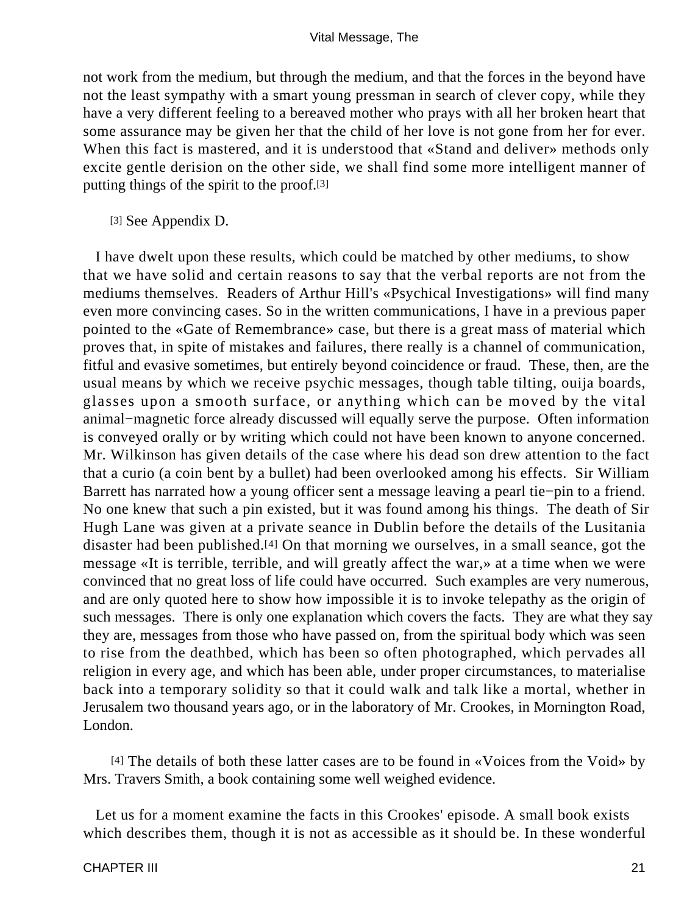not work from the medium, but through the medium, and that the forces in the beyond have not the least sympathy with a smart young pressman in search of clever copy, while they have a very different feeling to a bereaved mother who prays with all her broken heart that some assurance may be given her that the child of her love is not gone from her for ever. When this fact is mastered, and it is understood that «Stand and deliver» methods only excite gentle derision on the other side, we shall find some more intelligent manner of putting things of the spirit to the proof.[3]

[3] See Appendix D.

I have dwelt upon these results, which could be matched by other mediums, to show that we have solid and certain reasons to say that the verbal reports are not from the mediums themselves. Readers of Arthur Hill's «Psychical Investigations» will find many even more convincing cases. So in the written communications, I have in a previous paper pointed to the «Gate of Remembrance» case, but there is a great mass of material which proves that, in spite of mistakes and failures, there really is a channel of communication, fitful and evasive sometimes, but entirely beyond coincidence or fraud. These, then, are the usual means by which we receive psychic messages, though table tilting, ouija boards, glasses upon a smooth surface, or anything which can be moved by the vital animal−magnetic force already discussed will equally serve the purpose. Often information is conveyed orally or by writing which could not have been known to anyone concerned. Mr. Wilkinson has given details of the case where his dead son drew attention to the fact that a curio (a coin bent by a bullet) had been overlooked among his effects. Sir William Barrett has narrated how a young officer sent a message leaving a pearl tie−pin to a friend. No one knew that such a pin existed, but it was found among his things. The death of Sir Hugh Lane was given at a private seance in Dublin before the details of the Lusitania disaster had been published.[4] On that morning we ourselves, in a small seance, got the message «It is terrible, terrible, and will greatly affect the war,» at a time when we were convinced that no great loss of life could have occurred. Such examples are very numerous, and are only quoted here to show how impossible it is to invoke telepathy as the origin of such messages. There is only one explanation which covers the facts. They are what they say they are, messages from those who have passed on, from the spiritual body which was seen to rise from the deathbed, which has been so often photographed, which pervades all religion in every age, and which has been able, under proper circumstances, to materialise back into a temporary solidity so that it could walk and talk like a mortal, whether in Jerusalem two thousand years ago, or in the laboratory of Mr. Crookes, in Mornington Road, London.

[4] The details of both these latter cases are to be found in «Voices from the Void» by Mrs. Travers Smith, a book containing some well weighed evidence.

Let us for a moment examine the facts in this Crookes' episode. A small book exists which describes them, though it is not as accessible as it should be. In these wonderful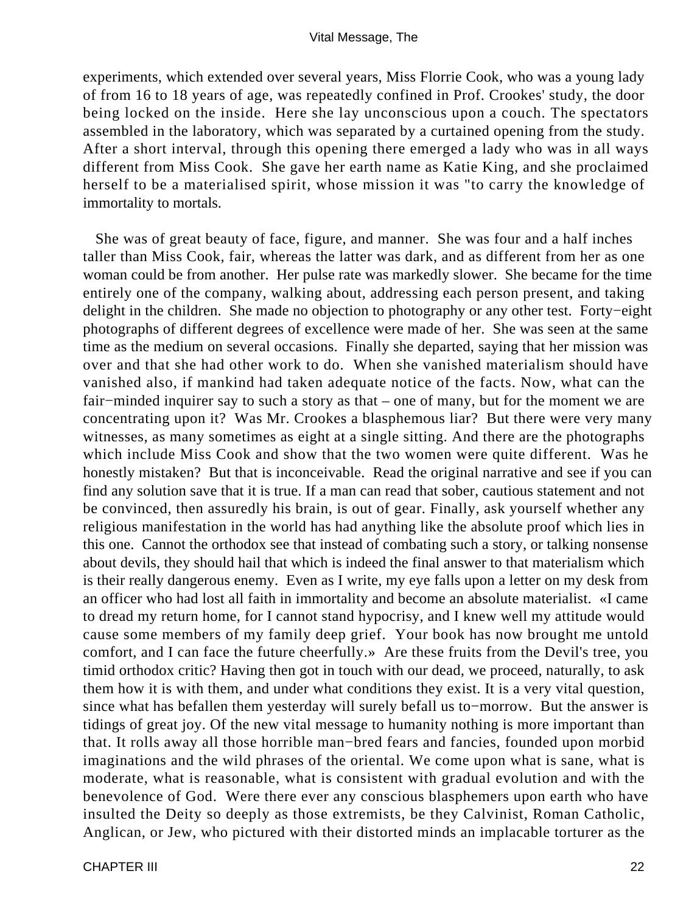experiments, which extended over several years, Miss Florrie Cook, who was a young lady of from 16 to 18 years of age, was repeatedly confined in Prof. Crookes' study, the door being locked on the inside. Here she lay unconscious upon a couch. The spectators assembled in the laboratory, which was separated by a curtained opening from the study. After a short interval, through this opening there emerged a lady who was in all ways different from Miss Cook. She gave her earth name as Katie King, and she proclaimed herself to be a materialised spirit, whose mission it was "to carry the knowledge of immortality to mortals.

She was of great beauty of face, figure, and manner. She was four and a half inches taller than Miss Cook, fair, whereas the latter was dark, and as different from her as one woman could be from another. Her pulse rate was markedly slower. She became for the time entirely one of the company, walking about, addressing each person present, and taking delight in the children. She made no objection to photography or any other test. Forty−eight photographs of different degrees of excellence were made of her. She was seen at the same time as the medium on several occasions. Finally she departed, saying that her mission was over and that she had other work to do. When she vanished materialism should have vanished also, if mankind had taken adequate notice of the facts. Now, what can the fair−minded inquirer say to such a story as that – one of many, but for the moment we are concentrating upon it? Was Mr. Crookes a blasphemous liar? But there were very many witnesses, as many sometimes as eight at a single sitting. And there are the photographs which include Miss Cook and show that the two women were quite different. Was he honestly mistaken? But that is inconceivable. Read the original narrative and see if you can find any solution save that it is true. If a man can read that sober, cautious statement and not be convinced, then assuredly his brain, is out of gear. Finally, ask yourself whether any religious manifestation in the world has had anything like the absolute proof which lies in this one. Cannot the orthodox see that instead of combating such a story, or talking nonsense about devils, they should hail that which is indeed the final answer to that materialism which is their really dangerous enemy. Even as I write, my eye falls upon a letter on my desk from an officer who had lost all faith in immortality and become an absolute materialist. «I came to dread my return home, for I cannot stand hypocrisy, and I knew well my attitude would cause some members of my family deep grief. Your book has now brought me untold comfort, and I can face the future cheerfully.» Are these fruits from the Devil's tree, you timid orthodox critic? Having then got in touch with our dead, we proceed, naturally, to ask them how it is with them, and under what conditions they exist. It is a very vital question, since what has befallen them yesterday will surely befall us to−morrow. But the answer is tidings of great joy. Of the new vital message to humanity nothing is more important than that. It rolls away all those horrible man−bred fears and fancies, founded upon morbid imaginations and the wild phrases of the oriental. We come upon what is sane, what is moderate, what is reasonable, what is consistent with gradual evolution and with the benevolence of God. Were there ever any conscious blasphemers upon earth who have insulted the Deity so deeply as those extremists, be they Calvinist, Roman Catholic, Anglican, or Jew, who pictured with their distorted minds an implacable torturer as the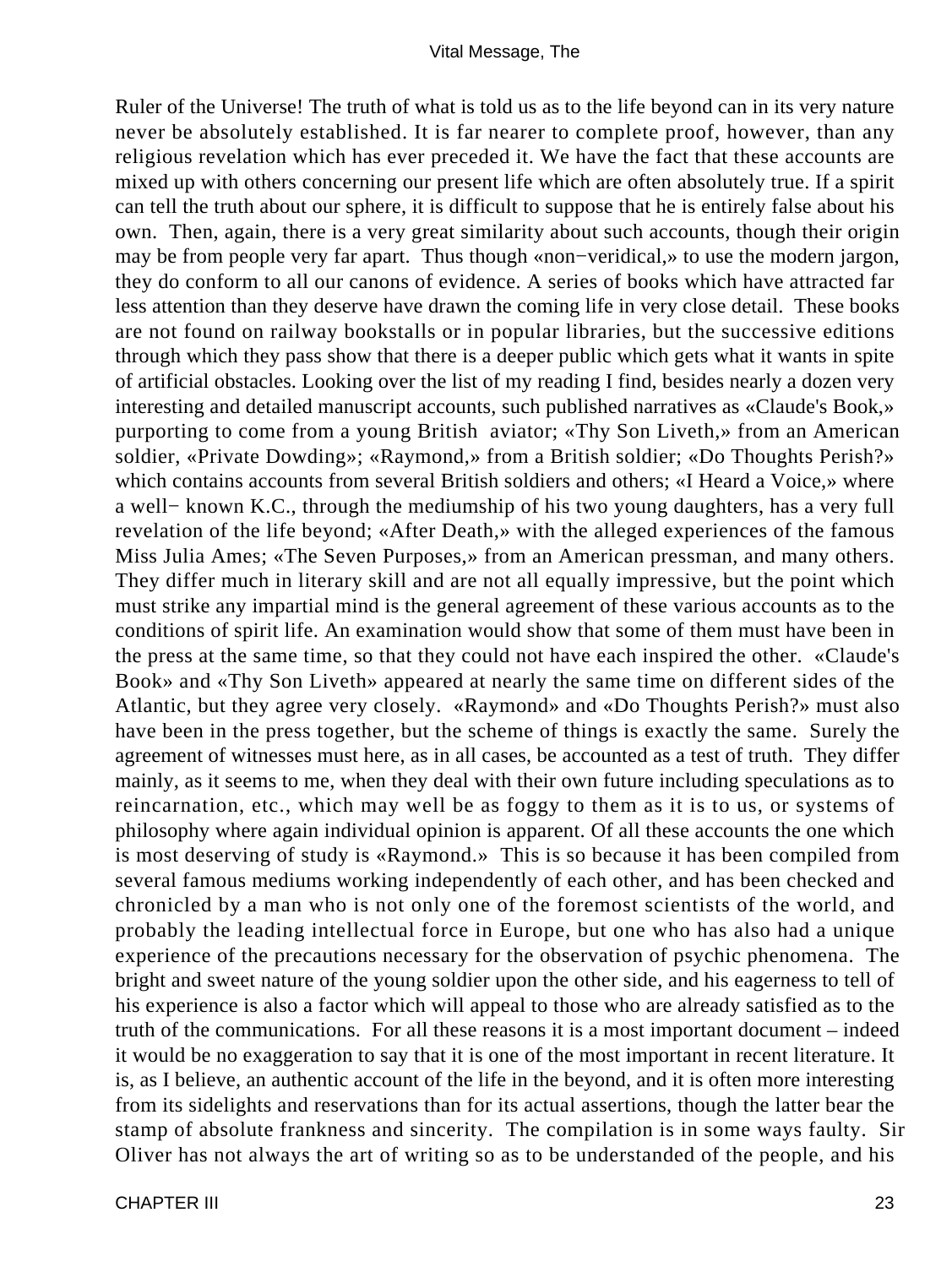Ruler of the Universe! The truth of what is told us as to the life beyond can in its very nature never be absolutely established. It is far nearer to complete proof, however, than any religious revelation which has ever preceded it. We have the fact that these accounts are mixed up with others concerning our present life which are often absolutely true. If a spirit can tell the truth about our sphere, it is difficult to suppose that he is entirely false about his own. Then, again, there is a very great similarity about such accounts, though their origin may be from people very far apart. Thus though «non−veridical,» to use the modern jargon, they do conform to all our canons of evidence. A series of books which have attracted far less attention than they deserve have drawn the coming life in very close detail. These books are not found on railway bookstalls or in popular libraries, but the successive editions through which they pass show that there is a deeper public which gets what it wants in spite of artificial obstacles. Looking over the list of my reading I find, besides nearly a dozen very interesting and detailed manuscript accounts, such published narratives as «Claude's Book,» purporting to come from a young British aviator; «Thy Son Liveth,» from an American soldier, «Private Dowding»; «Raymond,» from a British soldier; «Do Thoughts Perish?» which contains accounts from several British soldiers and others; «I Heard a Voice,» where a well− known K.C., through the mediumship of his two young daughters, has a very full revelation of the life beyond; «After Death,» with the alleged experiences of the famous Miss Julia Ames; «The Seven Purposes,» from an American pressman, and many others. They differ much in literary skill and are not all equally impressive, but the point which must strike any impartial mind is the general agreement of these various accounts as to the conditions of spirit life. An examination would show that some of them must have been in the press at the same time, so that they could not have each inspired the other. «Claude's Book» and «Thy Son Liveth» appeared at nearly the same time on different sides of the Atlantic, but they agree very closely. «Raymond» and «Do Thoughts Perish?» must also have been in the press together, but the scheme of things is exactly the same. Surely the agreement of witnesses must here, as in all cases, be accounted as a test of truth. They differ mainly, as it seems to me, when they deal with their own future including speculations as to reincarnation, etc., which may well be as foggy to them as it is to us, or systems of philosophy where again individual opinion is apparent. Of all these accounts the one which is most deserving of study is «Raymond.» This is so because it has been compiled from several famous mediums working independently of each other, and has been checked and chronicled by a man who is not only one of the foremost scientists of the world, and probably the leading intellectual force in Europe, but one who has also had a unique experience of the precautions necessary for the observation of psychic phenomena. The bright and sweet nature of the young soldier upon the other side, and his eagerness to tell of his experience is also a factor which will appeal to those who are already satisfied as to the truth of the communications. For all these reasons it is a most important document – indeed it would be no exaggeration to say that it is one of the most important in recent literature. It is, as I believe, an authentic account of the life in the beyond, and it is often more interesting from its sidelights and reservations than for its actual assertions, though the latter bear the stamp of absolute frankness and sincerity. The compilation is in some ways faulty. Sir Oliver has not always the art of writing so as to be understanded of the people, and his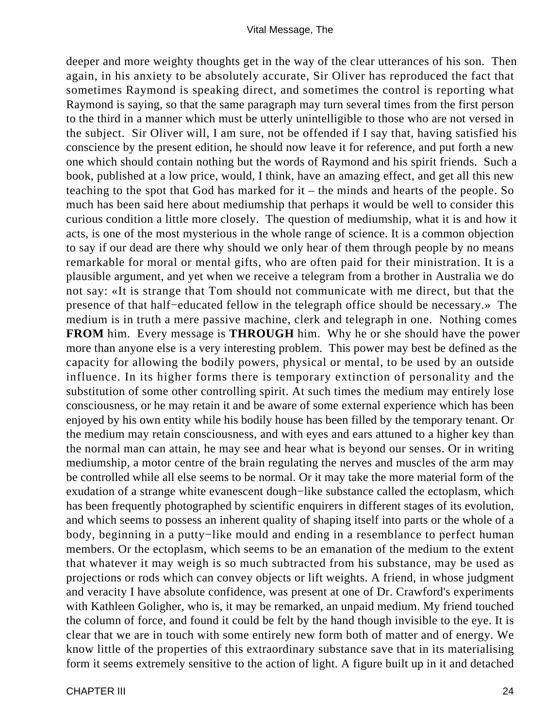deeper and more weighty thoughts get in the way of the clear utterances of his son. Then again, in his anxiety to be absolutely accurate, Sir Oliver has reproduced the fact that sometimes Raymond is speaking direct, and sometimes the control is reporting what Raymond is saying, so that the same paragraph may turn several times from the first person to the third in a manner which must be utterly unintelligible to those who are not versed in the subject. Sir Oliver will, I am sure, not be offended if I say that, having satisfied his conscience by the present edition, he should now leave it for reference, and put forth a new one which should contain nothing but the words of Raymond and his spirit friends. Such a book, published at a low price, would, I think, have an amazing effect, and get all this new teaching to the spot that God has marked for it – the minds and hearts of the people. So much has been said here about mediumship that perhaps it would be well to consider this curious condition a little more closely. The question of mediumship, what it is and how it acts, is one of the most mysterious in the whole range of science. It is a common objection to say if our dead are there why should we only hear of them through people by no means remarkable for moral or mental gifts, who are often paid for their ministration. It is a plausible argument, and yet when we receive a telegram from a brother in Australia we do not say: «It is strange that Tom should not communicate with me direct, but that the presence of that half−educated fellow in the telegraph office should be necessary.» The medium is in truth a mere passive machine, clerk and telegraph in one. Nothing comes **FROM** him. Every message is **THROUGH** him. Why he or she should have the power more than anyone else is a very interesting problem. This power may best be defined as the capacity for allowing the bodily powers, physical or mental, to be used by an outside influence. In its higher forms there is temporary extinction of personality and the substitution of some other controlling spirit. At such times the medium may entirely lose consciousness, or he may retain it and be aware of some external experience which has been enjoyed by his own entity while his bodily house has been filled by the temporary tenant. Or the medium may retain consciousness, and with eyes and ears attuned to a higher key than the normal man can attain, he may see and hear what is beyond our senses. Or in writing mediumship, a motor centre of the brain regulating the nerves and muscles of the arm may be controlled while all else seems to be normal. Or it may take the more material form of the exudation of a strange white evanescent dough−like substance called the ectoplasm, which has been frequently photographed by scientific enquirers in different stages of its evolution, and which seems to possess an inherent quality of shaping itself into parts or the whole of a body, beginning in a putty−like mould and ending in a resemblance to perfect human members. Or the ectoplasm, which seems to be an emanation of the medium to the extent that whatever it may weigh is so much subtracted from his substance, may be used as projections or rods which can convey objects or lift weights. A friend, in whose judgment and veracity I have absolute confidence, was present at one of Dr. Crawford's experiments with Kathleen Goligher, who is, it may be remarked, an unpaid medium. My friend touched the column of force, and found it could be felt by the hand though invisible to the eye. It is clear that we are in touch with some entirely new form both of matter and of energy. We know little of the properties of this extraordinary substance save that in its materialising form it seems extremely sensitive to the action of light. A figure built up in it and detached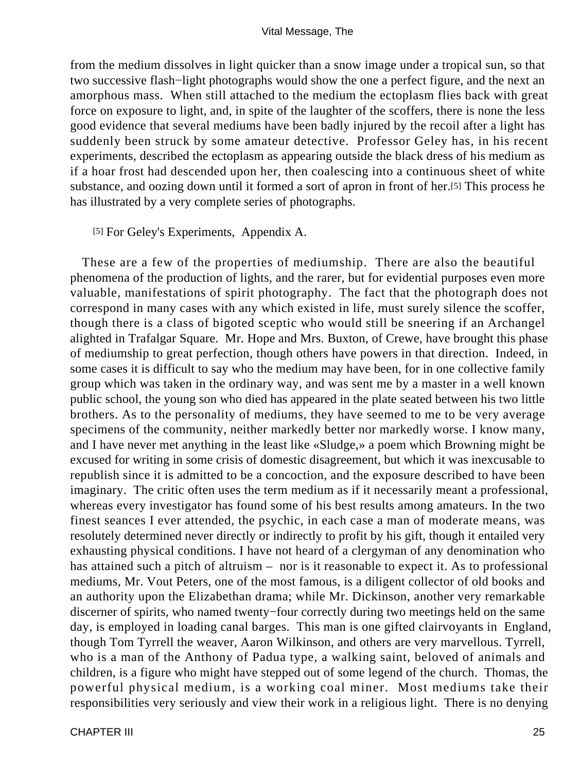from the medium dissolves in light quicker than a snow image under a tropical sun, so that two successive flash−light photographs would show the one a perfect figure, and the next an amorphous mass. When still attached to the medium the ectoplasm flies back with great force on exposure to light, and, in spite of the laughter of the scoffers, there is none the less good evidence that several mediums have been badly injured by the recoil after a light has suddenly been struck by some amateur detective. Professor Geley has, in his recent experiments, described the ectoplasm as appearing outside the black dress of his medium as if a hoar frost had descended upon her, then coalescing into a continuous sheet of white substance, and oozing down until it formed a sort of apron in front of her.[5] This process he has illustrated by a very complete series of photographs.

[5] For Geley's Experiments, Appendix A.

These are a few of the properties of mediumship. There are also the beautiful phenomena of the production of lights, and the rarer, but for evidential purposes even more valuable, manifestations of spirit photography. The fact that the photograph does not correspond in many cases with any which existed in life, must surely silence the scoffer, though there is a class of bigoted sceptic who would still be sneering if an Archangel alighted in Trafalgar Square. Mr. Hope and Mrs. Buxton, of Crewe, have brought this phase of mediumship to great perfection, though others have powers in that direction. Indeed, in some cases it is difficult to say who the medium may have been, for in one collective family group which was taken in the ordinary way, and was sent me by a master in a well known public school, the young son who died has appeared in the plate seated between his two little brothers. As to the personality of mediums, they have seemed to me to be very average specimens of the community, neither markedly better nor markedly worse. I know many, and I have never met anything in the least like «Sludge,» a poem which Browning might be excused for writing in some crisis of domestic disagreement, but which it was inexcusable to republish since it is admitted to be a concoction, and the exposure described to have been imaginary. The critic often uses the term medium as if it necessarily meant a professional, whereas every investigator has found some of his best results among amateurs. In the two finest seances I ever attended, the psychic, in each case a man of moderate means, was resolutely determined never directly or indirectly to profit by his gift, though it entailed very exhausting physical conditions. I have not heard of a clergyman of any denomination who has attained such a pitch of altruism – nor is it reasonable to expect it. As to professional mediums, Mr. Vout Peters, one of the most famous, is a diligent collector of old books and an authority upon the Elizabethan drama; while Mr. Dickinson, another very remarkable discerner of spirits, who named twenty−four correctly during two meetings held on the same day, is employed in loading canal barges. This man is one gifted clairvoyants in England, though Tom Tyrrell the weaver, Aaron Wilkinson, and others are very marvellous. Tyrrell, who is a man of the Anthony of Padua type, a walking saint, beloved of animals and children, is a figure who might have stepped out of some legend of the church. Thomas, the powerful physical medium, is a working coal miner. Most mediums take their responsibilities very seriously and view their work in a religious light. There is no denying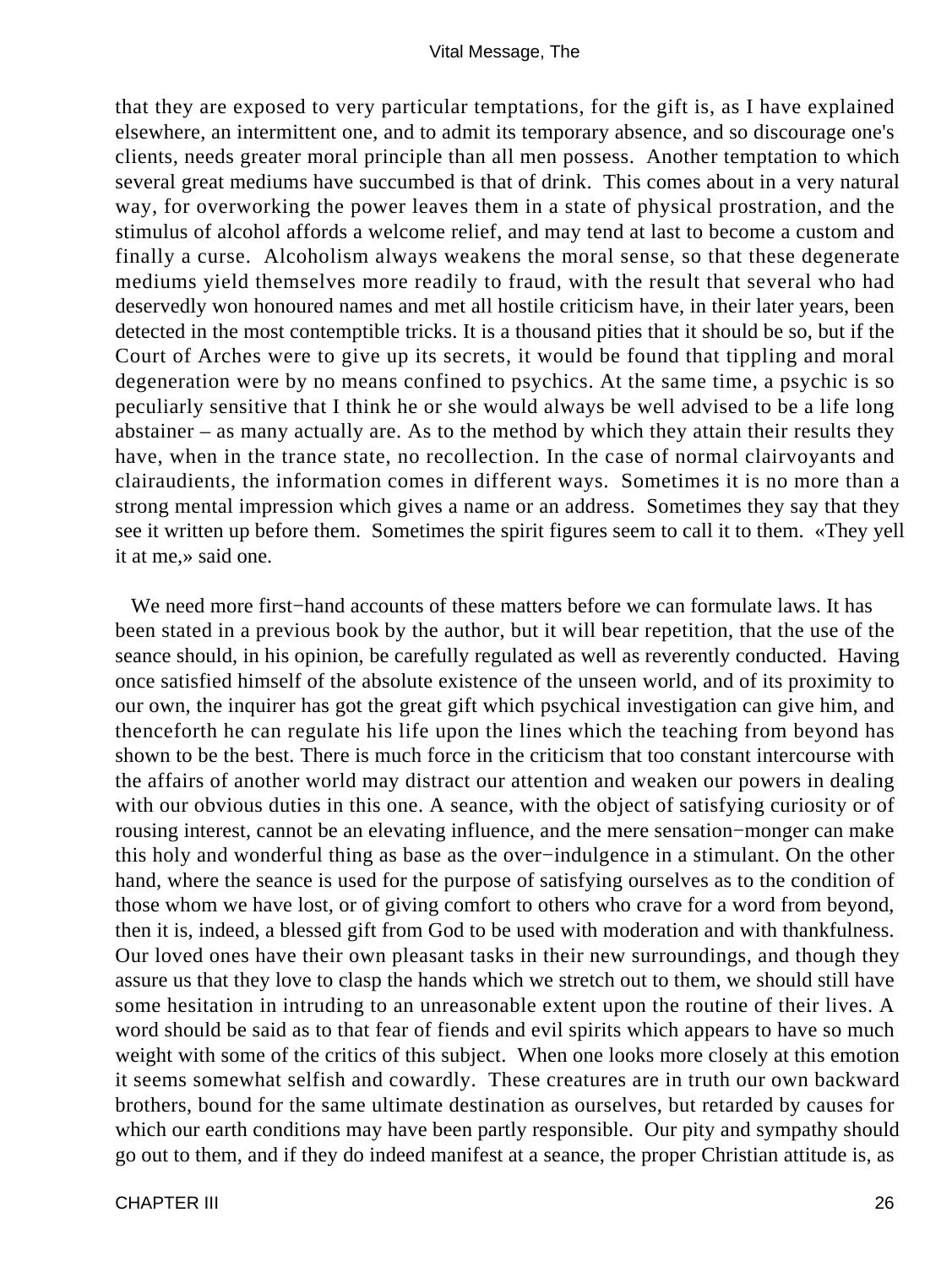that they are exposed to very particular temptations, for the gift is, as I have explained elsewhere, an intermittent one, and to admit its temporary absence, and so discourage one's clients, needs greater moral principle than all men possess. Another temptation to which several great mediums have succumbed is that of drink. This comes about in a very natural way, for overworking the power leaves them in a state of physical prostration, and the stimulus of alcohol affords a welcome relief, and may tend at last to become a custom and finally a curse. Alcoholism always weakens the moral sense, so that these degenerate mediums yield themselves more readily to fraud, with the result that several who had deservedly won honoured names and met all hostile criticism have, in their later years, been detected in the most contemptible tricks. It is a thousand pities that it should be so, but if the Court of Arches were to give up its secrets, it would be found that tippling and moral degeneration were by no means confined to psychics. At the same time, a psychic is so peculiarly sensitive that I think he or she would always be well advised to be a life long abstainer – as many actually are. As to the method by which they attain their results they have, when in the trance state, no recollection. In the case of normal clairvoyants and clairaudients, the information comes in different ways. Sometimes it is no more than a strong mental impression which gives a name or an address. Sometimes they say that they see it written up before them. Sometimes the spirit figures seem to call it to them. «They yell it at me,» said one.

We need more first−hand accounts of these matters before we can formulate laws. It has been stated in a previous book by the author, but it will bear repetition, that the use of the seance should, in his opinion, be carefully regulated as well as reverently conducted. Having once satisfied himself of the absolute existence of the unseen world, and of its proximity to our own, the inquirer has got the great gift which psychical investigation can give him, and thenceforth he can regulate his life upon the lines which the teaching from beyond has shown to be the best. There is much force in the criticism that too constant intercourse with the affairs of another world may distract our attention and weaken our powers in dealing with our obvious duties in this one. A seance, with the object of satisfying curiosity or of rousing interest, cannot be an elevating influence, and the mere sensation−monger can make this holy and wonderful thing as base as the over−indulgence in a stimulant. On the other hand, where the seance is used for the purpose of satisfying ourselves as to the condition of those whom we have lost, or of giving comfort to others who crave for a word from beyond, then it is, indeed, a blessed gift from God to be used with moderation and with thankfulness. Our loved ones have their own pleasant tasks in their new surroundings, and though they assure us that they love to clasp the hands which we stretch out to them, we should still have some hesitation in intruding to an unreasonable extent upon the routine of their lives. A word should be said as to that fear of fiends and evil spirits which appears to have so much weight with some of the critics of this subject. When one looks more closely at this emotion it seems somewhat selfish and cowardly. These creatures are in truth our own backward brothers, bound for the same ultimate destination as ourselves, but retarded by causes for which our earth conditions may have been partly responsible. Our pity and sympathy should go out to them, and if they do indeed manifest at a seance, the proper Christian attitude is, as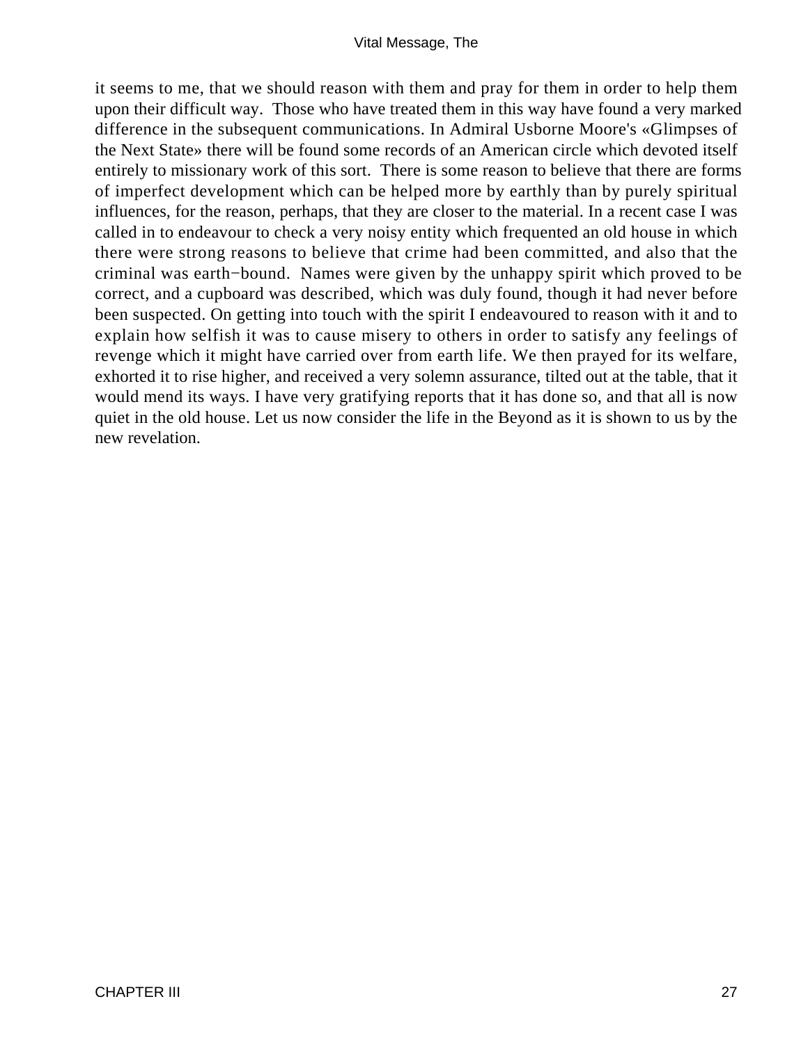it seems to me, that we should reason with them and pray for them in order to help them upon their difficult way. Those who have treated them in this way have found a very marked difference in the subsequent communications. In Admiral Usborne Moore's «Glimpses of the Next State» there will be found some records of an American circle which devoted itself entirely to missionary work of this sort. There is some reason to believe that there are forms of imperfect development which can be helped more by earthly than by purely spiritual influences, for the reason, perhaps, that they are closer to the material. In a recent case I was called in to endeavour to check a very noisy entity which frequented an old house in which there were strong reasons to believe that crime had been committed, and also that the criminal was earth−bound. Names were given by the unhappy spirit which proved to be correct, and a cupboard was described, which was duly found, though it had never before been suspected. On getting into touch with the spirit I endeavoured to reason with it and to explain how selfish it was to cause misery to others in order to satisfy any feelings of revenge which it might have carried over from earth life. We then prayed for its welfare, exhorted it to rise higher, and received a very solemn assurance, tilted out at the table, that it would mend its ways. I have very gratifying reports that it has done so, and that all is now quiet in the old house. Let us now consider the life in the Beyond as it is shown to us by the new revelation.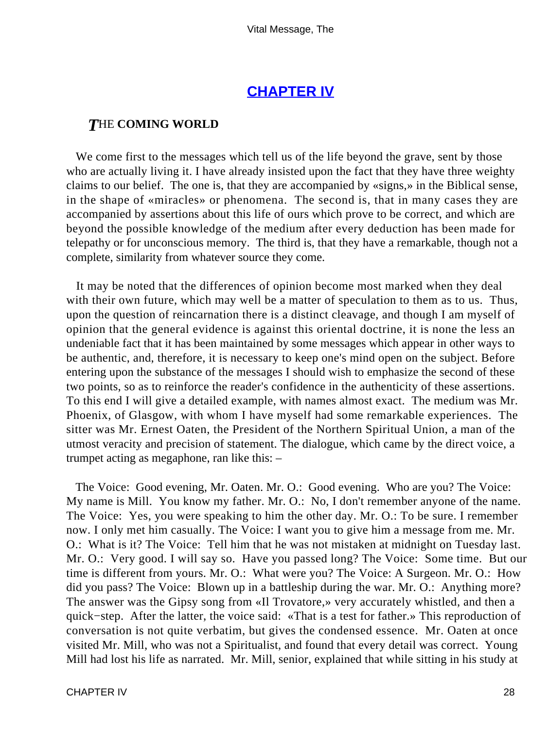## CHAPTER IV

### THE COMING WORLD

We come first to the messages which tell us of the life beyond the grave, sent by those who are actually living it. I have already insisted upon the fact that they have three weighty claims to our belief. The one is, that they are accompanied by «signs,» in the Biblical sense, in the shape of «miracles» or phenomena. The second is, that in many cases they are accompanied by assertions about this life of ours which prove to be correct, and which are beyond the possible knowledge of the medium after every deduction has been made for telepathy or for unconscious memory. The third is, that they have a remarkable, though not a complete, similarity from whatever source they come.

It may be noted that the differences of opinion become most marked when they deal with their own future, which may well be a matter of speculation to them as to us. Thus, upon the question of reincarnation there is a distinct cleavage, and though I am myself of opinion that the general evidence is against this oriental doctrine, it is none the less an undeniable fact that it has been maintained by some messages which appear in other ways to be authentic, and, therefore, it is necessary to keep one's mind open on the subject. Before entering upon the substance of the messages I should wish to emphasize the second of these two points, so as to reinforce the reader's confidence in the authenticity of these assertions. To this end I will give a detailed example, with names almost exact. The medium was Mr. Phoenix, of Glasgow, with whom I have myself had some remarkable experiences. The sitter was Mr. Ernest Oaten, the President of the Northern Spiritual Union, a man of the utmost veracity and precision of statement. The dialogue, which came by the direct voice, a trumpet acting as megaphone, ran like this: –

The Voice: Good evening, Mr. Oaten. Mr. O.: Good evening. Who are you? The Voice: My name is Mill. You know my father. Mr. O.: No, I don't remember anyone of the name. The Voice: Yes, you were speaking to him the other day. Mr. O.: To be sure. I remember now. I only met him casually. The Voice: I want you to give him a message from me. Mr. O.: What is it? The Voice: Tell him that he was not mistaken at midnight on Tuesday last. Mr. O.: Very good. I will say so. Have you passed long? The Voice: Some time. But our time is different from yours. Mr. O.: What were you? The Voice: A Surgeon. Mr. O.: How did you pass? The Voice: Blown up in a battleship during the war. Mr. O.: Anything more? The answer was the Gipsy song from «Il Trovatore,» very accurately whistled, and then a quick−step. After the latter, the voice said: «That is a test for father.» This reproduction of conversation is not quite verbatim, but gives the condensed essence. Mr. Oaten at once visited Mr. Mill, who was not a Spiritualist, and found that every detail was correct. Young Mill had lost his life as narrated. Mr. Mill, senior, explained that while sitting in his study at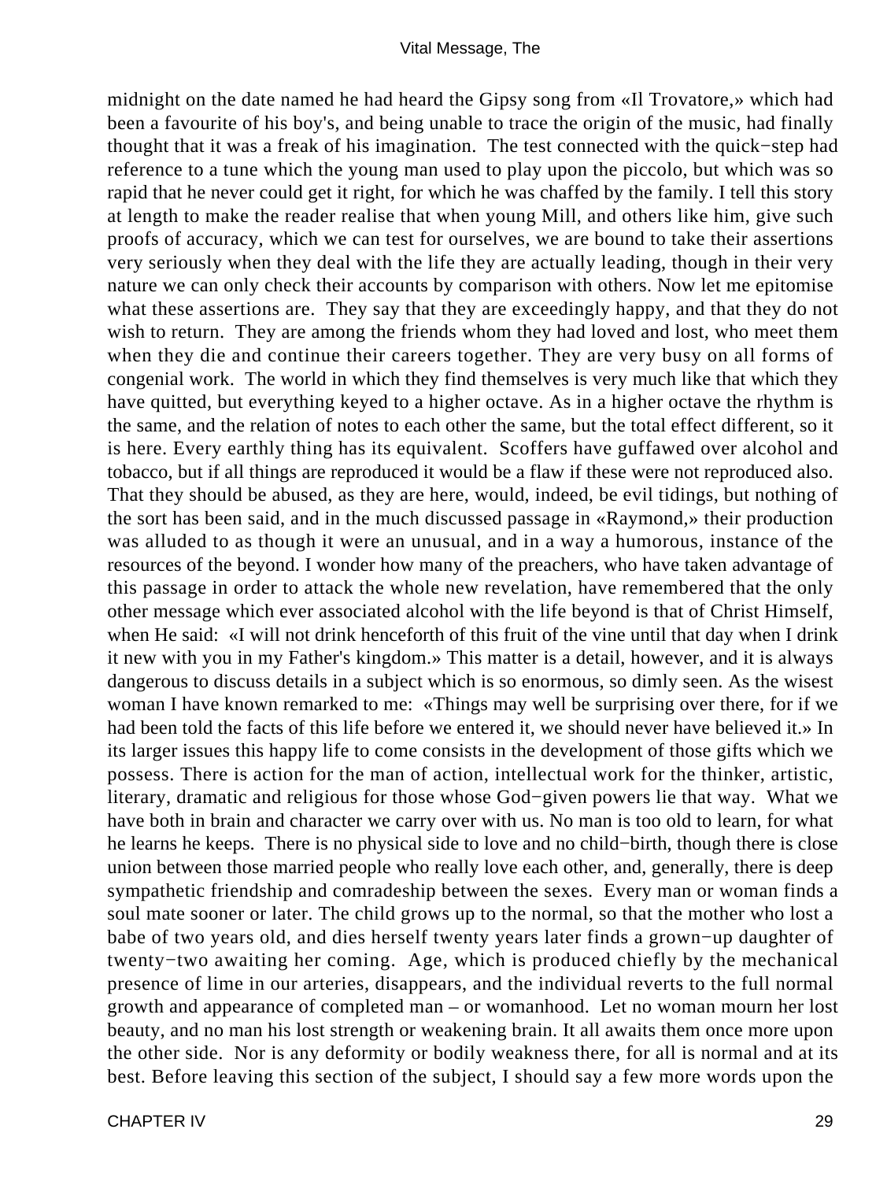midnight on the date named he had heard the Gipsy song from «Il Trovatore,» which had been a favourite of his boy's, and being unable to trace the origin of the music, had finally thought that it was a freak of his imagination. The test connected with the quick−step had reference to a tune which the young man used to play upon the piccolo, but which was so rapid that he never could get it right, for which he was chaffed by the family. I tell this story at length to make the reader realise that when young Mill, and others like him, give such proofs of accuracy, which we can test for ourselves, we are bound to take their assertions very seriously when they deal with the life they are actually leading, though in their very nature we can only check their accounts by comparison with others. Now let me epitomise what these assertions are. They say that they are exceedingly happy, and that they do not wish to return. They are among the friends whom they had loved and lost, who meet them when they die and continue their careers together. They are very busy on all forms of congenial work. The world in which they find themselves is very much like that which they have quitted, but everything keyed to a higher octave. As in a higher octave the rhythm is the same, and the relation of notes to each other the same, but the total effect different, so it is here. Every earthly thing has its equivalent. Scoffers have guffawed over alcohol and tobacco, but if all things are reproduced it would be a flaw if these were not reproduced also. That they should be abused, as they are here, would, indeed, be evil tidings, but nothing of the sort has been said, and in the much discussed passage in «Raymond,» their production was alluded to as though it were an unusual, and in a way a humorous, instance of the resources of the beyond. I wonder how many of the preachers, who have taken advantage of this passage in order to attack the whole new revelation, have remembered that the only other message which ever associated alcohol with the life beyond is that of Christ Himself, when He said: «I will not drink henceforth of this fruit of the vine until that day when I drink it new with you in my Father's kingdom.» This matter is a detail, however, and it is always dangerous to discuss details in a subject which is so enormous, so dimly seen. As the wisest woman I have known remarked to me: «Things may well be surprising over there, for if we had been told the facts of this life before we entered it, we should never have believed it.» In its larger issues this happy life to come consists in the development of those gifts which we possess. There is action for the man of action, intellectual work for the thinker, artistic, literary, dramatic and religious for those whose God−given powers lie that way. What we have both in brain and character we carry over with us. No man is too old to learn, for what he learns he keeps. There is no physical side to love and no child−birth, though there is close union between those married people who really love each other, and, generally, there is deep sympathetic friendship and comradeship between the sexes. Every man or woman finds a soul mate sooner or later. The child grows up to the normal, so that the mother who lost a babe of two years old, and dies herself twenty years later finds a grown−up daughter of twenty−two awaiting her coming. Age, which is produced chiefly by the mechanical presence of lime in our arteries, disappears, and the individual reverts to the full normal growth and appearance of completed man – or womanhood. Let no woman mourn her lost beauty, and no man his lost strength or weakening brain. It all awaits them once more upon the other side. Nor is any deformity or bodily weakness there, for all is normal and at its best. Before leaving this section of the subject, I should say a few more words upon the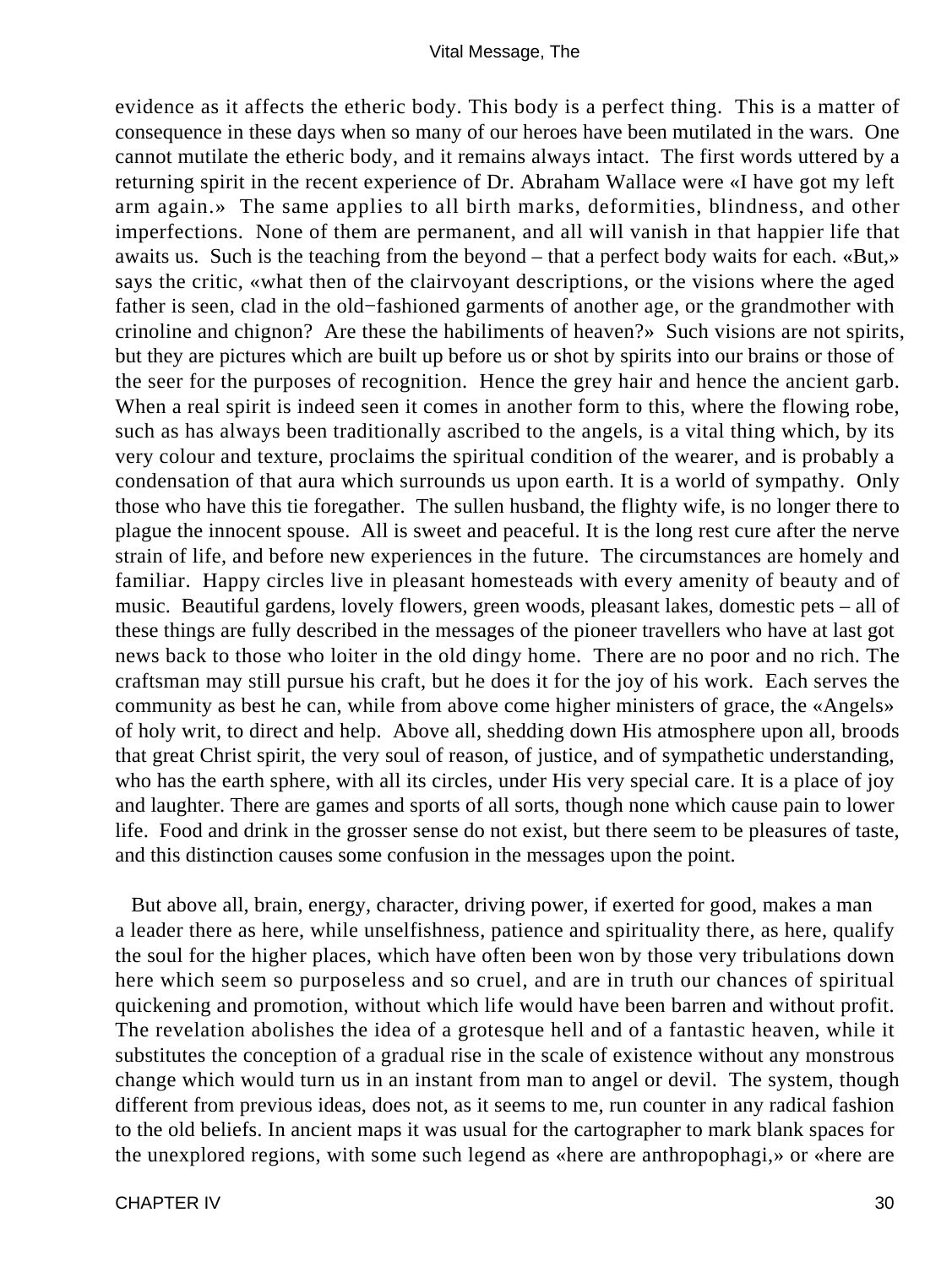evidence as it affects the etheric body. This body is a perfect thing. This is a matter of consequence in these days when so many of our heroes have been mutilated in the wars. One cannot mutilate the etheric body, and it remains always intact. The first words uttered by a returning spirit in the recent experience of Dr. Abraham Wallace were «I have got my left arm again.» The same applies to all birth marks, deformities, blindness, and other imperfections. None of them are permanent, and all will vanish in that happier life that awaits us. Such is the teaching from the beyond – that a perfect body waits for each. «But,» says the critic, «what then of the clairvoyant descriptions, or the visions where the aged father is seen, clad in the old−fashioned garments of another age, or the grandmother with crinoline and chignon? Are these the habiliments of heaven?» Such visions are not spirits, but they are pictures which are built up before us or shot by spirits into our brains or those of the seer for the purposes of recognition. Hence the grey hair and hence the ancient garb. When a real spirit is indeed seen it comes in another form to this, where the flowing robe, such as has always been traditionally ascribed to the angels, is a vital thing which, by its very colour and texture, proclaims the spiritual condition of the wearer, and is probably a condensation of that aura which surrounds us upon earth. It is a world of sympathy. Only those who have this tie foregather. The sullen husband, the flighty wife, is no longer there to plague the innocent spouse. All is sweet and peaceful. It is the long rest cure after the nerve strain of life, and before new experiences in the future. The circumstances are homely and familiar. Happy circles live in pleasant homesteads with every amenity of beauty and of music. Beautiful gardens, lovely flowers, green woods, pleasant lakes, domestic pets – all of these things are fully described in the messages of the pioneer travellers who have at last got news back to those who loiter in the old dingy home. There are no poor and no rich. The craftsman may still pursue his craft, but he does it for the joy of his work. Each serves the community as best he can, while from above come higher ministers of grace, the «Angels» of holy writ, to direct and help. Above all, shedding down His atmosphere upon all, broods that great Christ spirit, the very soul of reason, of justice, and of sympathetic understanding, who has the earth sphere, with all its circles, under His very special care. It is a place of joy and laughter. There are games and sports of all sorts, though none which cause pain to lower life. Food and drink in the grosser sense do not exist, but there seem to be pleasures of taste, and this distinction causes some confusion in the messages upon the point.

But above all, brain, energy, character, driving power, if exerted for good, makes a man a leader there as here, while unselfishness, patience and spirituality there, as here, qualify the soul for the higher places, which have often been won by those very tribulations down here which seem so purposeless and so cruel, and are in truth our chances of spiritual quickening and promotion, without which life would have been barren and without profit. The revelation abolishes the idea of a grotesque hell and of a fantastic heaven, while it substitutes the conception of a gradual rise in the scale of existence without any monstrous change which would turn us in an instant from man to angel or devil. The system, though different from previous ideas, does not, as it seems to me, run counter in any radical fashion to the old beliefs. In ancient maps it was usual for the cartographer to mark blank spaces for the unexplored regions, with some such legend as «here are anthropophagi,» or «here are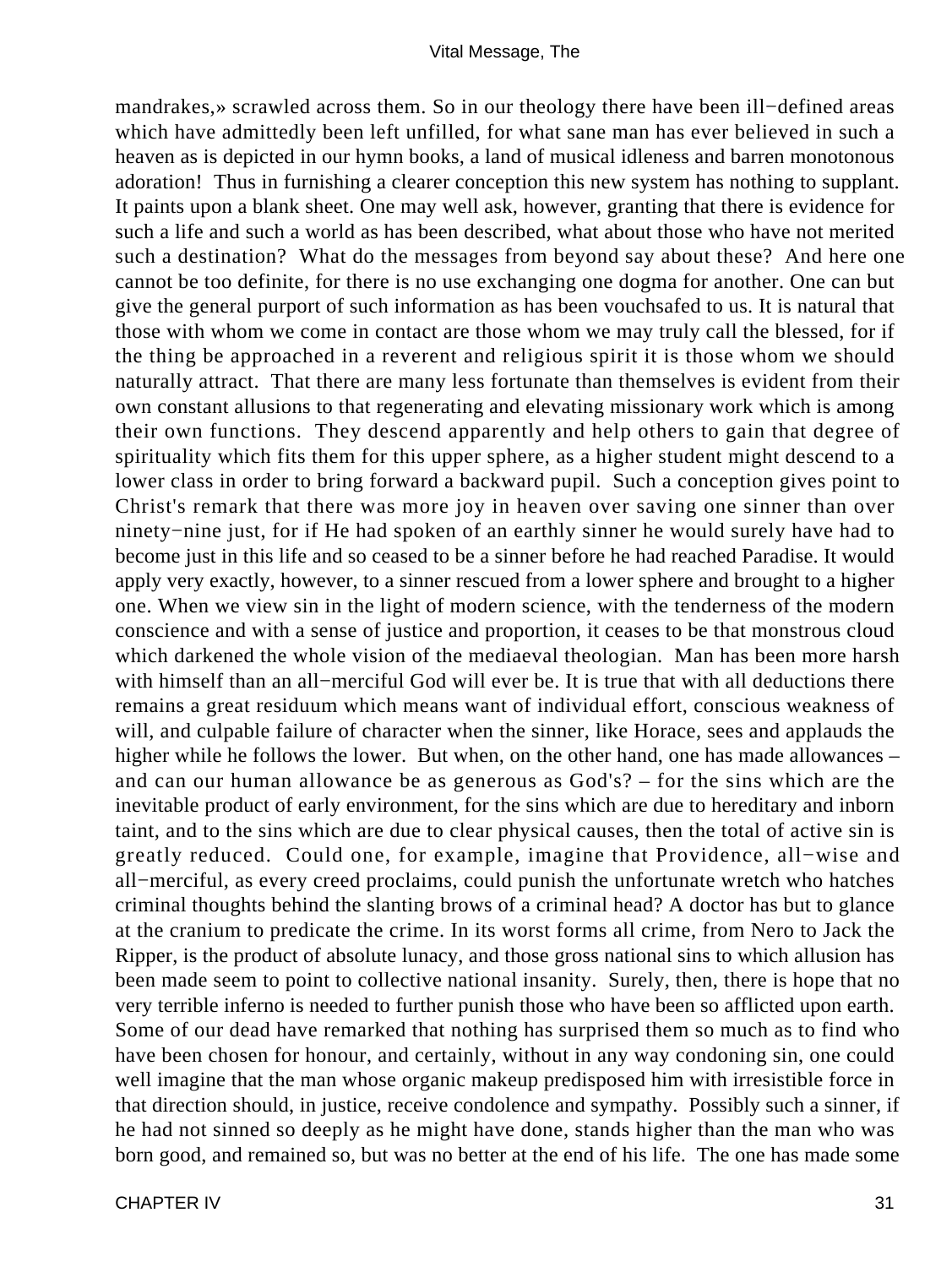mandrakes,» scrawled across them. So in our theology there have been ill−defined areas which have admittedly been left unfilled, for what sane man has ever believed in such a heaven as is depicted in our hymn books, a land of musical idleness and barren monotonous adoration! Thus in furnishing a clearer conception this new system has nothing to supplant. It paints upon a blank sheet. One may well ask, however, granting that there is evidence for such a life and such a world as has been described, what about those who have not merited such a destination? What do the messages from beyond say about these? And here one cannot be too definite, for there is no use exchanging one dogma for another. One can but give the general purport of such information as has been vouchsafed to us. It is natural that those with whom we come in contact are those whom we may truly call the blessed, for if the thing be approached in a reverent and religious spirit it is those whom we should naturally attract. That there are many less fortunate than themselves is evident from their own constant allusions to that regenerating and elevating missionary work which is among their own functions. They descend apparently and help others to gain that degree of spirituality which fits them for this upper sphere, as a higher student might descend to a lower class in order to bring forward a backward pupil. Such a conception gives point to Christ's remark that there was more joy in heaven over saving one sinner than over ninety−nine just, for if He had spoken of an earthly sinner he would surely have had to become just in this life and so ceased to be a sinner before he had reached Paradise. It would apply very exactly, however, to a sinner rescued from a lower sphere and brought to a higher one. When we view sin in the light of modern science, with the tenderness of the modern conscience and with a sense of justice and proportion, it ceases to be that monstrous cloud which darkened the whole vision of the mediaeval theologian. Man has been more harsh with himself than an all−merciful God will ever be. It is true that with all deductions there remains a great residuum which means want of individual effort, conscious weakness of will, and culpable failure of character when the sinner, like Horace, sees and applauds the higher while he follows the lower. But when, on the other hand, one has made allowances – and can our human allowance be as generous as God's? – for the sins which are the inevitable product of early environment, for the sins which are due to hereditary and inborn taint, and to the sins which are due to clear physical causes, then the total of active sin is greatly reduced. Could one, for example, imagine that Providence, all−wise and all−merciful, as every creed proclaims, could punish the unfortunate wretch who hatches criminal thoughts behind the slanting brows of a criminal head? A doctor has but to glance at the cranium to predicate the crime. In its worst forms all crime, from Nero to Jack the Ripper, is the product of absolute lunacy, and those gross national sins to which allusion has been made seem to point to collective national insanity. Surely, then, there is hope that no very terrible inferno is needed to further punish those who have been so afflicted upon earth. Some of our dead have remarked that nothing has surprised them so much as to find who have been chosen for honour, and certainly, without in any way condoning sin, one could well imagine that the man whose organic makeup predisposed him with irresistible force in that direction should, in justice, receive condolence and sympathy. Possibly such a sinner, if he had not sinned so deeply as he might have done, stands higher than the man who was born good, and remained so, but was no better at the end of his life. The one has made some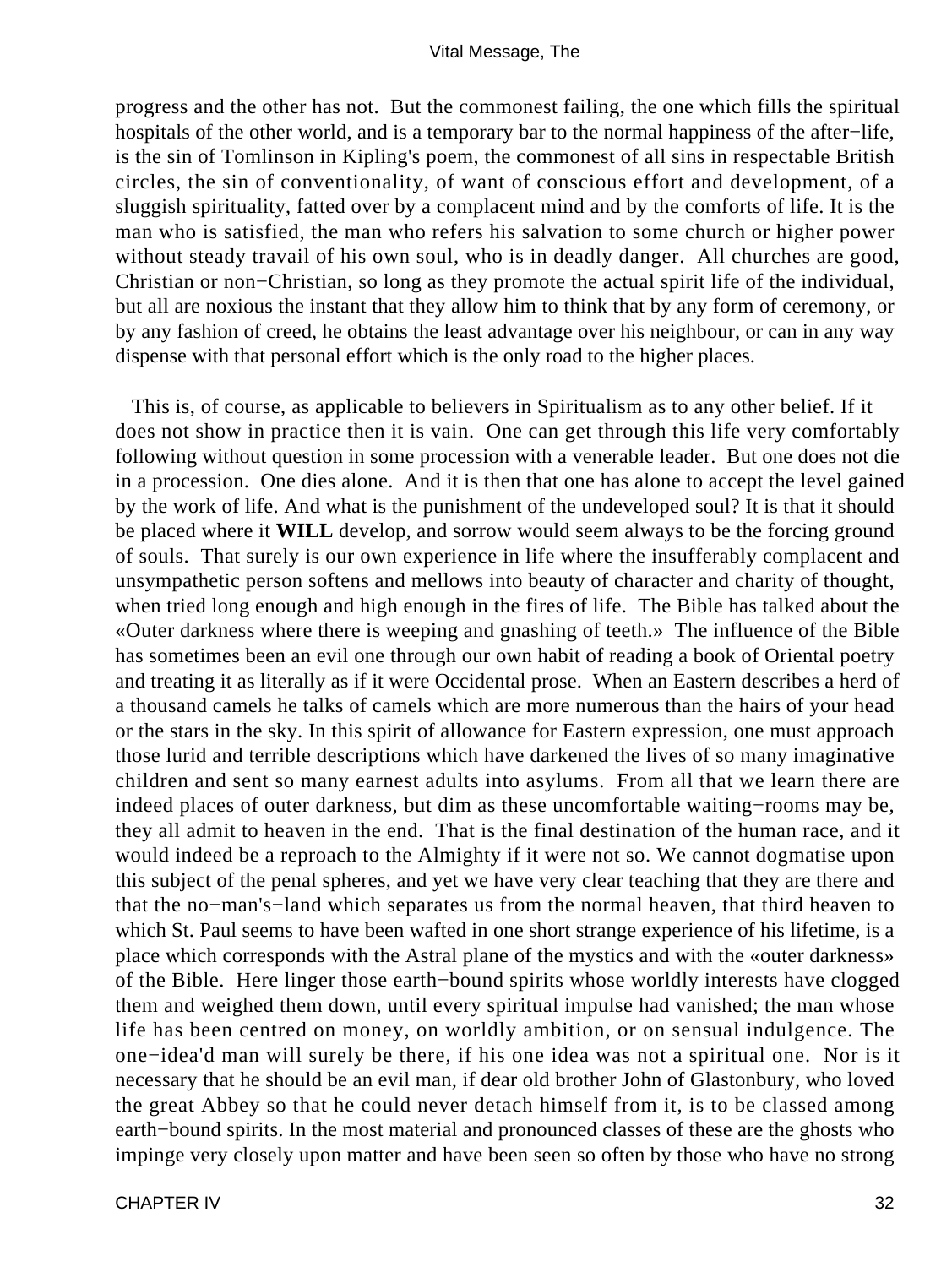progress and the other has not. But the commonest failing, the one which fills the spiritual hospitals of the other world, and is a temporary bar to the normal happiness of the after−life, is the sin of Tomlinson in Kipling's poem, the commonest of all sins in respectable British circles, the sin of conventionality, of want of conscious effort and development, of a sluggish spirituality, fatted over by a complacent mind and by the comforts of life. It is the man who is satisfied, the man who refers his salvation to some church or higher power without steady travail of his own soul, who is in deadly danger. All churches are good, Christian or non−Christian, so long as they promote the actual spirit life of the individual, but all are noxious the instant that they allow him to think that by any form of ceremony, or by any fashion of creed, he obtains the least advantage over his neighbour, or can in any way dispense with that personal effort which is the only road to the higher places.

This is, of course, as applicable to believers in Spiritualism as to any other belief. If it does not show in practice then it is vain. One can get through this life very comfortably following without question in some procession with a venerable leader. But one does not die in a procession. One dies alone. And it is then that one has alone to accept the level gained by the work of life. And what is the punishment of the undeveloped soul? It is that it should be placed where it **WILL** develop, and sorrow would seem always to be the forcing ground of souls. That surely is our own experience in life where the insufferably complacent and unsympathetic person softens and mellows into beauty of character and charity of thought, when tried long enough and high enough in the fires of life. The Bible has talked about the «Outer darkness where there is weeping and gnashing of teeth.» The influence of the Bible has sometimes been an evil one through our own habit of reading a book of Oriental poetry and treating it as literally as if it were Occidental prose. When an Eastern describes a herd of a thousand camels he talks of camels which are more numerous than the hairs of your head or the stars in the sky. In this spirit of allowance for Eastern expression, one must approach those lurid and terrible descriptions which have darkened the lives of so many imaginative children and sent so many earnest adults into asylums. From all that we learn there are indeed places of outer darkness, but dim as these uncomfortable waiting−rooms may be, they all admit to heaven in the end. That is the final destination of the human race, and it would indeed be a reproach to the Almighty if it were not so. We cannot dogmatise upon this subject of the penal spheres, and yet we have very clear teaching that they are there and that the no−man's−land which separates us from the normal heaven, that third heaven to which St. Paul seems to have been wafted in one short strange experience of his lifetime, is a place which corresponds with the Astral plane of the mystics and with the «outer darkness» of the Bible. Here linger those earth−bound spirits whose worldly interests have clogged them and weighed them down, until every spiritual impulse had vanished; the man whose life has been centred on money, on worldly ambition, or on sensual indulgence. The one−idea'd man will surely be there, if his one idea was not a spiritual one. Nor is it necessary that he should be an evil man, if dear old brother John of Glastonbury, who loved the great Abbey so that he could never detach himself from it, is to be classed among earth−bound spirits. In the most material and pronounced classes of these are the ghosts who impinge very closely upon matter and have been seen so often by those who have no strong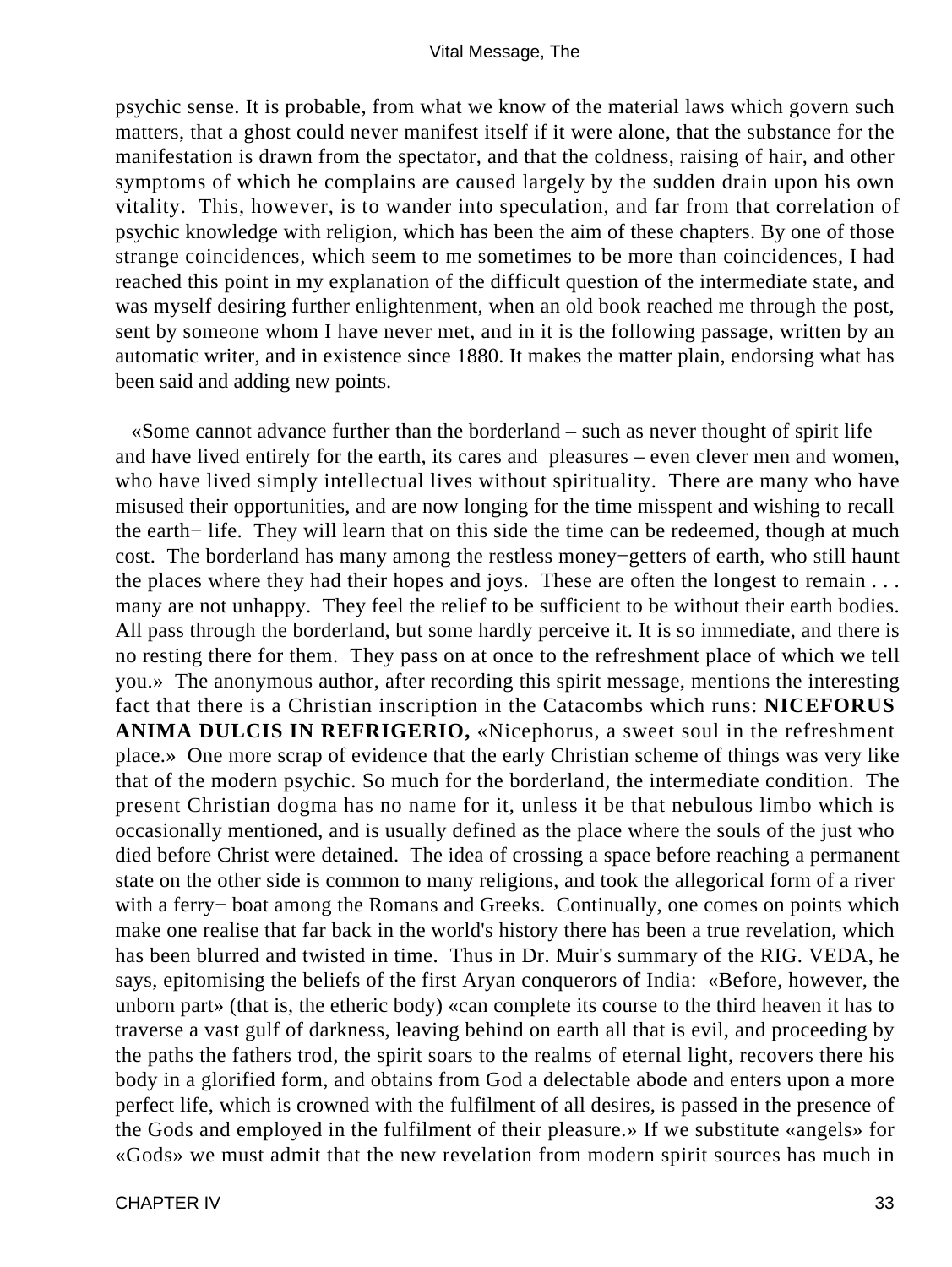psychic sense. It is probable, from what we know of the material laws which govern such matters, that a ghost could never manifest itself if it were alone, that the substance for the manifestation is drawn from the spectator, and that the coldness, raising of hair, and other symptoms of which he complains are caused largely by the sudden drain upon his own vitality. This, however, is to wander into speculation, and far from that correlation of psychic knowledge with religion, which has been the aim of these chapters. By one of those strange coincidences, which seem to me sometimes to be more than coincidences, I had reached this point in my explanation of the difficult question of the intermediate state, and was myself desiring further enlightenment, when an old book reached me through the post, sent by someone whom I have never met, and in it is the following passage, written by an automatic writer, and in existence since 1880. It makes the matter plain, endorsing what has been said and adding new points.

«Some cannot advance further than the borderland – such as never thought of spirit life and have lived entirely for the earth, its cares and pleasures – even clever men and women, who have lived simply intellectual lives without spirituality. There are many who have misused their opportunities, and are now longing for the time misspent and wishing to recall the earth− life. They will learn that on this side the time can be redeemed, though at much cost. The borderland has many among the restless money−getters of earth, who still haunt the places where they had their hopes and joys. These are often the longest to remain . . . many are not unhappy. They feel the relief to be sufficient to be without their earth bodies. All pass through the borderland, but some hardly perceive it. It is so immediate, and there is no resting there for them. They pass on at once to the refreshment place of which we tell you.» The anonymous author, after recording this spirit message, mentions the interesting fact that there is a Christian inscription in the Catacombs which runs: **NICEFORUS ANIMA DULCIS IN REFRIGERIO,** «Nicephorus, a sweet soul in the refreshment place.» One more scrap of evidence that the early Christian scheme of things was very like that of the modern psychic. So much for the borderland, the intermediate condition. The present Christian dogma has no name for it, unless it be that nebulous limbo which is occasionally mentioned, and is usually defined as the place where the souls of the just who died before Christ were detained. The idea of crossing a space before reaching a permanent state on the other side is common to many religions, and took the allegorical form of a river with a ferry− boat among the Romans and Greeks. Continually, one comes on points which make one realise that far back in the world's history there has been a true revelation, which has been blurred and twisted in time. Thus in Dr. Muir's summary of the RIG. VEDA, he says, epitomising the beliefs of the first Aryan conquerors of India: «Before, however, the unborn part» (that is, the etheric body) «can complete its course to the third heaven it has to traverse a vast gulf of darkness, leaving behind on earth all that is evil, and proceeding by the paths the fathers trod, the spirit soars to the realms of eternal light, recovers there his body in a glorified form, and obtains from God a delectable abode and enters upon a more perfect life, which is crowned with the fulfilment of all desires, is passed in the presence of the Gods and employed in the fulfilment of their pleasure.» If we substitute «angels» for «Gods» we must admit that the new revelation from modern spirit sources has much in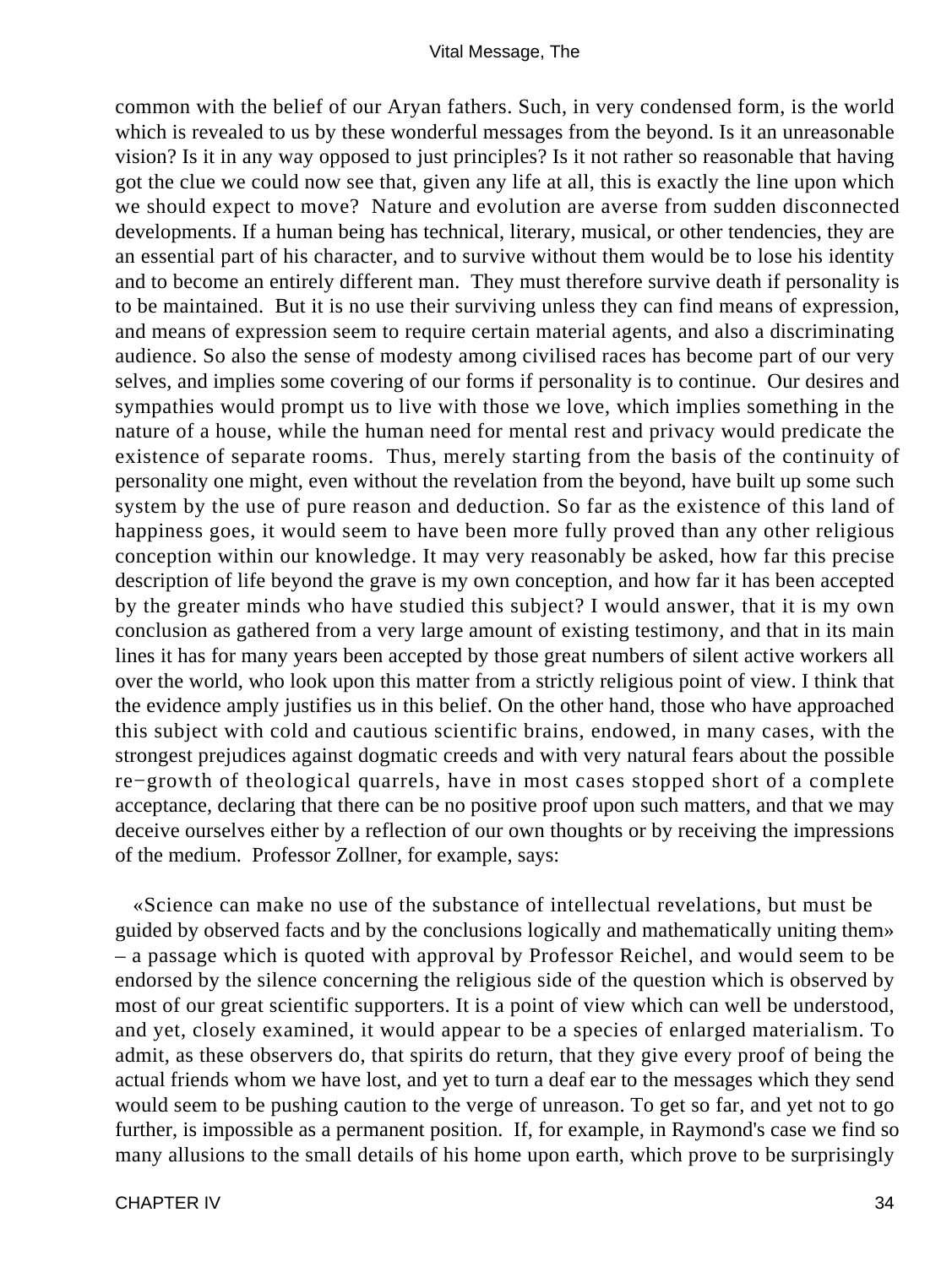common with the belief of our Aryan fathers. Such, in very condensed form, is the world which is revealed to us by these wonderful messages from the beyond. Is it an unreasonable vision? Is it in any way opposed to just principles? Is it not rather so reasonable that having got the clue we could now see that, given any life at all, this is exactly the line upon which we should expect to move? Nature and evolution are averse from sudden disconnected developments. If a human being has technical, literary, musical, or other tendencies, they are an essential part of his character, and to survive without them would be to lose his identity and to become an entirely different man. They must therefore survive death if personality is to be maintained. But it is no use their surviving unless they can find means of expression, and means of expression seem to require certain material agents, and also a discriminating audience. So also the sense of modesty among civilised races has become part of our very selves, and implies some covering of our forms if personality is to continue. Our desires and sympathies would prompt us to live with those we love, which implies something in the nature of a house, while the human need for mental rest and privacy would predicate the existence of separate rooms. Thus, merely starting from the basis of the continuity of personality one might, even without the revelation from the beyond, have built up some such system by the use of pure reason and deduction. So far as the existence of this land of happiness goes, it would seem to have been more fully proved than any other religious conception within our knowledge. It may very reasonably be asked, how far this precise description of life beyond the grave is my own conception, and how far it has been accepted by the greater minds who have studied this subject? I would answer, that it is my own conclusion as gathered from a very large amount of existing testimony, and that in its main lines it has for many years been accepted by those great numbers of silent active workers all over the world, who look upon this matter from a strictly religious point of view. I think that the evidence amply justifies us in this belief. On the other hand, those who have approached this subject with cold and cautious scientific brains, endowed, in many cases, with the strongest prejudices against dogmatic creeds and with very natural fears about the possible re−growth of theological quarrels, have in most cases stopped short of a complete acceptance, declaring that there can be no positive proof upon such matters, and that we may deceive ourselves either by a reflection of our own thoughts or by receiving the impressions of the medium. Professor Zollner, for example, says:

«Science can make no use of the substance of intellectual revelations, but must be guided by observed facts and by the conclusions logically and mathematically uniting them» – a passage which is quoted with approval by Professor Reichel, and would seem to be endorsed by the silence concerning the religious side of the question which is observed by most of our great scientific supporters. It is a point of view which can well be understood, and yet, closely examined, it would appear to be a species of enlarged materialism. To admit, as these observers do, that spirits do return, that they give every proof of being the actual friends whom we have lost, and yet to turn a deaf ear to the messages which they send would seem to be pushing caution to the verge of unreason. To get so far, and yet not to go further, is impossible as a permanent position. If, for example, in Raymond's case we find so many allusions to the small details of his home upon earth, which prove to be surprisingly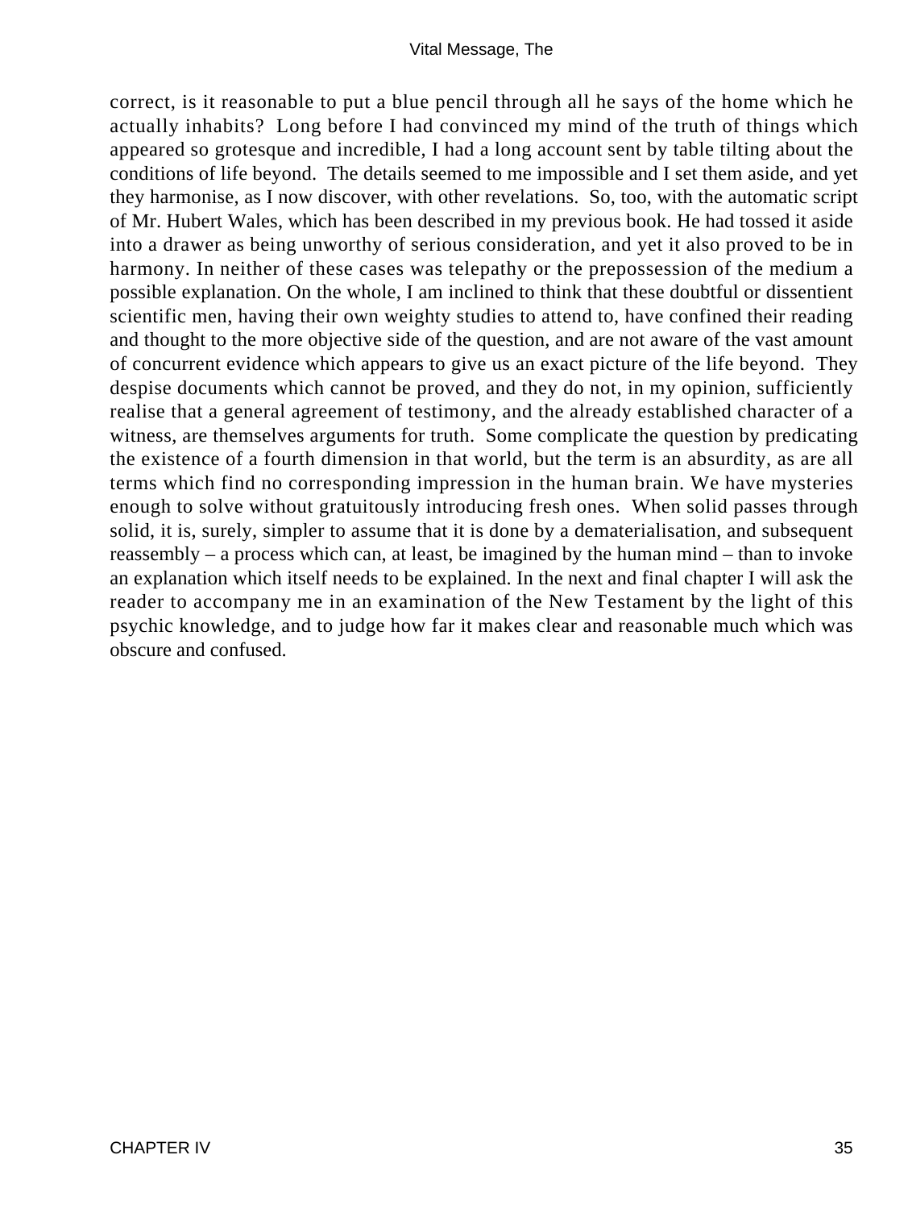correct, is it reasonable to put a blue pencil through all he says of the home which he actually inhabits? Long before I had convinced my mind of the truth of things which appeared so grotesque and incredible, I had a long account sent by table tilting about the conditions of life beyond. The details seemed to me impossible and I set them aside, and yet they harmonise, as I now discover, with other revelations. So, too, with the automatic script of Mr. Hubert Wales, which has been described in my previous book. He had tossed it aside into a drawer as being unworthy of serious consideration, and yet it also proved to be in harmony. In neither of these cases was telepathy or the prepossession of the medium a possible explanation. On the whole, I am inclined to think that these doubtful or dissentient scientific men, having their own weighty studies to attend to, have confined their reading and thought to the more objective side of the question, and are not aware of the vast amount of concurrent evidence which appears to give us an exact picture of the life beyond. They despise documents which cannot be proved, and they do not, in my opinion, sufficiently realise that a general agreement of testimony, and the already established character of a witness, are themselves arguments for truth. Some complicate the question by predicating the existence of a fourth dimension in that world, but the term is an absurdity, as are all terms which find no corresponding impression in the human brain. We have mysteries enough to solve without gratuitously introducing fresh ones. When solid passes through solid, it is, surely, simpler to assume that it is done by a dematerialisation, and subsequent reassembly – a process which can, at least, be imagined by the human mind – than to invoke an explanation which itself needs to be explained. In the next and final chapter I will ask the reader to accompany me in an examination of the New Testament by the light of this psychic knowledge, and to judge how far it makes clear and reasonable much which was obscure and confused.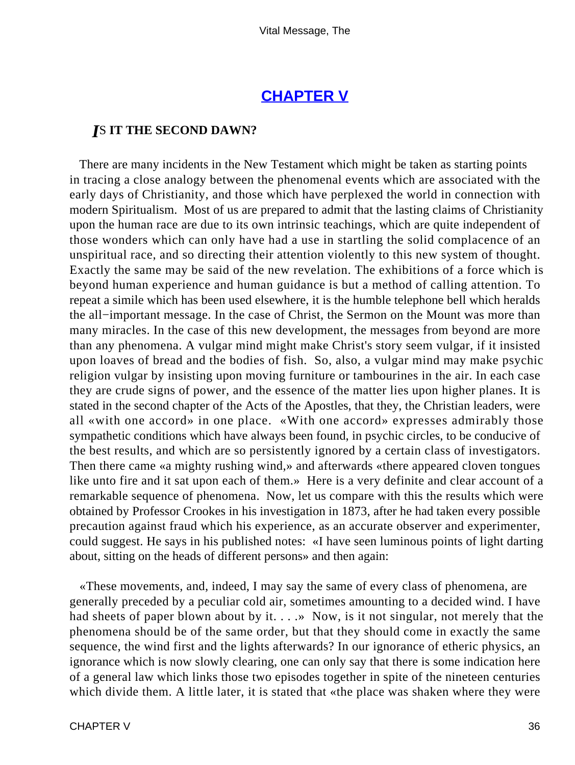## CHAPTER V

### *I*S IT THE SECOND DAWN?

There are many incidents in the New Testament which might be taken as starting points in tracing a close analogy between the phenomenal events which are associated with the early days of Christianity, and those which have perplexed the world in connection with modern Spiritualism. Most of us are prepared to admit that the lasting claims of Christianity upon the human race are due to its own intrinsic teachings, which are quite independent of those wonders which can only have had a use in startling the solid complacence of an unspiritual race, and so directing their attention violently to this new system of thought. Exactly the same may be said of the new revelation. The exhibitions of a force which is beyond human experience and human guidance is but a method of calling attention. To repeat a simile which has been used elsewhere, it is the humble telephone bell which heralds the all−important message. In the case of Christ, the Sermon on the Mount was more than many miracles. In the case of this new development, the messages from beyond are more than any phenomena. A vulgar mind might make Christ's story seem vulgar, if it insisted upon loaves of bread and the bodies of fish. So, also, a vulgar mind may make psychic religion vulgar by insisting upon moving furniture or tambourines in the air. In each case they are crude signs of power, and the essence of the matter lies upon higher planes. It is stated in the second chapter of the Acts of the Apostles, that they, the Christian leaders, were all «with one accord» in one place. «With one accord» expresses admirably those sympathetic conditions which have always been found, in psychic circles, to be conducive of the best results, and which are so persistently ignored by a certain class of investigators. Then there came «a mighty rushing wind,» and afterwards «there appeared cloven tongues like unto fire and it sat upon each of them.» Here is a very definite and clear account of a remarkable sequence of phenomena. Now, let us compare with this the results which were obtained by Professor Crookes in his investigation in 1873, after he had taken every possible precaution against fraud which his experience, as an accurate observer and experimenter, could suggest. He says in his published notes: «I have seen luminous points of light darting about, sitting on the heads of different persons» and then again:

«These movements, and, indeed, I may say the same of every class of phenomena, are generally preceded by a peculiar cold air, sometimes amounting to a decided wind. I have had sheets of paper blown about by it. . . .» Now, is it not singular, not merely that the phenomena should be of the same order, but that they should come in exactly the same sequence, the wind first and the lights afterwards? In our ignorance of etheric physics, an ignorance which is now slowly clearing, one can only say that there is some indication here of a general law which links those two episodes together in spite of the nineteen centuries which divide them. A little later, it is stated that «the place was shaken where they were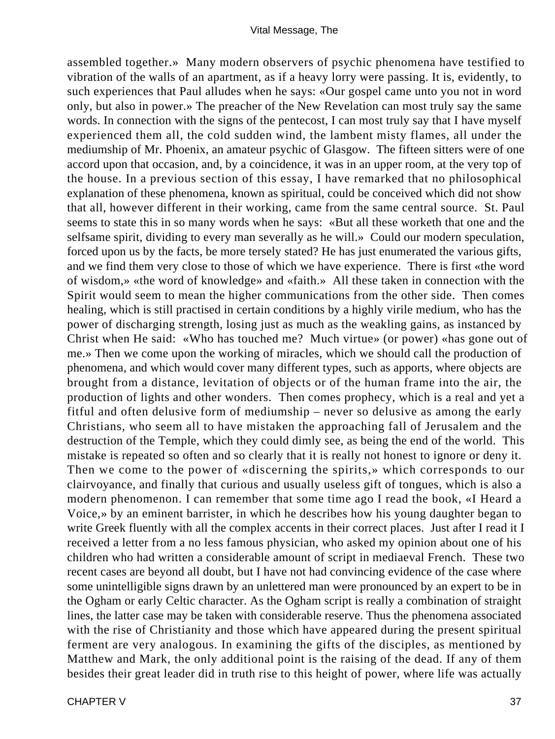assembled together.» Many modern observers of psychic phenomena have testified to vibration of the walls of an apartment, as if a heavy lorry were passing. It is, evidently, to such experiences that Paul alludes when he says: «Our gospel came unto you not in word only, but also in power.» The preacher of the New Revelation can most truly say the same words. In connection with the signs of the pentecost, I can most truly say that I have myself experienced them all, the cold sudden wind, the lambent misty flames, all under the mediumship of Mr. Phoenix, an amateur psychic of Glasgow. The fifteen sitters were of one accord upon that occasion, and, by a coincidence, it was in an upper room, at the very top of the house. In a previous section of this essay, I have remarked that no philosophical explanation of these phenomena, known as spiritual, could be conceived which did not show that all, however different in their working, came from the same central source. St. Paul seems to state this in so many words when he says: «But all these worketh that one and the selfsame spirit, dividing to every man severally as he will.» Could our modern speculation, forced upon us by the facts, be more tersely stated? He has just enumerated the various gifts, and we find them very close to those of which we have experience. There is first «the word of wisdom,» «the word of knowledge» and «faith.» All these taken in connection with the Spirit would seem to mean the higher communications from the other side. Then comes healing, which is still practised in certain conditions by a highly virile medium, who has the power of discharging strength, losing just as much as the weakling gains, as instanced by Christ when He said: «Who has touched me? Much virtue» (or power) «has gone out of me.» Then we come upon the working of miracles, which we should call the production of phenomena, and which would cover many different types, such as apports, where objects are brought from a distance, levitation of objects or of the human frame into the air, the production of lights and other wonders. Then comes prophecy, which is a real and yet a fitful and often delusive form of mediumship – never so delusive as among the early Christians, who seem all to have mistaken the approaching fall of Jerusalem and the destruction of the Temple, which they could dimly see, as being the end of the world. This mistake is repeated so often and so clearly that it is really not honest to ignore or deny it. Then we come to the power of «discerning the spirits,» which corresponds to our clairvoyance, and finally that curious and usually useless gift of tongues, which is also a modern phenomenon. I can remember that some time ago I read the book, «I Heard a Voice,» by an eminent barrister, in which he describes how his young daughter began to write Greek fluently with all the complex accents in their correct places. Just after I read it I received a letter from a no less famous physician, who asked my opinion about one of his children who had written a considerable amount of script in mediaeval French. These two recent cases are beyond all doubt, but I have not had convincing evidence of the case where some unintelligible signs drawn by an unlettered man were pronounced by an expert to be in the Ogham or early Celtic character. As the Ogham script is really a combination of straight lines, the latter case may be taken with considerable reserve. Thus the phenomena associated with the rise of Christianity and those which have appeared during the present spiritual ferment are very analogous. In examining the gifts of the disciples, as mentioned by Matthew and Mark, the only additional point is the raising of the dead. If any of them besides their great leader did in truth rise to this height of power, where life was actually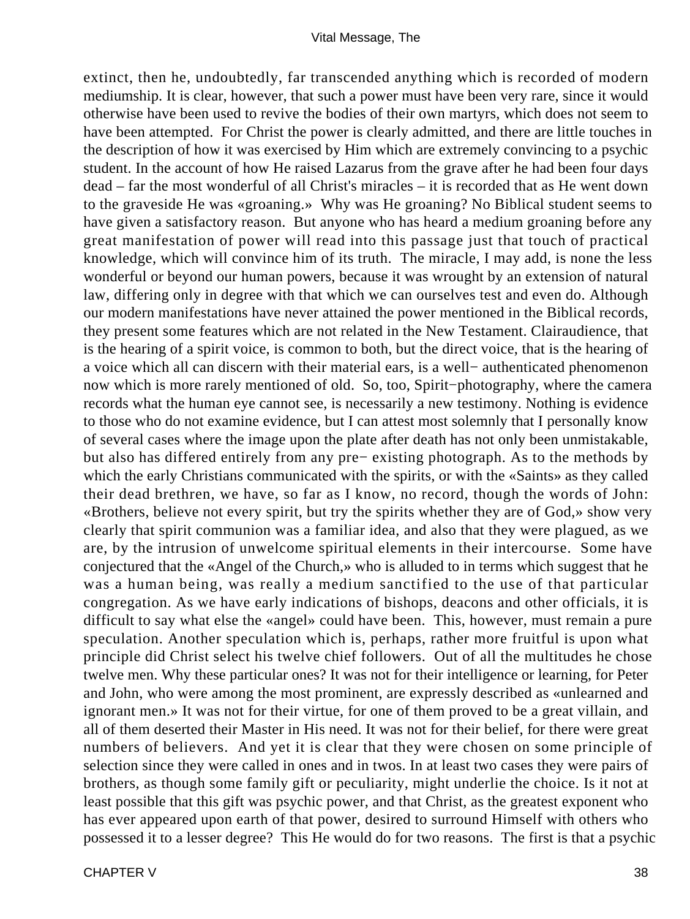extinct, then he, undoubtedly, far transcended anything which is recorded of modern mediumship. It is clear, however, that such a power must have been very rare, since it would otherwise have been used to revive the bodies of their own martyrs, which does not seem to have been attempted. For Christ the power is clearly admitted, and there are little touches in the description of how it was exercised by Him which are extremely convincing to a psychic student. In the account of how He raised Lazarus from the grave after he had been four days dead – far the most wonderful of all Christ's miracles – it is recorded that as He went down to the graveside He was «groaning.» Why was He groaning? No Biblical student seems to have given a satisfactory reason. But anyone who has heard a medium groaning before any great manifestation of power will read into this passage just that touch of practical knowledge, which will convince him of its truth. The miracle, I may add, is none the less wonderful or beyond our human powers, because it was wrought by an extension of natural law, differing only in degree with that which we can ourselves test and even do. Although our modern manifestations have never attained the power mentioned in the Biblical records, they present some features which are not related in the New Testament. Clairaudience, that is the hearing of a spirit voice, is common to both, but the direct voice, that is the hearing of a voice which all can discern with their material ears, is a well− authenticated phenomenon now which is more rarely mentioned of old. So, too, Spirit−photography, where the camera records what the human eye cannot see, is necessarily a new testimony. Nothing is evidence to those who do not examine evidence, but I can attest most solemnly that I personally know of several cases where the image upon the plate after death has not only been unmistakable, but also has differed entirely from any pre− existing photograph. As to the methods by which the early Christians communicated with the spirits, or with the «Saints» as they called their dead brethren, we have, so far as I know, no record, though the words of John: «Brothers, believe not every spirit, but try the spirits whether they are of God,» show very clearly that spirit communion was a familiar idea, and also that they were plagued, as we are, by the intrusion of unwelcome spiritual elements in their intercourse. Some have conjectured that the «Angel of the Church,» who is alluded to in terms which suggest that he was a human being, was really a medium sanctified to the use of that particular congregation. As we have early indications of bishops, deacons and other officials, it is difficult to say what else the «angel» could have been. This, however, must remain a pure speculation. Another speculation which is, perhaps, rather more fruitful is upon what principle did Christ select his twelve chief followers. Out of all the multitudes he chose twelve men. Why these particular ones? It was not for their intelligence or learning, for Peter and John, who were among the most prominent, are expressly described as «unlearned and ignorant men.» It was not for their virtue, for one of them proved to be a great villain, and all of them deserted their Master in His need. It was not for their belief, for there were great numbers of believers. And yet it is clear that they were chosen on some principle of selection since they were called in ones and in twos. In at least two cases they were pairs of brothers, as though some family gift or peculiarity, might underlie the choice. Is it not at least possible that this gift was psychic power, and that Christ, as the greatest exponent who has ever appeared upon earth of that power, desired to surround Himself with others who possessed it to a lesser degree? This He would do for two reasons. The first is that a psychic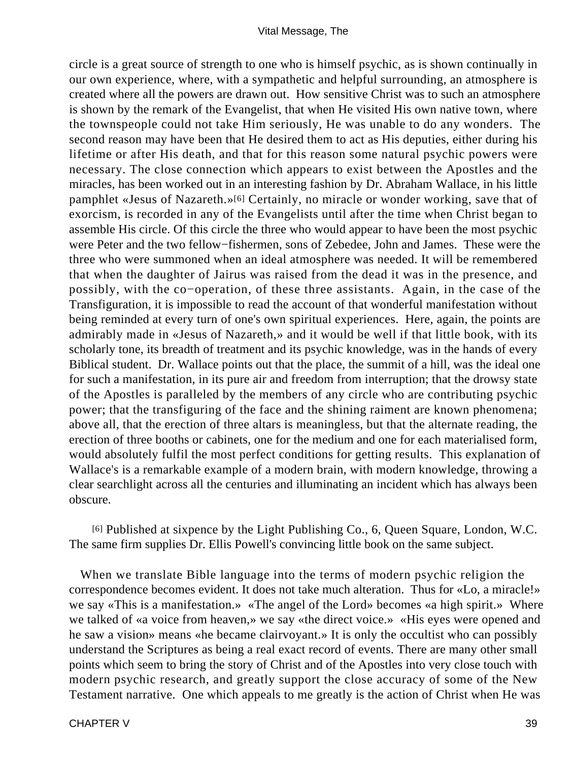circle is a great source of strength to one who is himself psychic, as is shown continually in our own experience, where, with a sympathetic and helpful surrounding, an atmosphere is created where all the powers are drawn out. How sensitive Christ was to such an atmosphere is shown by the remark of the Evangelist, that when He visited His own native town, where the townspeople could not take Him seriously, He was unable to do any wonders. The second reason may have been that He desired them to act as His deputies, either during his lifetime or after His death, and that for this reason some natural psychic powers were necessary. The close connection which appears to exist between the Apostles and the miracles, has been worked out in an interesting fashion by Dr. Abraham Wallace, in his little pamphlet «Jesus of Nazareth.»[6] Certainly, no miracle or wonder working, save that of exorcism, is recorded in any of the Evangelists until after the time when Christ began to assemble His circle. Of this circle the three who would appear to have been the most psychic were Peter and the two fellow−fishermen, sons of Zebedee, John and James. These were the three who were summoned when an ideal atmosphere was needed. It will be remembered that when the daughter of Jairus was raised from the dead it was in the presence, and possibly, with the co−operation, of these three assistants. Again, in the case of the Transfiguration, it is impossible to read the account of that wonderful manifestation without being reminded at every turn of one's own spiritual experiences. Here, again, the points are admirably made in «Jesus of Nazareth,» and it would be well if that little book, with its scholarly tone, its breadth of treatment and its psychic knowledge, was in the hands of every Biblical student. Dr. Wallace points out that the place, the summit of a hill, was the ideal one for such a manifestation, in its pure air and freedom from interruption; that the drowsy state of the Apostles is paralleled by the members of any circle who are contributing psychic power; that the transfiguring of the face and the shining raiment are known phenomena; above all, that the erection of three altars is meaningless, but that the alternate reading, the erection of three booths or cabinets, one for the medium and one for each materialised form, would absolutely fulfil the most perfect conditions for getting results. This explanation of Wallace's is a remarkable example of a modern brain, with modern knowledge, throwing a clear searchlight across all the centuries and illuminating an incident which has always been obscure.

[6] Published at sixpence by the Light Publishing Co., 6, Queen Square, London, W.C. The same firm supplies Dr. Ellis Powell's convincing little book on the same subject.

When we translate Bible language into the terms of modern psychic religion the correspondence becomes evident. It does not take much alteration. Thus for «Lo, a miracle!» we say «This is a manifestation.» «The angel of the Lord» becomes «a high spirit.» Where we talked of «a voice from heaven,» we say «the direct voice.» «His eyes were opened and he saw a vision» means «he became clairvoyant.» It is only the occultist who can possibly understand the Scriptures as being a real exact record of events. There are many other small points which seem to bring the story of Christ and of the Apostles into very close touch with modern psychic research, and greatly support the close accuracy of some of the New Testament narrative. One which appeals to me greatly is the action of Christ when He was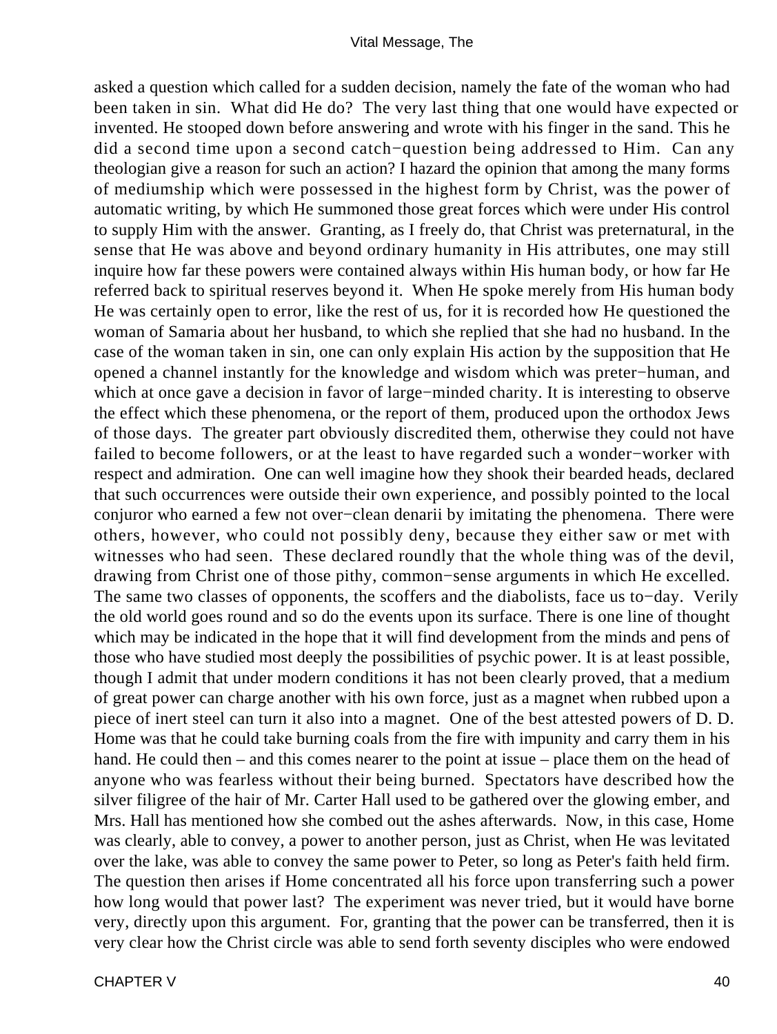asked a question which called for a sudden decision, namely the fate of the woman who had been taken in sin. What did He do? The very last thing that one would have expected or invented. He stooped down before answering and wrote with his finger in the sand. This he did a second time upon a second catch−question being addressed to Him. Can any theologian give a reason for such an action? I hazard the opinion that among the many forms of mediumship which were possessed in the highest form by Christ, was the power of automatic writing, by which He summoned those great forces which were under His control to supply Him with the answer. Granting, as I freely do, that Christ was preternatural, in the sense that He was above and beyond ordinary humanity in His attributes, one may still inquire how far these powers were contained always within His human body, or how far He referred back to spiritual reserves beyond it. When He spoke merely from His human body He was certainly open to error, like the rest of us, for it is recorded how He questioned the woman of Samaria about her husband, to which she replied that she had no husband. In the case of the woman taken in sin, one can only explain His action by the supposition that He opened a channel instantly for the knowledge and wisdom which was preter−human, and which at once gave a decision in favor of large−minded charity. It is interesting to observe the effect which these phenomena, or the report of them, produced upon the orthodox Jews of those days. The greater part obviously discredited them, otherwise they could not have failed to become followers, or at the least to have regarded such a wonder−worker with respect and admiration. One can well imagine how they shook their bearded heads, declared that such occurrences were outside their own experience, and possibly pointed to the local conjuror who earned a few not over−clean denarii by imitating the phenomena. There were others, however, who could not possibly deny, because they either saw or met with witnesses who had seen. These declared roundly that the whole thing was of the devil, drawing from Christ one of those pithy, common−sense arguments in which He excelled. The same two classes of opponents, the scoffers and the diabolists, face us to−day. Verily the old world goes round and so do the events upon its surface. There is one line of thought which may be indicated in the hope that it will find development from the minds and pens of those who have studied most deeply the possibilities of psychic power. It is at least possible, though I admit that under modern conditions it has not been clearly proved, that a medium of great power can charge another with his own force, just as a magnet when rubbed upon a piece of inert steel can turn it also into a magnet. One of the best attested powers of D. D. Home was that he could take burning coals from the fire with impunity and carry them in his hand. He could then – and this comes nearer to the point at issue – place them on the head of anyone who was fearless without their being burned. Spectators have described how the silver filigree of the hair of Mr. Carter Hall used to be gathered over the glowing ember, and Mrs. Hall has mentioned how she combed out the ashes afterwards. Now, in this case, Home was clearly, able to convey, a power to another person, just as Christ, when He was levitated over the lake, was able to convey the same power to Peter, so long as Peter's faith held firm. The question then arises if Home concentrated all his force upon transferring such a power how long would that power last? The experiment was never tried, but it would have borne very, directly upon this argument. For, granting that the power can be transferred, then it is very clear how the Christ circle was able to send forth seventy disciples who were endowed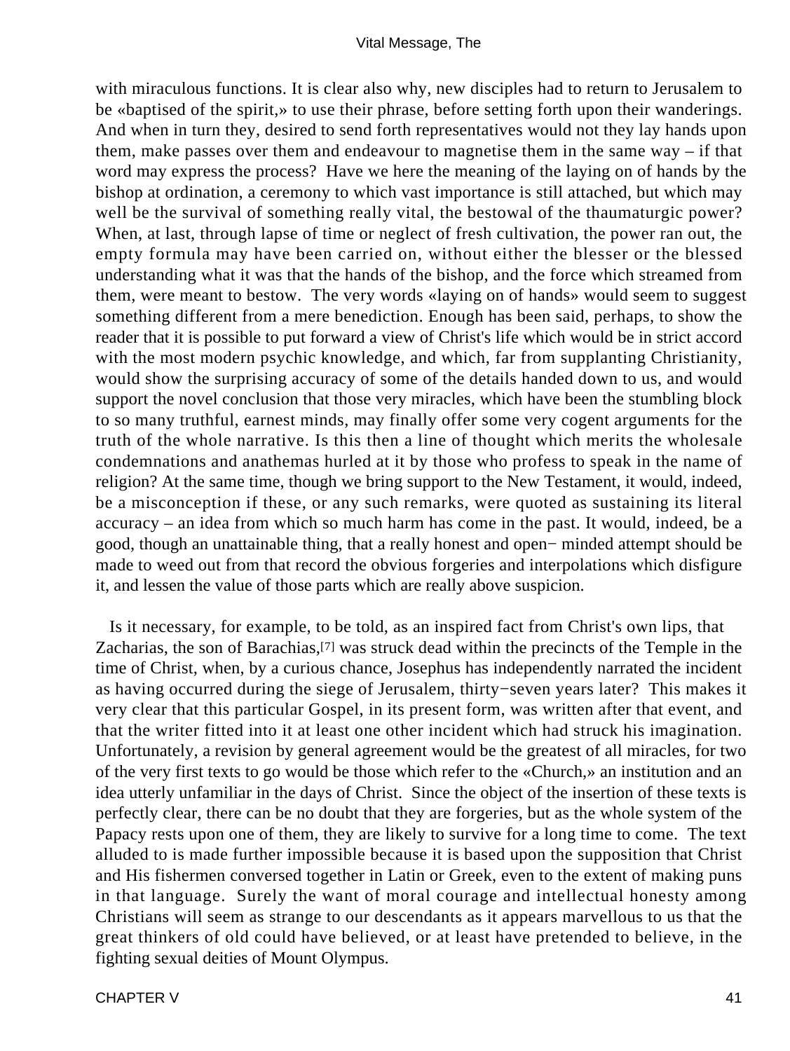with miraculous functions. It is clear also why, new disciples had to return to Jerusalem to be «baptised of the spirit,» to use their phrase, before setting forth upon their wanderings. And when in turn they, desired to send forth representatives would not they lay hands upon them, make passes over them and endeavour to magnetise them in the same way – if that word may express the process? Have we here the meaning of the laying on of hands by the bishop at ordination, a ceremony to which vast importance is still attached, but which may well be the survival of something really vital, the bestowal of the thaumaturgic power? When, at last, through lapse of time or neglect of fresh cultivation, the power ran out, the empty formula may have been carried on, without either the blesser or the blessed understanding what it was that the hands of the bishop, and the force which streamed from them, were meant to bestow. The very words «laying on of hands» would seem to suggest something different from a mere benediction. Enough has been said, perhaps, to show the reader that it is possible to put forward a view of Christ's life which would be in strict accord with the most modern psychic knowledge, and which, far from supplanting Christianity, would show the surprising accuracy of some of the details handed down to us, and would support the novel conclusion that those very miracles, which have been the stumbling block to so many truthful, earnest minds, may finally offer some very cogent arguments for the truth of the whole narrative. Is this then a line of thought which merits the wholesale condemnations and anathemas hurled at it by those who profess to speak in the name of religion? At the same time, though we bring support to the New Testament, it would, indeed, be a misconception if these, or any such remarks, were quoted as sustaining its literal accuracy – an idea from which so much harm has come in the past. It would, indeed, be a good, though an unattainable thing, that a really honest and open− minded attempt should be made to weed out from that record the obvious forgeries and interpolations which disfigure it, and lessen the value of those parts which are really above suspicion.

Is it necessary, for example, to be told, as an inspired fact from Christ's own lips, that Zacharias, the son of Barachias,[7] was struck dead within the precincts of the Temple in the time of Christ, when, by a curious chance, Josephus has independently narrated the incident as having occurred during the siege of Jerusalem, thirty−seven years later? This makes it very clear that this particular Gospel, in its present form, was written after that event, and that the writer fitted into it at least one other incident which had struck his imagination. Unfortunately, a revision by general agreement would be the greatest of all miracles, for two of the very first texts to go would be those which refer to the «Church,» an institution and an idea utterly unfamiliar in the days of Christ. Since the object of the insertion of these texts is perfectly clear, there can be no doubt that they are forgeries, but as the whole system of the Papacy rests upon one of them, they are likely to survive for a long time to come. The text alluded to is made further impossible because it is based upon the supposition that Christ and His fishermen conversed together in Latin or Greek, even to the extent of making puns in that language. Surely the want of moral courage and intellectual honesty among Christians will seem as strange to our descendants as it appears marvellous to us that the great thinkers of old could have believed, or at least have pretended to believe, in the fighting sexual deities of Mount Olympus.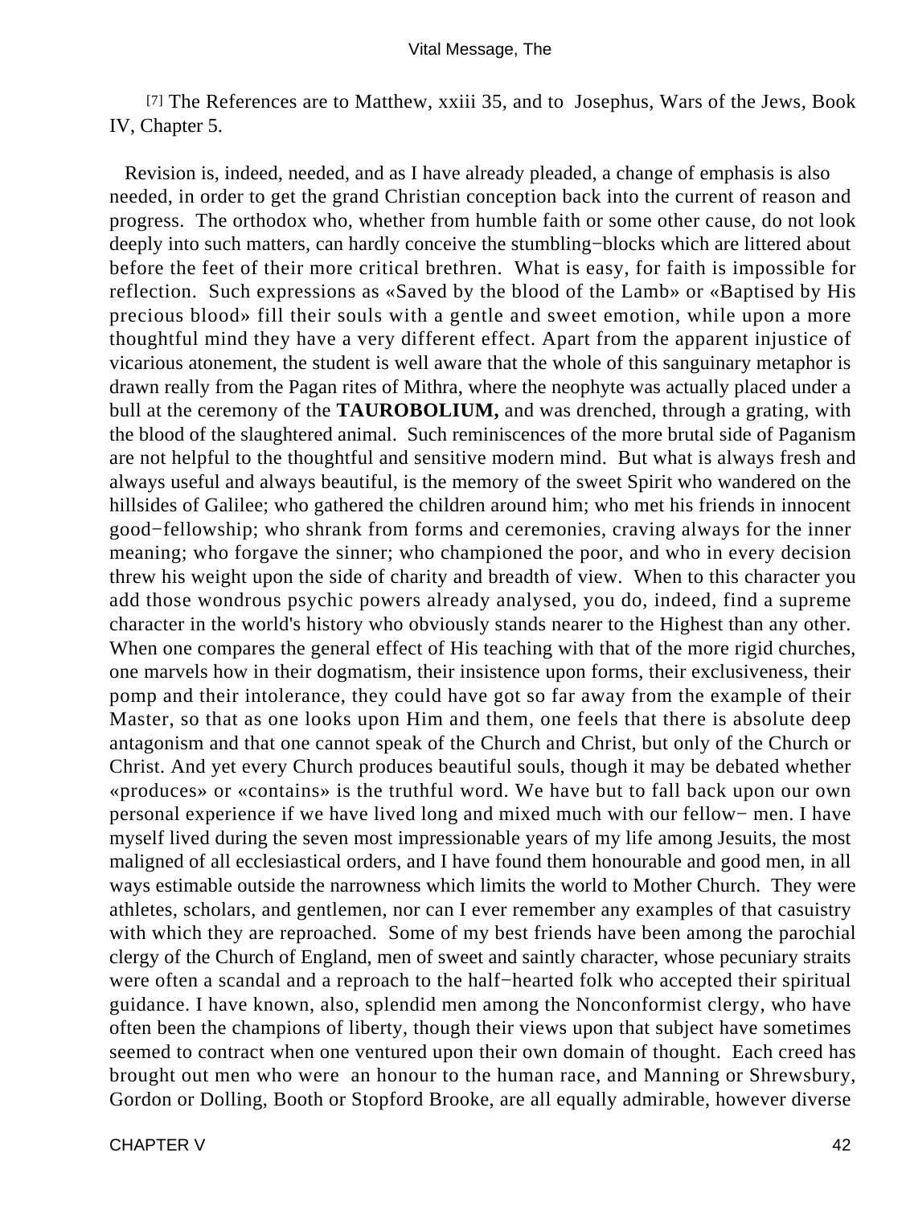[7] The References are to Matthew, xxiii 35, and to Josephus, Wars of the Jews, Book IV, Chapter 5.

Revision is, indeed, needed, and as I have already pleaded, a change of emphasis is also needed, in order to get the grand Christian conception back into the current of reason and progress. The orthodox who, whether from humble faith or some other cause, do not look deeply into such matters, can hardly conceive the stumbling−blocks which are littered about before the feet of their more critical brethren. What is easy, for faith is impossible for reflection. Such expressions as «Saved by the blood of the Lamb» or «Baptised by His precious blood» fill their souls with a gentle and sweet emotion, while upon a more thoughtful mind they have a very different effect. Apart from the apparent injustice of vicarious atonement, the student is well aware that the whole of this sanguinary metaphor is drawn really from the Pagan rites of Mithra, where the neophyte was actually placed under a bull at the ceremony of the **TAUROBOLIUM,** and was drenched, through a grating, with the blood of the slaughtered animal. Such reminiscences of the more brutal side of Paganism are not helpful to the thoughtful and sensitive modern mind. But what is always fresh and always useful and always beautiful, is the memory of the sweet Spirit who wandered on the hillsides of Galilee; who gathered the children around him; who met his friends in innocent good−fellowship; who shrank from forms and ceremonies, craving always for the inner meaning; who forgave the sinner; who championed the poor, and who in every decision threw his weight upon the side of charity and breadth of view. When to this character you add those wondrous psychic powers already analysed, you do, indeed, find a supreme character in the world's history who obviously stands nearer to the Highest than any other. When one compares the general effect of His teaching with that of the more rigid churches, one marvels how in their dogmatism, their insistence upon forms, their exclusiveness, their pomp and their intolerance, they could have got so far away from the example of their Master, so that as one looks upon Him and them, one feels that there is absolute deep antagonism and that one cannot speak of the Church and Christ, but only of the Church or Christ. And yet every Church produces beautiful souls, though it may be debated whether «produces» or «contains» is the truthful word. We have but to fall back upon our own personal experience if we have lived long and mixed much with our fellow− men. I have myself lived during the seven most impressionable years of my life among Jesuits, the most maligned of all ecclesiastical orders, and I have found them honourable and good men, in all ways estimable outside the narrowness which limits the world to Mother Church. They were athletes, scholars, and gentlemen, nor can I ever remember any examples of that casuistry with which they are reproached. Some of my best friends have been among the parochial clergy of the Church of England, men of sweet and saintly character, whose pecuniary straits were often a scandal and a reproach to the half−hearted folk who accepted their spiritual guidance. I have known, also, splendid men among the Nonconformist clergy, who have often been the champions of liberty, though their views upon that subject have sometimes seemed to contract when one ventured upon their own domain of thought. Each creed has brought out men who were an honour to the human race, and Manning or Shrewsbury, Gordon or Dolling, Booth or Stopford Brooke, are all equally admirable, however diverse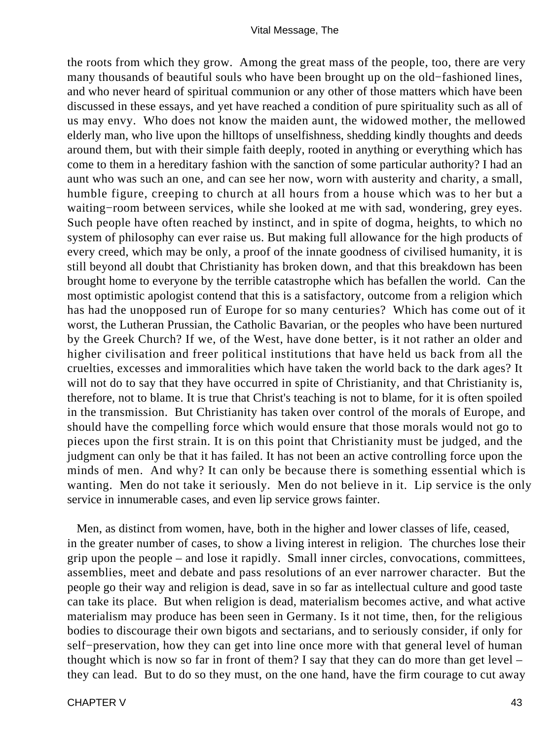the roots from which they grow. Among the great mass of the people, too, there are very many thousands of beautiful souls who have been brought up on the old−fashioned lines, and who never heard of spiritual communion or any other of those matters which have been discussed in these essays, and yet have reached a condition of pure spirituality such as all of us may envy. Who does not know the maiden aunt, the widowed mother, the mellowed elderly man, who live upon the hilltops of unselfishness, shedding kindly thoughts and deeds around them, but with their simple faith deeply, rooted in anything or everything which has come to them in a hereditary fashion with the sanction of some particular authority? I had an aunt who was such an one, and can see her now, worn with austerity and charity, a small, humble figure, creeping to church at all hours from a house which was to her but a waiting−room between services, while she looked at me with sad, wondering, grey eyes. Such people have often reached by instinct, and in spite of dogma, heights, to which no system of philosophy can ever raise us. But making full allowance for the high products of every creed, which may be only, a proof of the innate goodness of civilised humanity, it is still beyond all doubt that Christianity has broken down, and that this breakdown has been brought home to everyone by the terrible catastrophe which has befallen the world. Can the most optimistic apologist contend that this is a satisfactory, outcome from a religion which has had the unopposed run of Europe for so many centuries? Which has come out of it worst, the Lutheran Prussian, the Catholic Bavarian, or the peoples who have been nurtured by the Greek Church? If we, of the West, have done better, is it not rather an older and higher civilisation and freer political institutions that have held us back from all the cruelties, excesses and immoralities which have taken the world back to the dark ages? It will not do to say that they have occurred in spite of Christianity, and that Christianity is, therefore, not to blame. It is true that Christ's teaching is not to blame, for it is often spoiled in the transmission. But Christianity has taken over control of the morals of Europe, and should have the compelling force which would ensure that those morals would not go to pieces upon the first strain. It is on this point that Christianity must be judged, and the judgment can only be that it has failed. It has not been an active controlling force upon the minds of men. And why? It can only be because there is something essential which is wanting. Men do not take it seriously. Men do not believe in it. Lip service is the only service in innumerable cases, and even lip service grows fainter.

Men, as distinct from women, have, both in the higher and lower classes of life, ceased, in the greater number of cases, to show a living interest in religion. The churches lose their grip upon the people – and lose it rapidly. Small inner circles, convocations, committees, assemblies, meet and debate and pass resolutions of an ever narrower character. But the people go their way and religion is dead, save in so far as intellectual culture and good taste can take its place. But when religion is dead, materialism becomes active, and what active materialism may produce has been seen in Germany. Is it not time, then, for the religious bodies to discourage their own bigots and sectarians, and to seriously consider, if only for self−preservation, how they can get into line once more with that general level of human thought which is now so far in front of them? I say that they can do more than get level – they can lead. But to do so they must, on the one hand, have the firm courage to cut away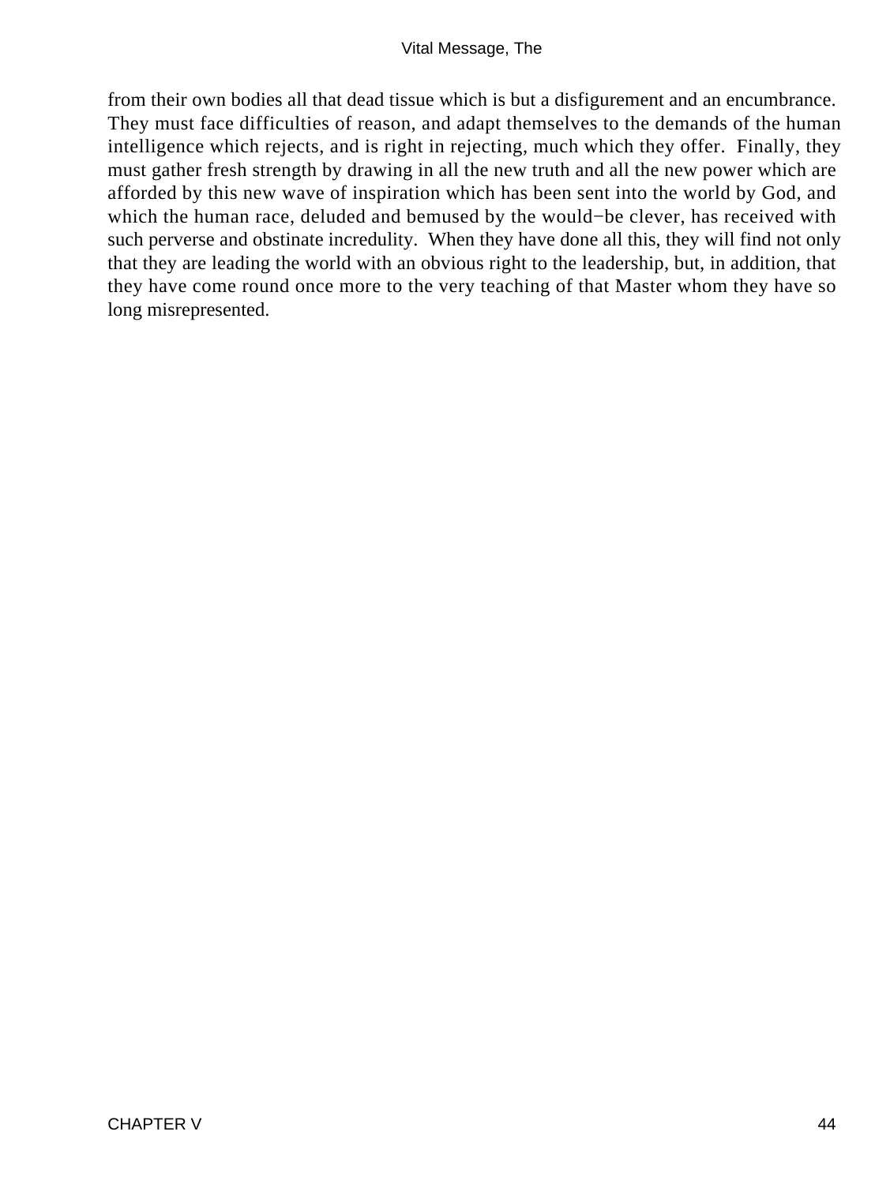from their own bodies all that dead tissue which is but a disfigurement and an encumbrance. They must face difficulties of reason, and adapt themselves to the demands of the human intelligence which rejects, and is right in rejecting, much which they offer. Finally, they must gather fresh strength by drawing in all the new truth and all the new power which are afforded by this new wave of inspiration which has been sent into the world by God, and which the human race, deluded and bemused by the would−be clever, has received with such perverse and obstinate incredulity. When they have done all this, they will find not only that they are leading the world with an obvious right to the leadership, but, in addition, that they have come round once more to the very teaching of that Master whom they have so long misrepresented.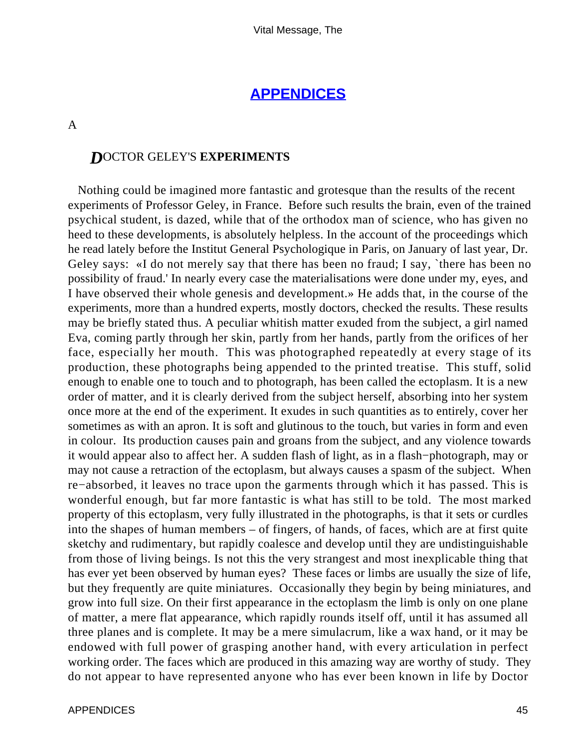# APPENDICES

A

### DOCTOR GELEY'S **EXPERIMENTS**

Nothing could be imagined more fantastic and grotesque than the results of the recent experiments of Professor Geley, in France. Before such results the brain, even of the trained psychical student, is dazed, while that of the orthodox man of science, who has given no heed to these developments, is absolutely helpless. In the account of the proceedings which he read lately before the Institut General Psychologique in Paris, on January of last year, Dr. Geley says: «I do not merely say that there has been no fraud; I say, `there has been no possibility of fraud.' In nearly every case the materialisations were done under my, eyes, and I have observed their whole genesis and development.» He adds that, in the course of the experiments, more than a hundred experts, mostly doctors, checked the results. These results may be briefly stated thus. A peculiar whitish matter exuded from the subject, a girl named Eva, coming partly through her skin, partly from her hands, partly from the orifices of her face, especially her mouth. This was photographed repeatedly at every stage of its production, these photographs being appended to the printed treatise. This stuff, solid enough to enable one to touch and to photograph, has been called the ectoplasm. It is a new order of matter, and it is clearly derived from the subject herself, absorbing into her system once more at the end of the experiment. It exudes in such quantities as to entirely, cover her sometimes as with an apron. It is soft and glutinous to the touch, but varies in form and even in colour. Its production causes pain and groans from the subject, and any violence towards it would appear also to affect her. A sudden flash of light, as in a flash−photograph, may or may not cause a retraction of the ectoplasm, but always causes a spasm of the subject. When re−absorbed, it leaves no trace upon the garments through which it has passed. This is wonderful enough, but far more fantastic is what has still to be told. The most marked property of this ectoplasm, very fully illustrated in the photographs, is that it sets or curdles into the shapes of human members – of fingers, of hands, of faces, which are at first quite sketchy and rudimentary, but rapidly coalesce and develop until they are undistinguishable from those of living beings. Is not this the very strangest and most inexplicable thing that has ever yet been observed by human eyes? These faces or limbs are usually the size of life, but they frequently are quite miniatures. Occasionally they begin by being miniatures, and grow into full size. On their first appearance in the ectoplasm the limb is only on one plane of matter, a mere flat appearance, which rapidly rounds itself off, until it has assumed all three planes and is complete. It may be a mere simulacrum, like a wax hand, or it may be endowed with full power of grasping another hand, with every articulation in perfect working order. The faces which are produced in this amazing way are worthy of study. They do not appear to have represented anyone who has ever been known in life by Doctor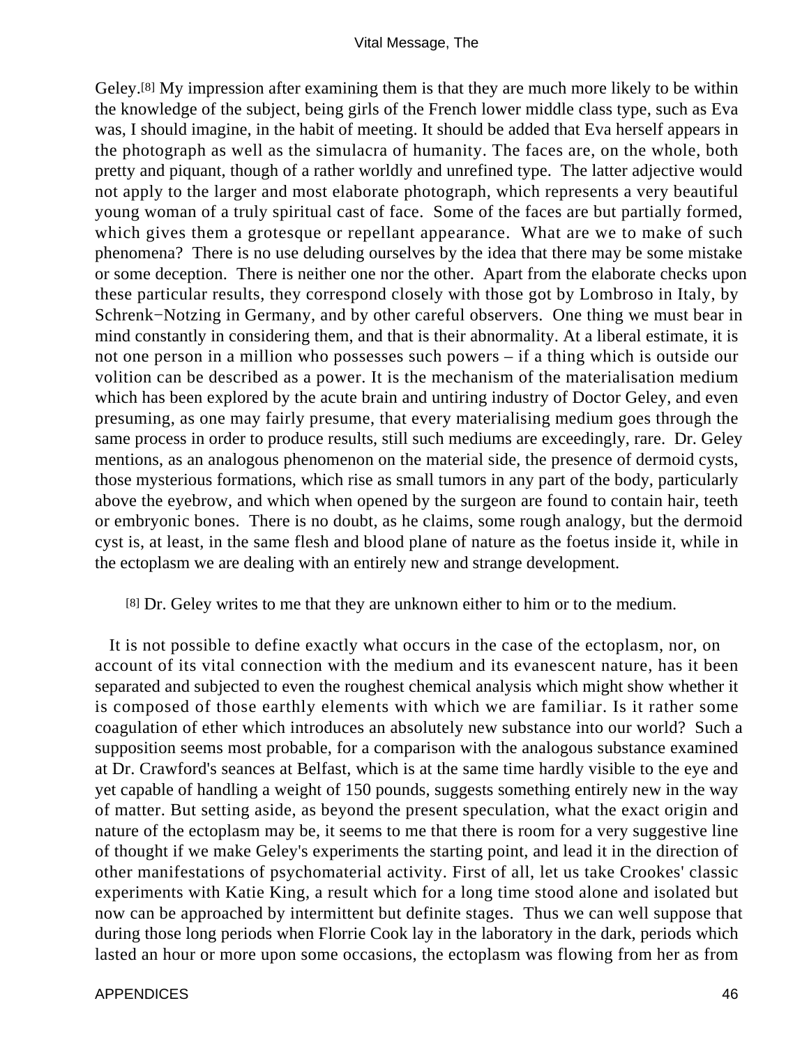Geley.[8] My impression after examining them is that they are much more likely to be within the knowledge of the subject, being girls of the French lower middle class type, such as Eva was, I should imagine, in the habit of meeting. It should be added that Eva herself appears in the photograph as well as the simulacra of humanity. The faces are, on the whole, both pretty and piquant, though of a rather worldly and unrefined type. The latter adjective would not apply to the larger and most elaborate photograph, which represents a very beautiful young woman of a truly spiritual cast of face. Some of the faces are but partially formed, which gives them a grotesque or repellant appearance. What are we to make of such phenomena? There is no use deluding ourselves by the idea that there may be some mistake or some deception. There is neither one nor the other. Apart from the elaborate checks upon these particular results, they correspond closely with those got by Lombroso in Italy, by Schrenk−Notzing in Germany, and by other careful observers. One thing we must bear in mind constantly in considering them, and that is their abnormality. At a liberal estimate, it is not one person in a million who possesses such powers – if a thing which is outside our volition can be described as a power. It is the mechanism of the materialisation medium which has been explored by the acute brain and untiring industry of Doctor Geley, and even presuming, as one may fairly presume, that every materialising medium goes through the same process in order to produce results, still such mediums are exceedingly, rare. Dr. Geley mentions, as an analogous phenomenon on the material side, the presence of dermoid cysts, those mysterious formations, which rise as small tumors in any part of the body, particularly above the eyebrow, and which when opened by the surgeon are found to contain hair, teeth or embryonic bones. There is no doubt, as he claims, some rough analogy, but the dermoid cyst is, at least, in the same flesh and blood plane of nature as the foetus inside it, while in the ectoplasm we are dealing with an entirely new and strange development.

[8] Dr. Geley writes to me that they are unknown either to him or to the medium.

It is not possible to define exactly what occurs in the case of the ectoplasm, nor, on account of its vital connection with the medium and its evanescent nature, has it been separated and subjected to even the roughest chemical analysis which might show whether it is composed of those earthly elements with which we are familiar. Is it rather some coagulation of ether which introduces an absolutely new substance into our world? Such a supposition seems most probable, for a comparison with the analogous substance examined at Dr. Crawford's seances at Belfast, which is at the same time hardly visible to the eye and yet capable of handling a weight of 150 pounds, suggests something entirely new in the way of matter. But setting aside, as beyond the present speculation, what the exact origin and nature of the ectoplasm may be, it seems to me that there is room for a very suggestive line of thought if we make Geley's experiments the starting point, and lead it in the direction of other manifestations of psychomaterial activity. First of all, let us take Crookes' classic experiments with Katie King, a result which for a long time stood alone and isolated but now can be approached by intermittent but definite stages. Thus we can well suppose that during those long periods when Florrie Cook lay in the laboratory in the dark, periods which lasted an hour or more upon some occasions, the ectoplasm was flowing from her as from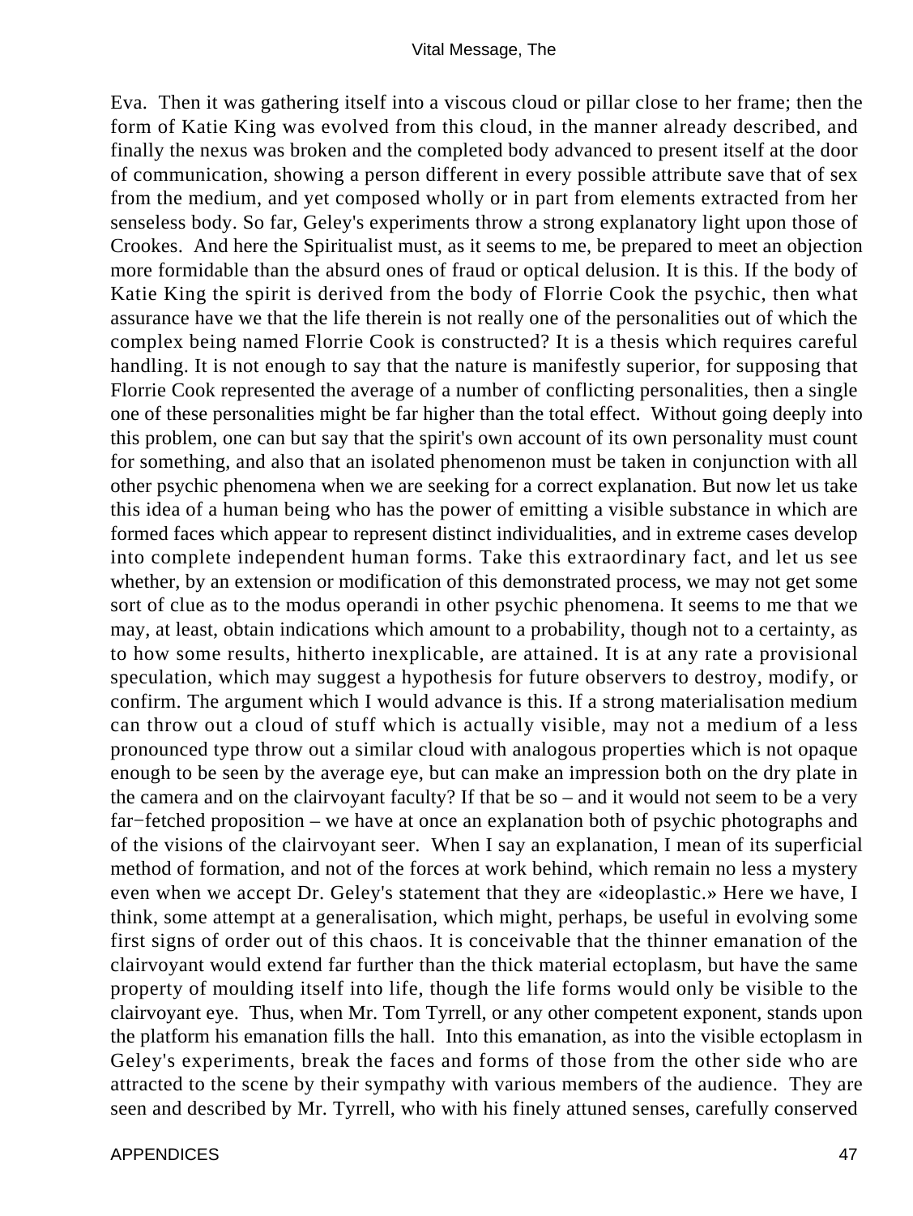Eva. Then it was gathering itself into a viscous cloud or pillar close to her frame; then the form of Katie King was evolved from this cloud, in the manner already described, and finally the nexus was broken and the completed body advanced to present itself at the door of communication, showing a person different in every possible attribute save that of sex from the medium, and yet composed wholly or in part from elements extracted from her senseless body. So far, Geley's experiments throw a strong explanatory light upon those of Crookes. And here the Spiritualist must, as it seems to me, be prepared to meet an objection more formidable than the absurd ones of fraud or optical delusion. It is this. If the body of Katie King the spirit is derived from the body of Florrie Cook the psychic, then what assurance have we that the life therein is not really one of the personalities out of which the complex being named Florrie Cook is constructed? It is a thesis which requires careful handling. It is not enough to say that the nature is manifestly superior, for supposing that Florrie Cook represented the average of a number of conflicting personalities, then a single one of these personalities might be far higher than the total effect. Without going deeply into this problem, one can but say that the spirit's own account of its own personality must count for something, and also that an isolated phenomenon must be taken in conjunction with all other psychic phenomena when we are seeking for a correct explanation. But now let us take this idea of a human being who has the power of emitting a visible substance in which are formed faces which appear to represent distinct individualities, and in extreme cases develop into complete independent human forms. Take this extraordinary fact, and let us see whether, by an extension or modification of this demonstrated process, we may not get some sort of clue as to the modus operandi in other psychic phenomena. It seems to me that we may, at least, obtain indications which amount to a probability, though not to a certainty, as to how some results, hitherto inexplicable, are attained. It is at any rate a provisional speculation, which may suggest a hypothesis for future observers to destroy, modify, or confirm. The argument which I would advance is this. If a strong materialisation medium can throw out a cloud of stuff which is actually visible, may not a medium of a less pronounced type throw out a similar cloud with analogous properties which is not opaque enough to be seen by the average eye, but can make an impression both on the dry plate in the camera and on the clairvoyant faculty? If that be so – and it would not seem to be a very far−fetched proposition – we have at once an explanation both of psychic photographs and of the visions of the clairvoyant seer. When I say an explanation, I mean of its superficial method of formation, and not of the forces at work behind, which remain no less a mystery even when we accept Dr. Geley's statement that they are «ideoplastic.» Here we have, I think, some attempt at a generalisation, which might, perhaps, be useful in evolving some first signs of order out of this chaos. It is conceivable that the thinner emanation of the clairvoyant would extend far further than the thick material ectoplasm, but have the same property of moulding itself into life, though the life forms would only be visible to the clairvoyant eye. Thus, when Mr. Tom Tyrrell, or any other competent exponent, stands upon the platform his emanation fills the hall. Into this emanation, as into the visible ectoplasm in Geley's experiments, break the faces and forms of those from the other side who are attracted to the scene by their sympathy with various members of the audience. They are seen and described by Mr. Tyrrell, who with his finely attuned senses, carefully conserved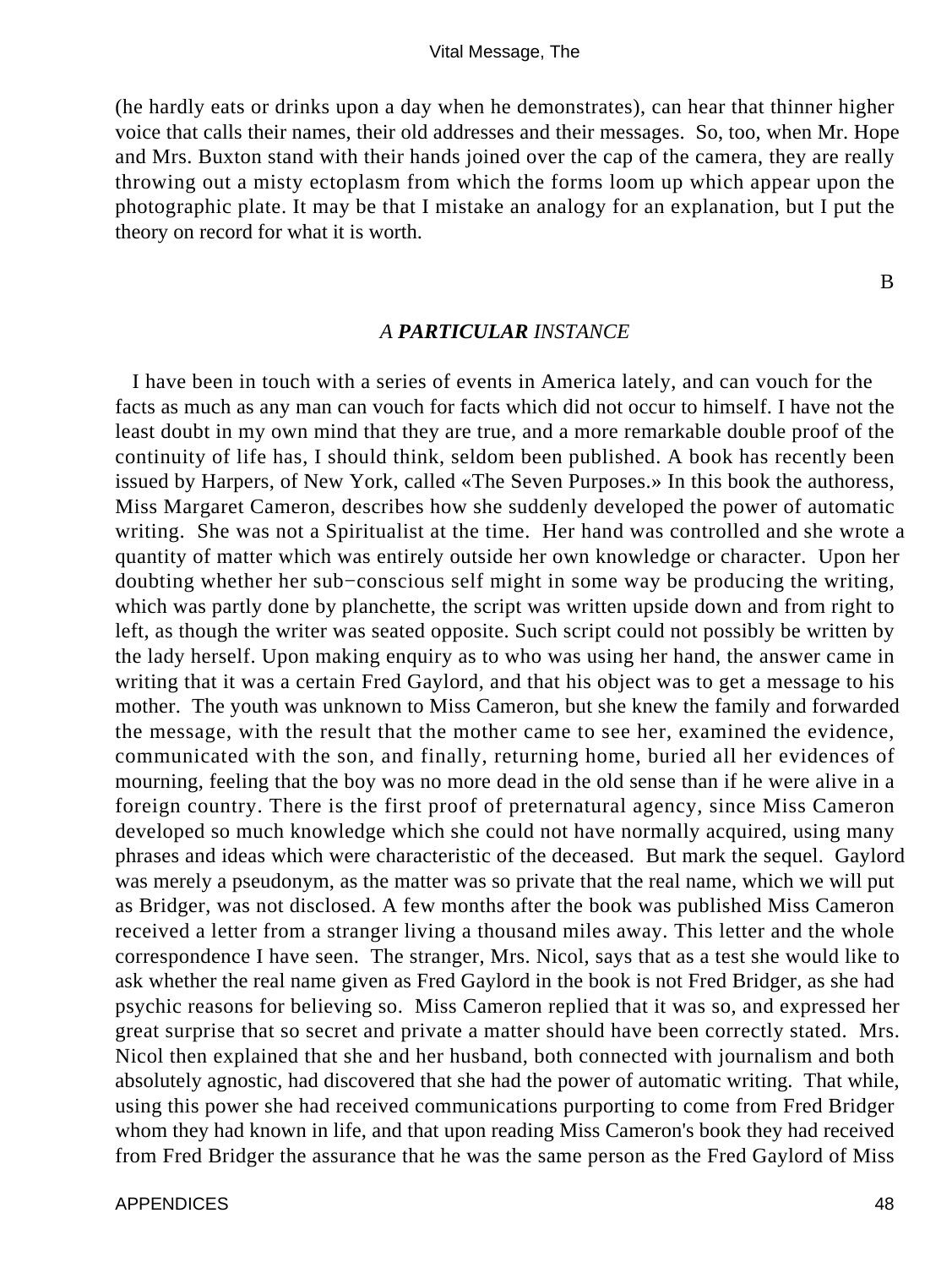(he hardly eats or drinks upon a day when he demonstrates), can hear that thinner higher voice that calls their names, their old addresses and their messages. So, too, when Mr. Hope and Mrs. Buxton stand with their hands joined over the cap of the camera, they are really throwing out a misty ectoplasm from which the forms loom up which appear upon the photographic plate. It may be that I mistake an analogy for an explanation, but I put the theory on record for what it is worth.

B

### *A **PARTICULAR** INSTANCE*

I have been in touch with a series of events in America lately, and can vouch for the facts as much as any man can vouch for facts which did not occur to himself. I have not the least doubt in my own mind that they are true, and a more remarkable double proof of the continuity of life has, I should think, seldom been published. A book has recently been issued by Harpers, of New York, called «The Seven Purposes.» In this book the authoress, Miss Margaret Cameron, describes how she suddenly developed the power of automatic writing. She was not a Spiritualist at the time. Her hand was controlled and she wrote a quantity of matter which was entirely outside her own knowledge or character. Upon her doubting whether her sub−conscious self might in some way be producing the writing, which was partly done by planchette, the script was written upside down and from right to left, as though the writer was seated opposite. Such script could not possibly be written by the lady herself. Upon making enquiry as to who was using her hand, the answer came in writing that it was a certain Fred Gaylord, and that his object was to get a message to his mother. The youth was unknown to Miss Cameron, but she knew the family and forwarded the message, with the result that the mother came to see her, examined the evidence, communicated with the son, and finally, returning home, buried all her evidences of mourning, feeling that the boy was no more dead in the old sense than if he were alive in a foreign country. There is the first proof of preternatural agency, since Miss Cameron developed so much knowledge which she could not have normally acquired, using many phrases and ideas which were characteristic of the deceased. But mark the sequel. Gaylord was merely a pseudonym, as the matter was so private that the real name, which we will put as Bridger, was not disclosed. A few months after the book was published Miss Cameron received a letter from a stranger living a thousand miles away. This letter and the whole correspondence I have seen. The stranger, Mrs. Nicol, says that as a test she would like to ask whether the real name given as Fred Gaylord in the book is not Fred Bridger, as she had psychic reasons for believing so. Miss Cameron replied that it was so, and expressed her great surprise that so secret and private a matter should have been correctly stated. Mrs. Nicol then explained that she and her husband, both connected with journalism and both absolutely agnostic, had discovered that she had the power of automatic writing. That while, using this power she had received communications purporting to come from Fred Bridger whom they had known in life, and that upon reading Miss Cameron's book they had received from Fred Bridger the assurance that he was the same person as the Fred Gaylord of Miss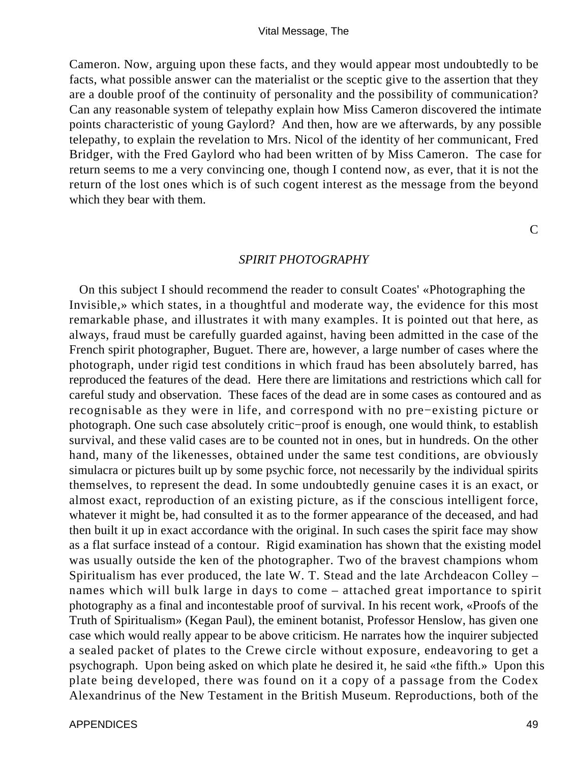Cameron. Now, arguing upon these facts, and they would appear most undoubtedly to be facts, what possible answer can the materialist or the sceptic give to the assertion that they are a double proof of the continuity of personality and the possibility of communication? Can any reasonable system of telepathy explain how Miss Cameron discovered the intimate points characteristic of young Gaylord? And then, how are we afterwards, by any possible telepathy, to explain the revelation to Mrs. Nicol of the identity of her communicant, Fred Bridger, with the Fred Gaylord who had been written of by Miss Cameron. The case for return seems to me a very convincing one, though I contend now, as ever, that it is not the return of the lost ones which is of such cogent interest as the message from the beyond which they bear with them.

C

## *SPIRIT PHOTOGRAPHY*

On this subject I should recommend the reader to consult Coates' «Photographing the Invisible,» which states, in a thoughtful and moderate way, the evidence for this most remarkable phase, and illustrates it with many examples. It is pointed out that here, as always, fraud must be carefully guarded against, having been admitted in the case of the French spirit photographer, Buguet. There are, however, a large number of cases where the photograph, under rigid test conditions in which fraud has been absolutely barred, has reproduced the features of the dead. Here there are limitations and restrictions which call for careful study and observation. These faces of the dead are in some cases as contoured and as recognisable as they were in life, and correspond with no pre−existing picture or photograph. One such case absolutely critic−proof is enough, one would think, to establish survival, and these valid cases are to be counted not in ones, but in hundreds. On the other hand, many of the likenesses, obtained under the same test conditions, are obviously simulacra or pictures built up by some psychic force, not necessarily by the individual spirits themselves, to represent the dead. In some undoubtedly genuine cases it is an exact, or almost exact, reproduction of an existing picture, as if the conscious intelligent force, whatever it might be, had consulted it as to the former appearance of the deceased, and had then built it up in exact accordance with the original. In such cases the spirit face may show as a flat surface instead of a contour. Rigid examination has shown that the existing model was usually outside the ken of the photographer. Two of the bravest champions whom Spiritualism has ever produced, the late W. T. Stead and the late Archdeacon Colley – names which will bulk large in days to come – attached great importance to spirit photography as a final and incontestable proof of survival. In his recent work, «Proofs of the Truth of Spiritualism» (Kegan Paul), the eminent botanist, Professor Henslow, has given one case which would really appear to be above criticism. He narrates how the inquirer subjected a sealed packet of plates to the Crewe circle without exposure, endeavoring to get a psychograph. Upon being asked on which plate he desired it, he said «the fifth.» Upon this plate being developed, there was found on it a copy of a passage from the Codex Alexandrinus of the New Testament in the British Museum. Reproductions, both of the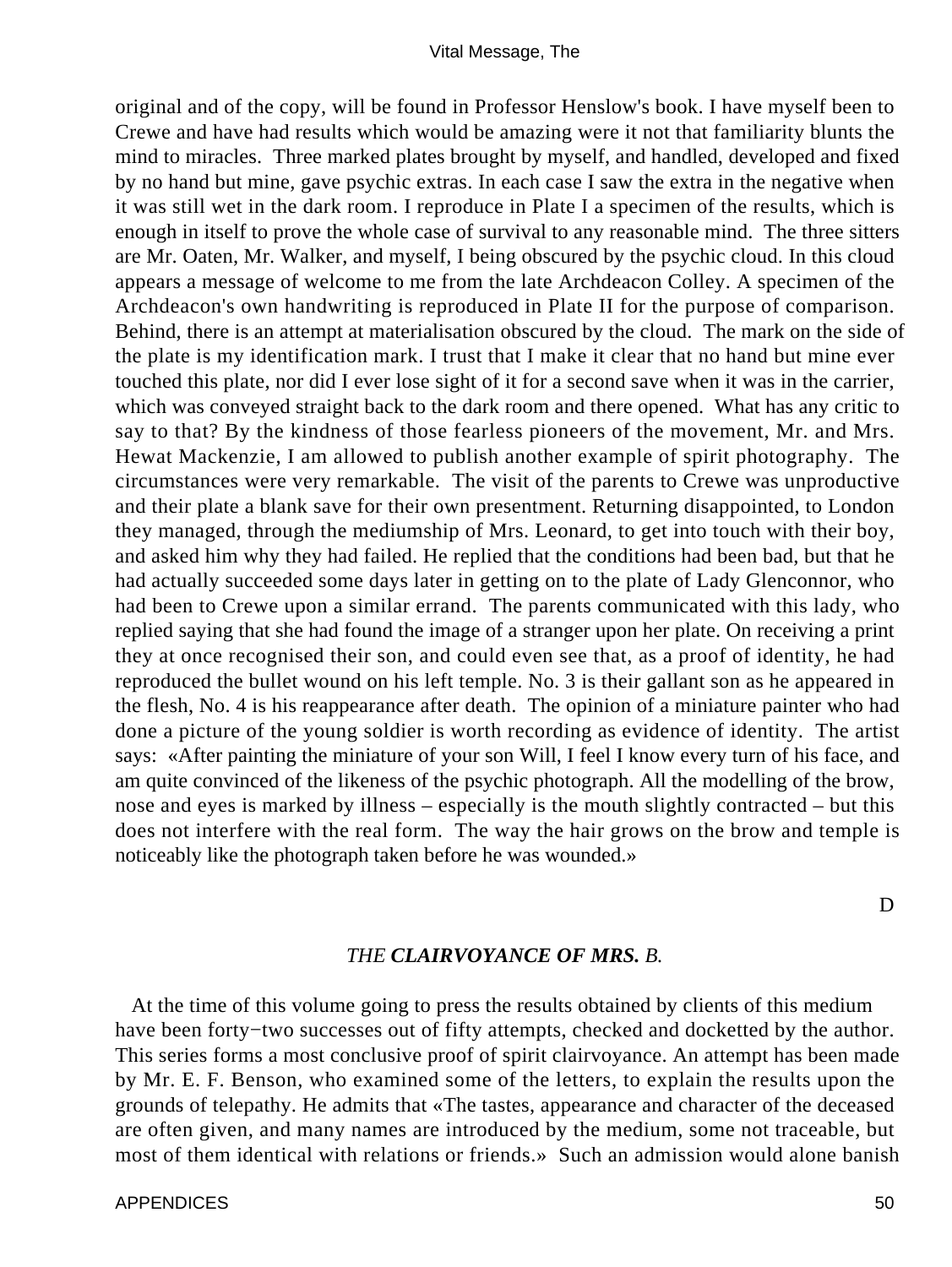original and of the copy, will be found in Professor Henslow's book. I have myself been to Crewe and have had results which would be amazing were it not that familiarity blunts the mind to miracles. Three marked plates brought by myself, and handled, developed and fixed by no hand but mine, gave psychic extras. In each case I saw the extra in the negative when it was still wet in the dark room. I reproduce in Plate I a specimen of the results, which is enough in itself to prove the whole case of survival to any reasonable mind. The three sitters are Mr. Oaten, Mr. Walker, and myself, I being obscured by the psychic cloud. In this cloud appears a message of welcome to me from the late Archdeacon Colley. A specimen of the Archdeacon's own handwriting is reproduced in Plate II for the purpose of comparison. Behind, there is an attempt at materialisation obscured by the cloud. The mark on the side of the plate is my identification mark. I trust that I make it clear that no hand but mine ever touched this plate, nor did I ever lose sight of it for a second save when it was in the carrier, which was conveyed straight back to the dark room and there opened. What has any critic to say to that? By the kindness of those fearless pioneers of the movement, Mr. and Mrs. Hewat Mackenzie, I am allowed to publish another example of spirit photography. The circumstances were very remarkable. The visit of the parents to Crewe was unproductive and their plate a blank save for their own presentment. Returning disappointed, to London they managed, through the mediumship of Mrs. Leonard, to get into touch with their boy, and asked him why they had failed. He replied that the conditions had been bad, but that he had actually succeeded some days later in getting on to the plate of Lady Glenconnor, who had been to Crewe upon a similar errand. The parents communicated with this lady, who replied saying that she had found the image of a stranger upon her plate. On receiving a print they at once recognised their son, and could even see that, as a proof of identity, he had reproduced the bullet wound on his left temple. No. 3 is their gallant son as he appeared in the flesh, No. 4 is his reappearance after death. The opinion of a miniature painter who had done a picture of the young soldier is worth recording as evidence of identity. The artist says: «After painting the miniature of your son Will, I feel I know every turn of his face, and am quite convinced of the likeness of the psychic photograph. All the modelling of the brow, nose and eyes is marked by illness – especially is the mouth slightly contracted – but this does not interfere with the real form. The way the hair grows on the brow and temple is noticeably like the photograph taken before he was wounded.»

D

## *THE* ***CLAIRVOYANCE OF MRS.*** *B.*

At the time of this volume going to press the results obtained by clients of this medium have been forty−two successes out of fifty attempts, checked and docketted by the author. This series forms a most conclusive proof of spirit clairvoyance. An attempt has been made by Mr. E. F. Benson, who examined some of the letters, to explain the results upon the grounds of telepathy. He admits that «The tastes, appearance and character of the deceased are often given, and many names are introduced by the medium, some not traceable, but most of them identical with relations or friends.» Such an admission would alone banish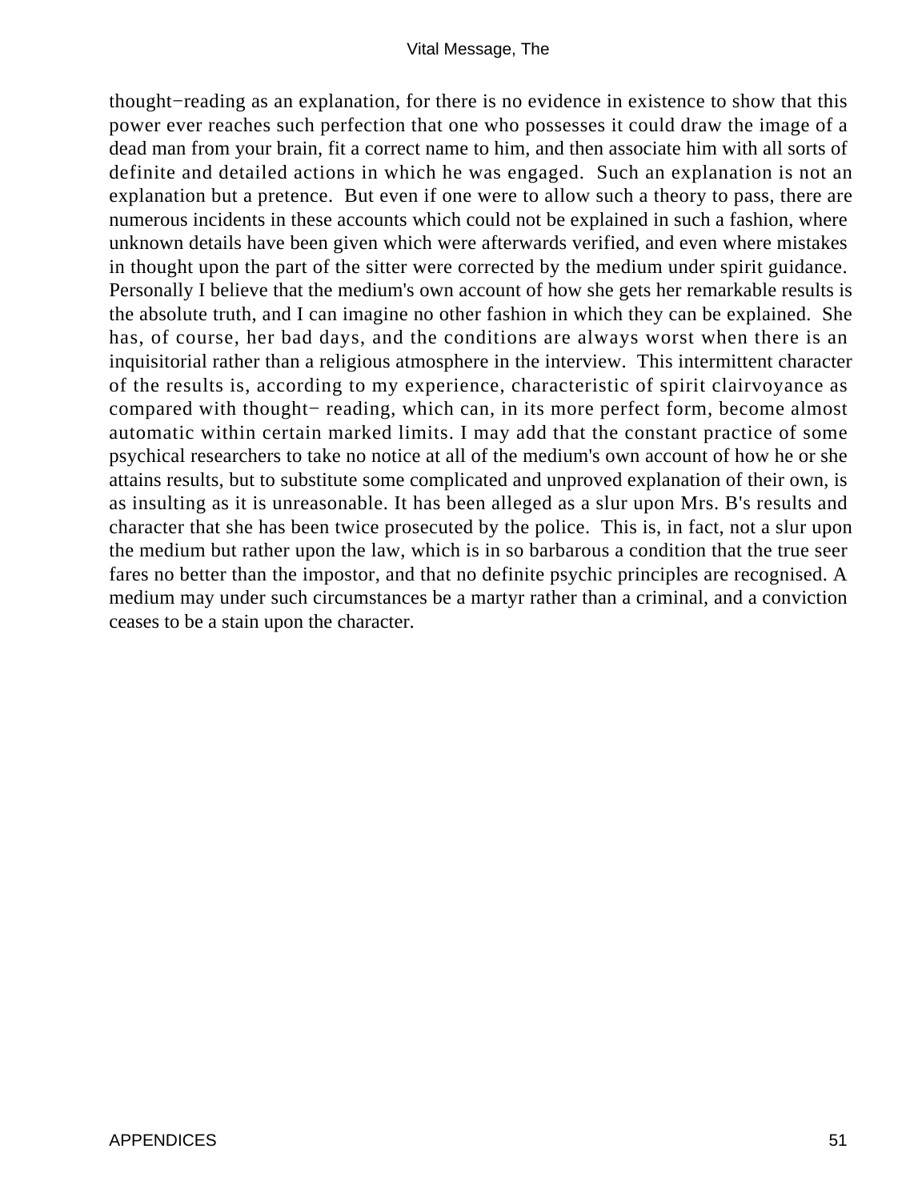thought−reading as an explanation, for there is no evidence in existence to show that this power ever reaches such perfection that one who possesses it could draw the image of a dead man from your brain, fit a correct name to him, and then associate him with all sorts of definite and detailed actions in which he was engaged. Such an explanation is not an explanation but a pretence. But even if one were to allow such a theory to pass, there are numerous incidents in these accounts which could not be explained in such a fashion, where unknown details have been given which were afterwards verified, and even where mistakes in thought upon the part of the sitter were corrected by the medium under spirit guidance. Personally I believe that the medium's own account of how she gets her remarkable results is the absolute truth, and I can imagine no other fashion in which they can be explained. She has, of course, her bad days, and the conditions are always worst when there is an inquisitorial rather than a religious atmosphere in the interview. This intermittent character of the results is, according to my experience, characteristic of spirit clairvoyance as compared with thought− reading, which can, in its more perfect form, become almost automatic within certain marked limits. I may add that the constant practice of some psychical researchers to take no notice at all of the medium's own account of how he or she attains results, but to substitute some complicated and unproved explanation of their own, is as insulting as it is unreasonable. It has been alleged as a slur upon Mrs. B's results and character that she has been twice prosecuted by the police. This is, in fact, not a slur upon the medium but rather upon the law, which is in so barbarous a condition that the true seer fares no better than the impostor, and that no definite psychic principles are recognised. A medium may under such circumstances be a martyr rather than a criminal, and a conviction ceases to be a stain upon the character.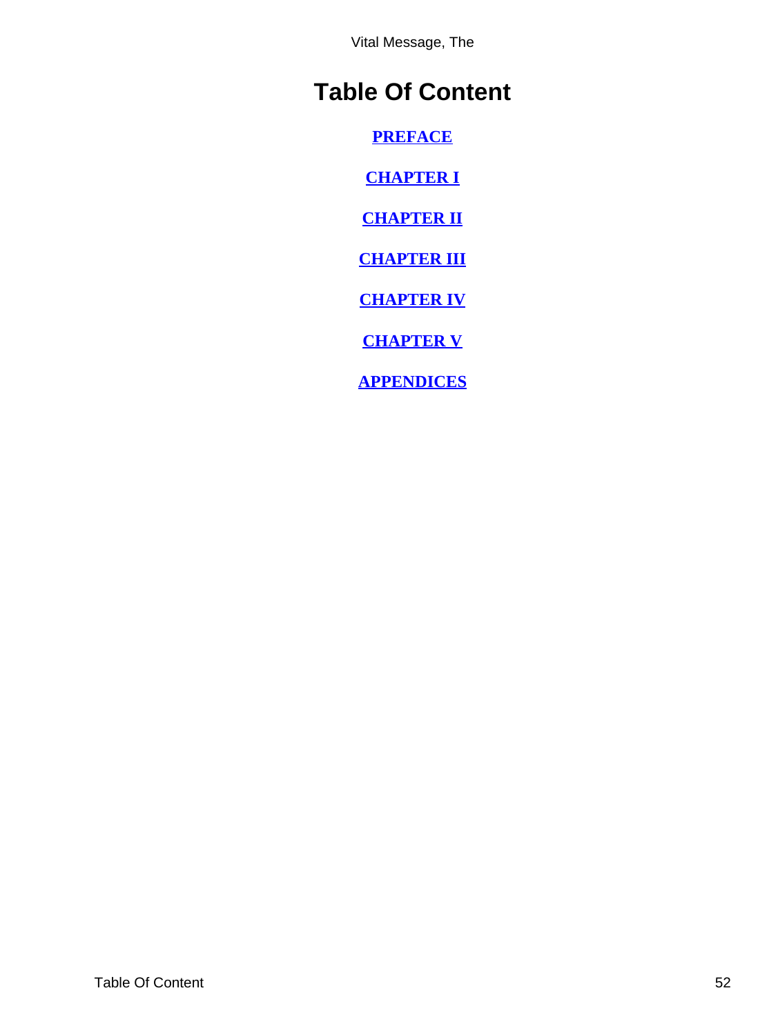# Table Of Content

**PREFACE**

**CHAPTER I**

**CHAPTER II**

**CHAPTER III**

**CHAPTER IV**

**CHAPTER V**

**APPENDICES**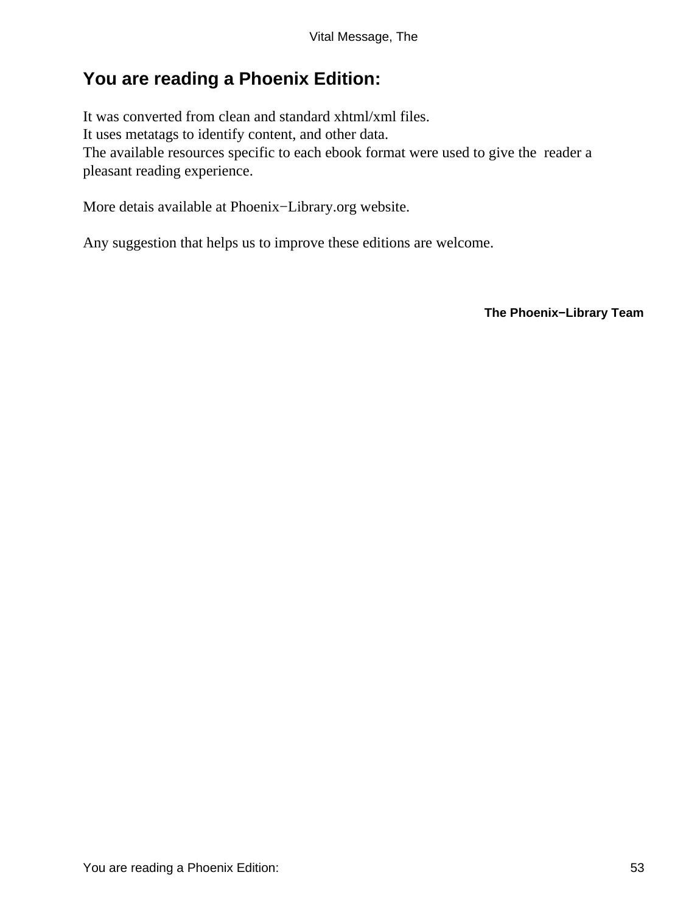# You are reading a Phoenix Edition:

It was converted from clean and standard xhtml/xml files.
It uses metatags to identify content, and other data.
The available resources specific to each ebook format were used to give the reader a pleasant reading experience.

More detais available at Phoenix−Library.org website.

Any suggestion that helps us to improve these editions are welcome.

**The Phoenix−Library Team**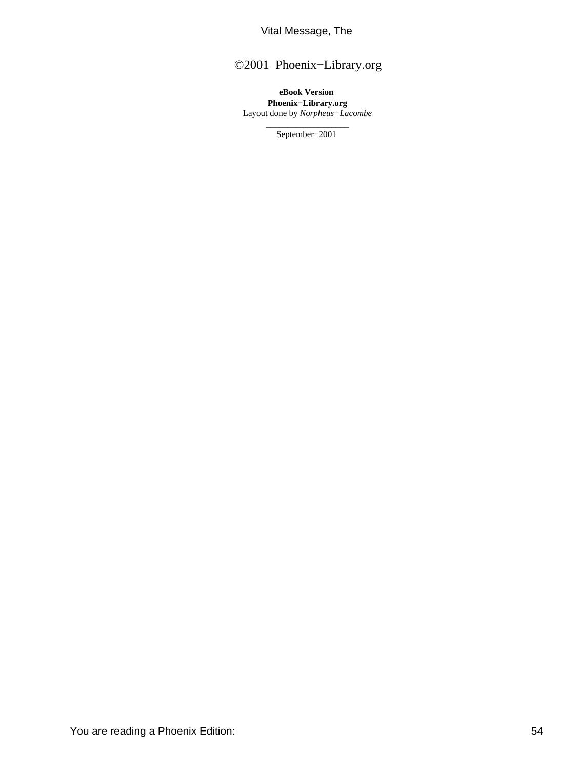©2001 Phoenix−Library.org

**eBook Version**
**Phoenix−Library.org**
Layout done by *Norpheus−Lacombe*

___________________

September−2001